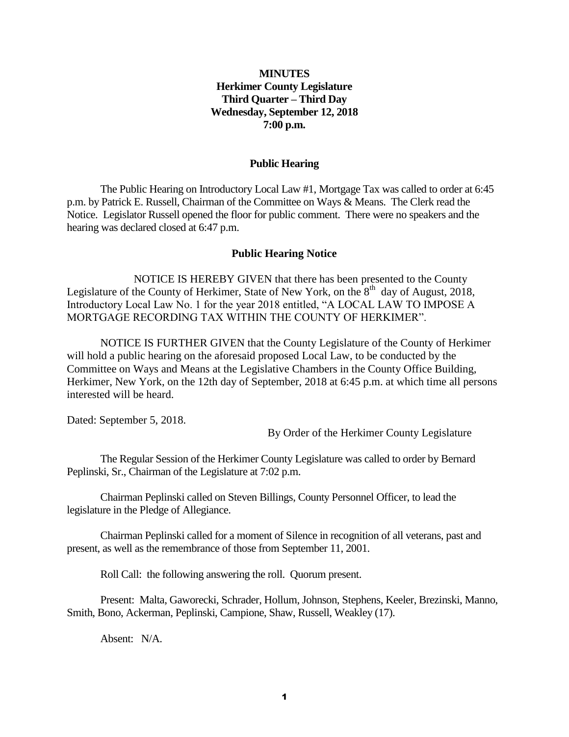**MINUTES**
**Herkimer County Legislature**
**Third Quarter – Third Day**
**Wednesday, September 12, 2018**
**7:00 p.m.**

## Public Hearing

The Public Hearing on Introductory Local Law #1, Mortgage Tax was called to order at 6:45 p.m. by Patrick E. Russell, Chairman of the Committee on Ways & Means. The Clerk read the Notice. Legislator Russell opened the floor for public comment. There were no speakers and the hearing was declared closed at 6:47 p.m.

## Public Hearing Notice

NOTICE IS HEREBY GIVEN that there has been presented to the County Legislature of the County of Herkimer, State of New York, on the 8th day of August, 2018, Introductory Local Law No. 1 for the year 2018 entitled, "A LOCAL LAW TO IMPOSE A MORTGAGE RECORDING TAX WITHIN THE COUNTY OF HERKIMER".

NOTICE IS FURTHER GIVEN that the County Legislature of the County of Herkimer will hold a public hearing on the aforesaid proposed Local Law, to be conducted by the Committee on Ways and Means at the Legislative Chambers in the County Office Building, Herkimer, New York, on the 12th day of September, 2018 at 6:45 p.m. at which time all persons interested will be heard.

Dated: September 5, 2018.

By Order of the Herkimer County Legislature

The Regular Session of the Herkimer County Legislature was called to order by Bernard Peplinski, Sr., Chairman of the Legislature at 7:02 p.m.

Chairman Peplinski called on Steven Billings, County Personnel Officer, to lead the legislature in the Pledge of Allegiance.

Chairman Peplinski called for a moment of Silence in recognition of all veterans, past and present, as well as the remembrance of those from September 11, 2001.

Roll Call: the following answering the roll. Quorum present.

Present: Malta, Gaworecki, Schrader, Hollum, Johnson, Stephens, Keeler, Brezinski, Manno, Smith, Bono, Ackerman, Peplinski, Campione, Shaw, Russell, Weakley (17).

Absent: N/A.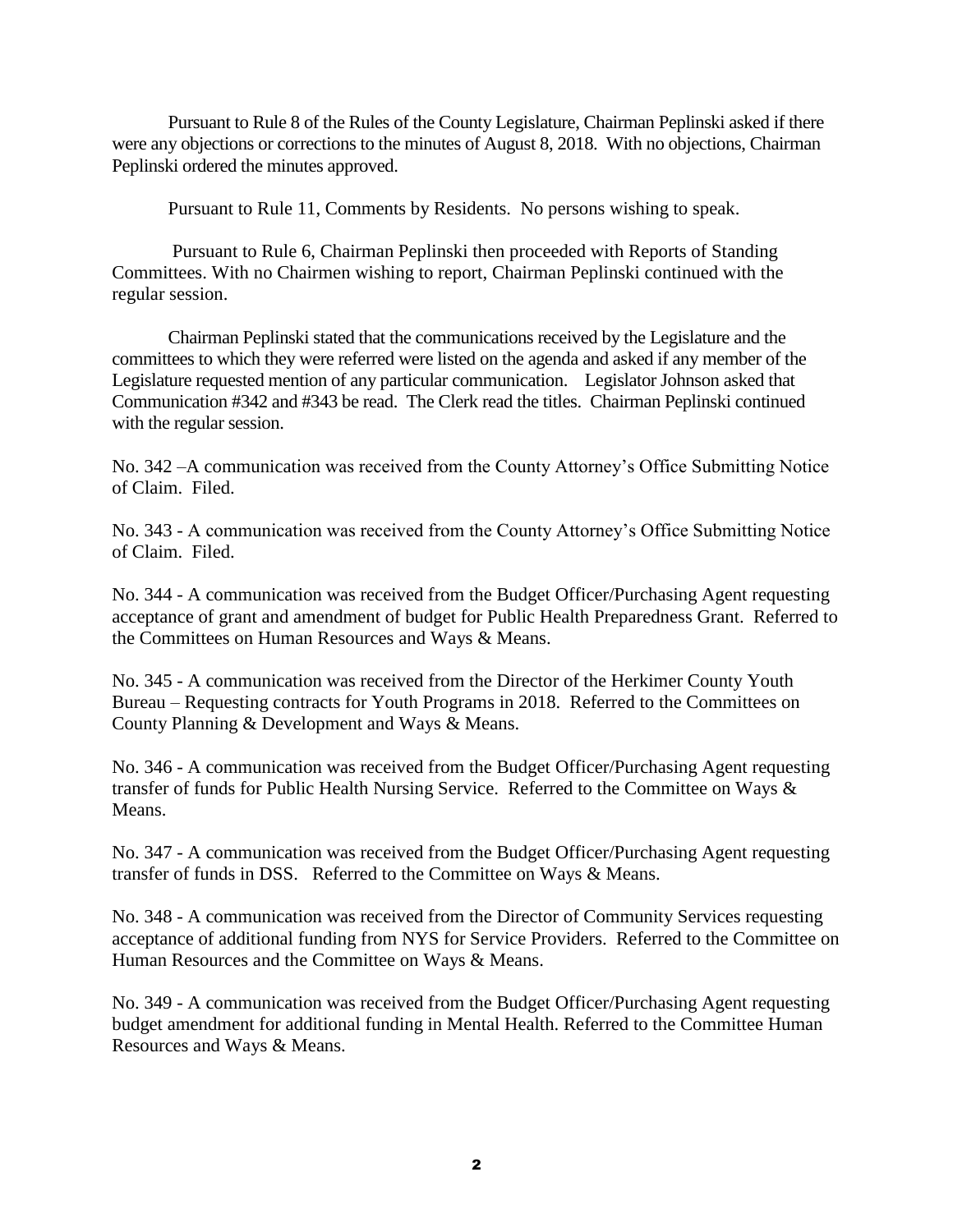Pursuant to Rule 8 of the Rules of the County Legislature, Chairman Peplinski asked if there were any objections or corrections to the minutes of August 8, 2018. With no objections, Chairman Peplinski ordered the minutes approved.

Pursuant to Rule 11, Comments by Residents. No persons wishing to speak.

Pursuant to Rule 6, Chairman Peplinski then proceeded with Reports of Standing Committees. With no Chairmen wishing to report, Chairman Peplinski continued with the regular session.

Chairman Peplinski stated that the communications received by the Legislature and the committees to which they were referred were listed on the agenda and asked if any member of the Legislature requested mention of any particular communication. Legislator Johnson asked that Communication #342 and #343 be read. The Clerk read the titles. Chairman Peplinski continued with the regular session.

No. 342 –A communication was received from the County Attorney's Office Submitting Notice of Claim. Filed.

No. 343 - A communication was received from the County Attorney's Office Submitting Notice of Claim. Filed.

No. 344 - A communication was received from the Budget Officer/Purchasing Agent requesting acceptance of grant and amendment of budget for Public Health Preparedness Grant. Referred to the Committees on Human Resources and Ways & Means.

No. 345 - A communication was received from the Director of the Herkimer County Youth Bureau – Requesting contracts for Youth Programs in 2018. Referred to the Committees on County Planning & Development and Ways & Means.

No. 346 - A communication was received from the Budget Officer/Purchasing Agent requesting transfer of funds for Public Health Nursing Service. Referred to the Committee on Ways & Means.

No. 347 - A communication was received from the Budget Officer/Purchasing Agent requesting transfer of funds in DSS. Referred to the Committee on Ways & Means.

No. 348 - A communication was received from the Director of Community Services requesting acceptance of additional funding from NYS for Service Providers. Referred to the Committee on Human Resources and the Committee on Ways & Means.

No. 349 - A communication was received from the Budget Officer/Purchasing Agent requesting budget amendment for additional funding in Mental Health. Referred to the Committee Human Resources and Ways & Means.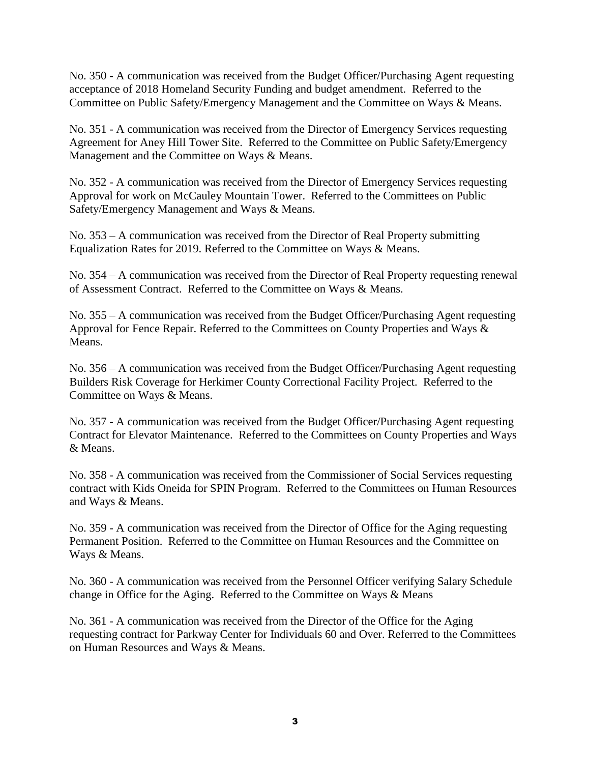No. 350 - A communication was received from the Budget Officer/Purchasing Agent requesting acceptance of 2018 Homeland Security Funding and budget amendment. Referred to the Committee on Public Safety/Emergency Management and the Committee on Ways & Means.

No. 351 - A communication was received from the Director of Emergency Services requesting Agreement for Aney Hill Tower Site. Referred to the Committee on Public Safety/Emergency Management and the Committee on Ways & Means.

No. 352 - A communication was received from the Director of Emergency Services requesting Approval for work on McCauley Mountain Tower. Referred to the Committees on Public Safety/Emergency Management and Ways & Means.

No. 353 – A communication was received from the Director of Real Property submitting Equalization Rates for 2019. Referred to the Committee on Ways & Means.

No. 354 – A communication was received from the Director of Real Property requesting renewal of Assessment Contract. Referred to the Committee on Ways & Means.

No. 355 – A communication was received from the Budget Officer/Purchasing Agent requesting Approval for Fence Repair. Referred to the Committees on County Properties and Ways & Means.

No. 356 – A communication was received from the Budget Officer/Purchasing Agent requesting Builders Risk Coverage for Herkimer County Correctional Facility Project. Referred to the Committee on Ways & Means.

No. 357 - A communication was received from the Budget Officer/Purchasing Agent requesting Contract for Elevator Maintenance. Referred to the Committees on County Properties and Ways & Means.

No. 358 - A communication was received from the Commissioner of Social Services requesting contract with Kids Oneida for SPIN Program. Referred to the Committees on Human Resources and Ways & Means.

No. 359 - A communication was received from the Director of Office for the Aging requesting Permanent Position. Referred to the Committee on Human Resources and the Committee on Ways & Means.

No. 360 - A communication was received from the Personnel Officer verifying Salary Schedule change in Office for the Aging. Referred to the Committee on Ways & Means

No. 361 - A communication was received from the Director of the Office for the Aging requesting contract for Parkway Center for Individuals 60 and Over. Referred to the Committees on Human Resources and Ways & Means.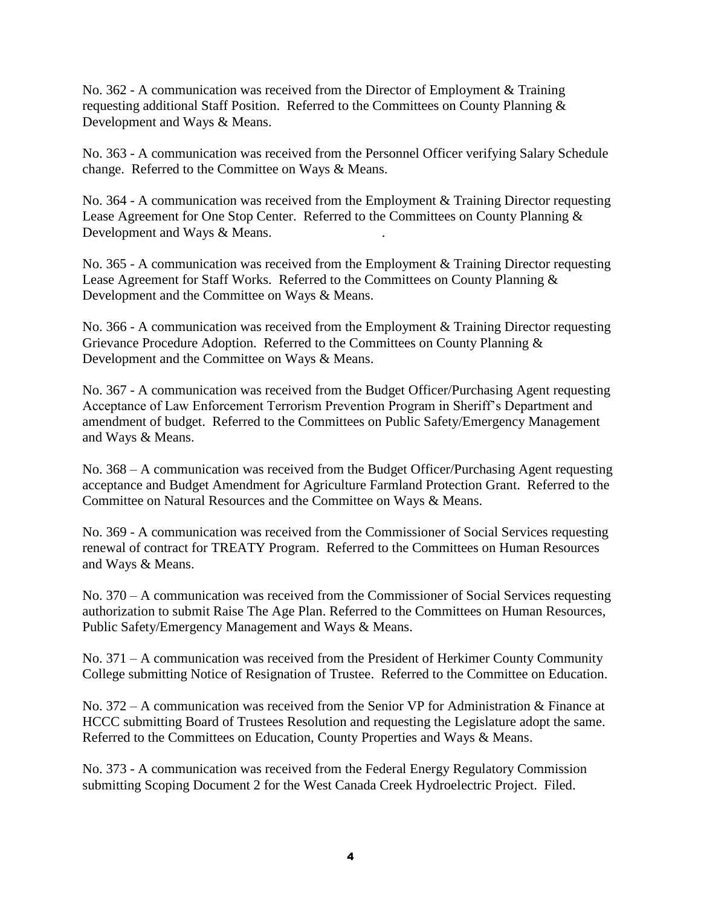No. 362 - A communication was received from the Director of Employment & Training requesting additional Staff Position. Referred to the Committees on County Planning & Development and Ways & Means.

No. 363 - A communication was received from the Personnel Officer verifying Salary Schedule change. Referred to the Committee on Ways & Means.

No. 364 - A communication was received from the Employment & Training Director requesting Lease Agreement for One Stop Center. Referred to the Committees on County Planning & Development and Ways & Means.

No. 365 - A communication was received from the Employment & Training Director requesting Lease Agreement for Staff Works. Referred to the Committees on County Planning & Development and the Committee on Ways & Means.

No. 366 - A communication was received from the Employment & Training Director requesting Grievance Procedure Adoption. Referred to the Committees on County Planning & Development and the Committee on Ways & Means.

No. 367 - A communication was received from the Budget Officer/Purchasing Agent requesting Acceptance of Law Enforcement Terrorism Prevention Program in Sheriff's Department and amendment of budget. Referred to the Committees on Public Safety/Emergency Management and Ways & Means.

No. 368 – A communication was received from the Budget Officer/Purchasing Agent requesting acceptance and Budget Amendment for Agriculture Farmland Protection Grant. Referred to the Committee on Natural Resources and the Committee on Ways & Means.

No. 369 - A communication was received from the Commissioner of Social Services requesting renewal of contract for TREATY Program. Referred to the Committees on Human Resources and Ways & Means.

No. 370 – A communication was received from the Commissioner of Social Services requesting authorization to submit Raise The Age Plan. Referred to the Committees on Human Resources, Public Safety/Emergency Management and Ways & Means.

No. 371 – A communication was received from the President of Herkimer County Community College submitting Notice of Resignation of Trustee. Referred to the Committee on Education.

No. 372 – A communication was received from the Senior VP for Administration & Finance at HCCC submitting Board of Trustees Resolution and requesting the Legislature adopt the same. Referred to the Committees on Education, County Properties and Ways & Means.

No. 373 - A communication was received from the Federal Energy Regulatory Commission submitting Scoping Document 2 for the West Canada Creek Hydroelectric Project. Filed.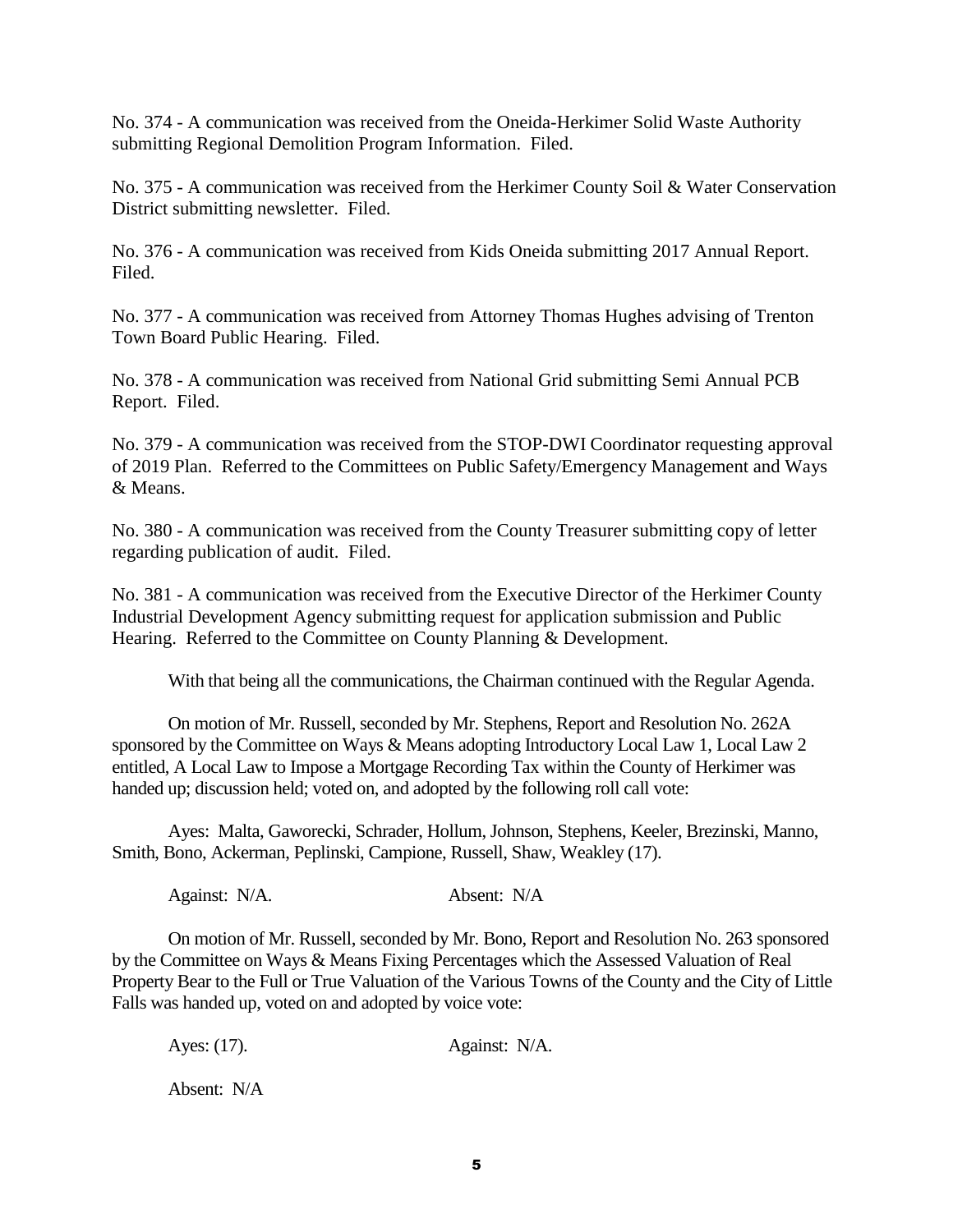No. 374 - A communication was received from the Oneida-Herkimer Solid Waste Authority submitting Regional Demolition Program Information. Filed.

No. 375 - A communication was received from the Herkimer County Soil & Water Conservation District submitting newsletter. Filed.

No. 376 - A communication was received from Kids Oneida submitting 2017 Annual Report. Filed.

No. 377 - A communication was received from Attorney Thomas Hughes advising of Trenton Town Board Public Hearing. Filed.

No. 378 - A communication was received from National Grid submitting Semi Annual PCB Report. Filed.

No. 379 - A communication was received from the STOP-DWI Coordinator requesting approval of 2019 Plan. Referred to the Committees on Public Safety/Emergency Management and Ways & Means.

No. 380 - A communication was received from the County Treasurer submitting copy of letter regarding publication of audit. Filed.

No. 381 - A communication was received from the Executive Director of the Herkimer County Industrial Development Agency submitting request for application submission and Public Hearing. Referred to the Committee on County Planning & Development.

With that being all the communications, the Chairman continued with the Regular Agenda.

On motion of Mr. Russell, seconded by Mr. Stephens, Report and Resolution No. 262A sponsored by the Committee on Ways & Means adopting Introductory Local Law 1, Local Law 2 entitled, A Local Law to Impose a Mortgage Recording Tax within the County of Herkimer was handed up; discussion held; voted on, and adopted by the following roll call vote:

Ayes: Malta, Gaworecki, Schrader, Hollum, Johnson, Stephens, Keeler, Brezinski, Manno, Smith, Bono, Ackerman, Peplinski, Campione, Russell, Shaw, Weakley (17).

Against: N/A. Absent: N/A

On motion of Mr. Russell, seconded by Mr. Bono, Report and Resolution No. 263 sponsored by the Committee on Ways & Means Fixing Percentages which the Assessed Valuation of Real Property Bear to the Full or True Valuation of the Various Towns of the County and the City of Little Falls was handed up, voted on and adopted by voice vote:

Ayes: (17). Against: N/A.

Absent: N/A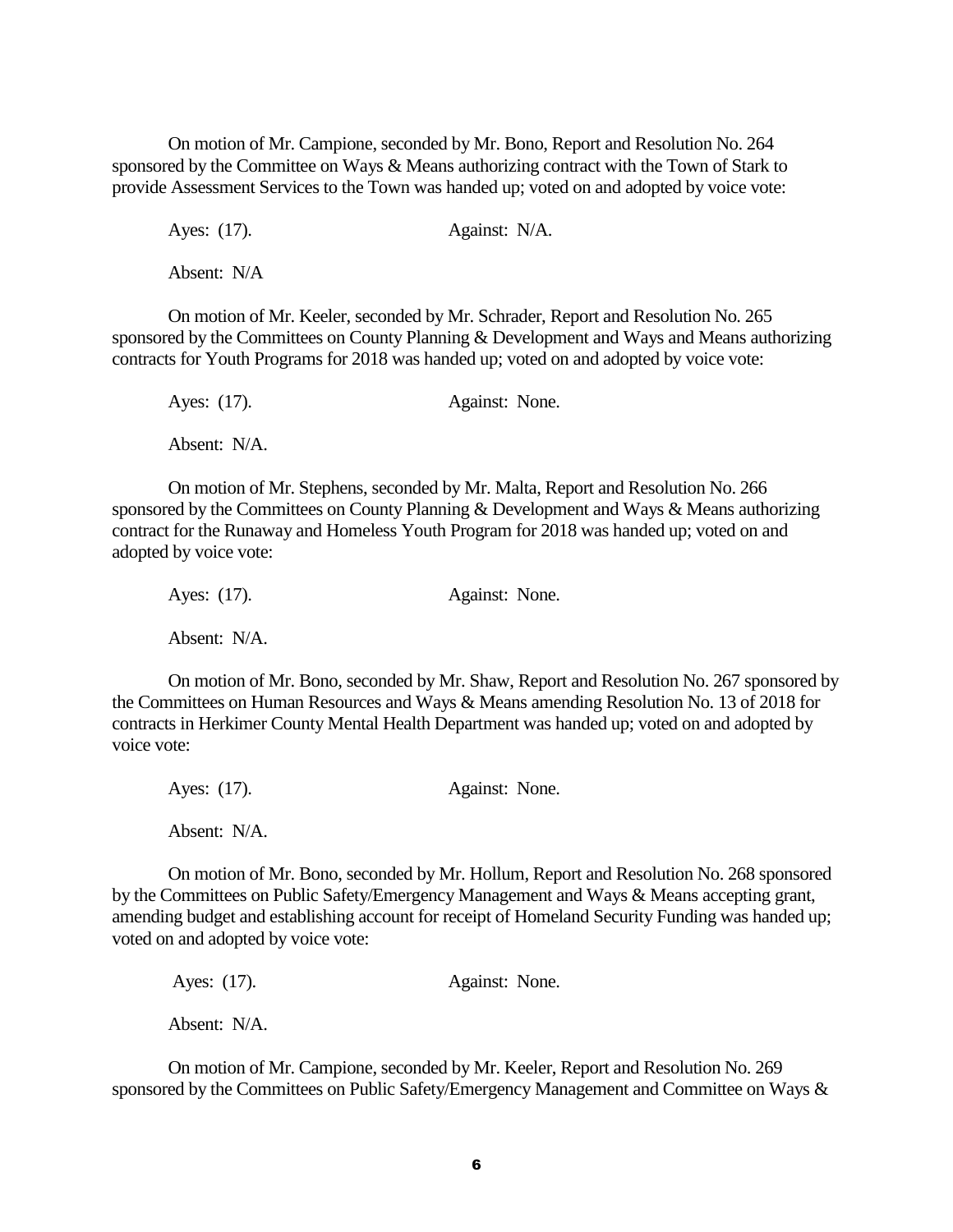On motion of Mr. Campione, seconded by Mr. Bono, Report and Resolution No. 264 sponsored by the Committee on Ways & Means authorizing contract with the Town of Stark to provide Assessment Services to the Town was handed up; voted on and adopted by voice vote:

Ayes: (17). Against: N/A.

Absent: N/A

On motion of Mr. Keeler, seconded by Mr. Schrader, Report and Resolution No. 265 sponsored by the Committees on County Planning & Development and Ways and Means authorizing contracts for Youth Programs for 2018 was handed up; voted on and adopted by voice vote:

Ayes: (17). Against: None.

Absent: N/A.

On motion of Mr. Stephens, seconded by Mr. Malta, Report and Resolution No. 266 sponsored by the Committees on County Planning & Development and Ways & Means authorizing contract for the Runaway and Homeless Youth Program for 2018 was handed up; voted on and adopted by voice vote:

Ayes: (17). Against: None.

Absent: N/A.

On motion of Mr. Bono, seconded by Mr. Shaw, Report and Resolution No. 267 sponsored by the Committees on Human Resources and Ways & Means amending Resolution No. 13 of 2018 for contracts in Herkimer County Mental Health Department was handed up; voted on and adopted by voice vote:

Ayes: (17). Against: None.

Absent: N/A.

On motion of Mr. Bono, seconded by Mr. Hollum, Report and Resolution No. 268 sponsored by the Committees on Public Safety/Emergency Management and Ways & Means accepting grant, amending budget and establishing account for receipt of Homeland Security Funding was handed up; voted on and adopted by voice vote:

Ayes: (17). Against: None.

Absent: N/A.

On motion of Mr. Campione, seconded by Mr. Keeler, Report and Resolution No. 269 sponsored by the Committees on Public Safety/Emergency Management and Committee on Ways &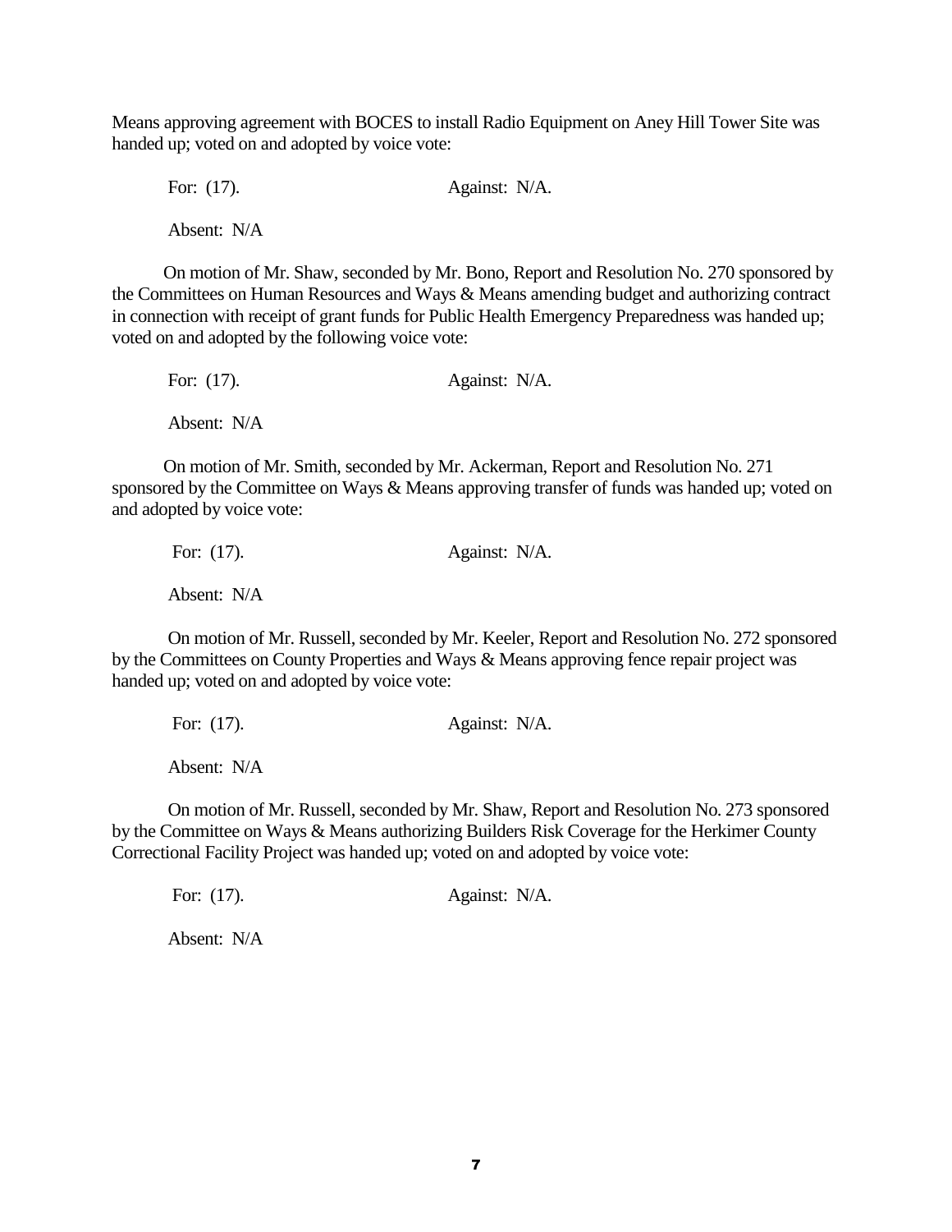Means approving agreement with BOCES to install Radio Equipment on Aney Hill Tower Site was handed up; voted on and adopted by voice vote:

For: (17). Against: N/A.

Absent: N/A

On motion of Mr. Shaw, seconded by Mr. Bono, Report and Resolution No. 270 sponsored by the Committees on Human Resources and Ways & Means amending budget and authorizing contract in connection with receipt of grant funds for Public Health Emergency Preparedness was handed up; voted on and adopted by the following voice vote:

For: (17). Against: N/A.

Absent: N/A

On motion of Mr. Smith, seconded by Mr. Ackerman, Report and Resolution No. 271 sponsored by the Committee on Ways & Means approving transfer of funds was handed up; voted on and adopted by voice vote:

For: (17). Against: N/A.

Absent: N/A

On motion of Mr. Russell, seconded by Mr. Keeler, Report and Resolution No. 272 sponsored by the Committees on County Properties and Ways & Means approving fence repair project was handed up; voted on and adopted by voice vote:

For: (17). Against: N/A.

Absent: N/A

On motion of Mr. Russell, seconded by Mr. Shaw, Report and Resolution No. 273 sponsored by the Committee on Ways & Means authorizing Builders Risk Coverage for the Herkimer County Correctional Facility Project was handed up; voted on and adopted by voice vote:

For: (17). Against: N/A.

Absent: N/A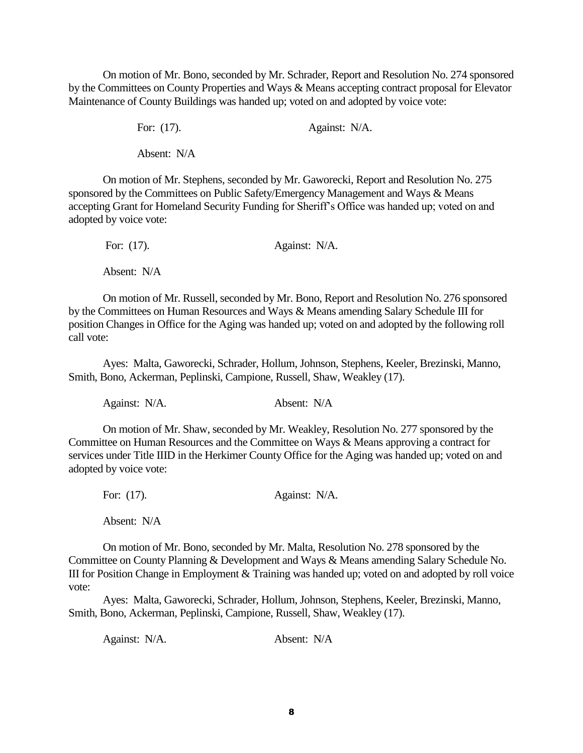On motion of Mr. Bono, seconded by Mr. Schrader, Report and Resolution No. 274 sponsored by the Committees on County Properties and Ways & Means accepting contract proposal for Elevator Maintenance of County Buildings was handed up; voted on and adopted by voice vote:

For: (17). Against: N/A.

Absent: N/A

On motion of Mr. Stephens, seconded by Mr. Gaworecki, Report and Resolution No. 275 sponsored by the Committees on Public Safety/Emergency Management and Ways & Means accepting Grant for Homeland Security Funding for Sheriff's Office was handed up; voted on and adopted by voice vote:

For: (17). Against: N/A.

Absent: N/A

On motion of Mr. Russell, seconded by Mr. Bono, Report and Resolution No. 276 sponsored by the Committees on Human Resources and Ways & Means amending Salary Schedule III for position Changes in Office for the Aging was handed up; voted on and adopted by the following roll call vote:

Ayes: Malta, Gaworecki, Schrader, Hollum, Johnson, Stephens, Keeler, Brezinski, Manno, Smith, Bono, Ackerman, Peplinski, Campione, Russell, Shaw, Weakley (17).

Against: N/A. Absent: N/A

On motion of Mr. Shaw, seconded by Mr. Weakley, Resolution No. 277 sponsored by the Committee on Human Resources and the Committee on Ways & Means approving a contract for services under Title IIID in the Herkimer County Office for the Aging was handed up; voted on and adopted by voice vote:

For: (17). Against: N/A.

Absent: N/A

On motion of Mr. Bono, seconded by Mr. Malta, Resolution No. 278 sponsored by the Committee on County Planning & Development and Ways & Means amending Salary Schedule No. III for Position Change in Employment & Training was handed up; voted on and adopted by roll voice vote:

Ayes: Malta, Gaworecki, Schrader, Hollum, Johnson, Stephens, Keeler, Brezinski, Manno, Smith, Bono, Ackerman, Peplinski, Campione, Russell, Shaw, Weakley (17).

Against: N/A. Absent: N/A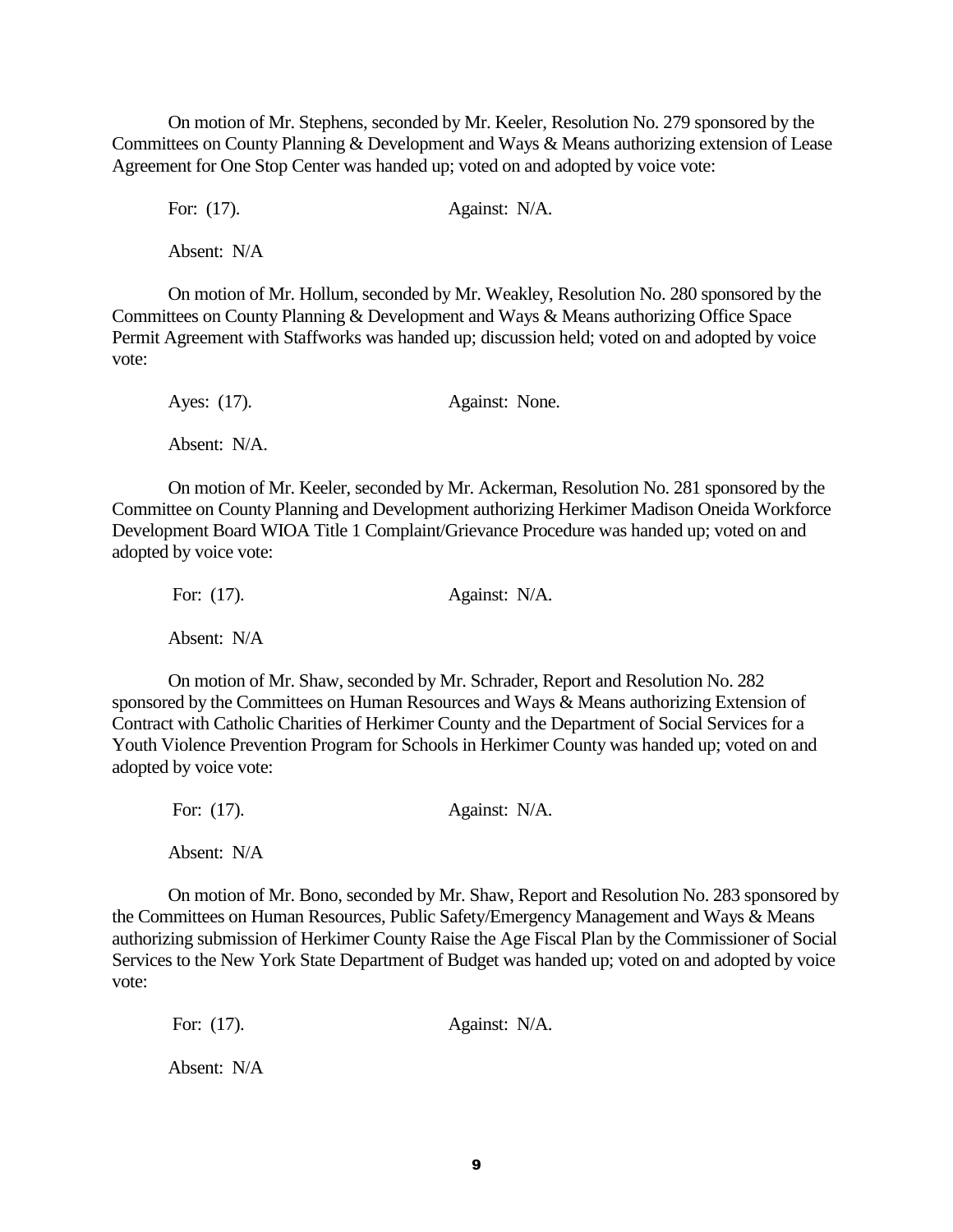On motion of Mr. Stephens, seconded by Mr. Keeler, Resolution No. 279 sponsored by the Committees on County Planning & Development and Ways & Means authorizing extension of Lease Agreement for One Stop Center was handed up; voted on and adopted by voice vote:

For: (17). Against: N/A.

Absent: N/A

On motion of Mr. Hollum, seconded by Mr. Weakley, Resolution No. 280 sponsored by the Committees on County Planning & Development and Ways & Means authorizing Office Space Permit Agreement with Staffworks was handed up; discussion held; voted on and adopted by voice vote:

Ayes: (17). Against: None.

Absent: N/A.

On motion of Mr. Keeler, seconded by Mr. Ackerman, Resolution No. 281 sponsored by the Committee on County Planning and Development authorizing Herkimer Madison Oneida Workforce Development Board WIOA Title 1 Complaint/Grievance Procedure was handed up; voted on and adopted by voice vote:

For: (17). Against: N/A.

Absent: N/A

On motion of Mr. Shaw, seconded by Mr. Schrader, Report and Resolution No. 282 sponsored by the Committees on Human Resources and Ways & Means authorizing Extension of Contract with Catholic Charities of Herkimer County and the Department of Social Services for a Youth Violence Prevention Program for Schools in Herkimer County was handed up; voted on and adopted by voice vote:

For: (17). Against: N/A.

Absent: N/A

On motion of Mr. Bono, seconded by Mr. Shaw, Report and Resolution No. 283 sponsored by the Committees on Human Resources, Public Safety/Emergency Management and Ways & Means authorizing submission of Herkimer County Raise the Age Fiscal Plan by the Commissioner of Social Services to the New York State Department of Budget was handed up; voted on and adopted by voice vote:

For: (17). Against: N/A.

Absent: N/A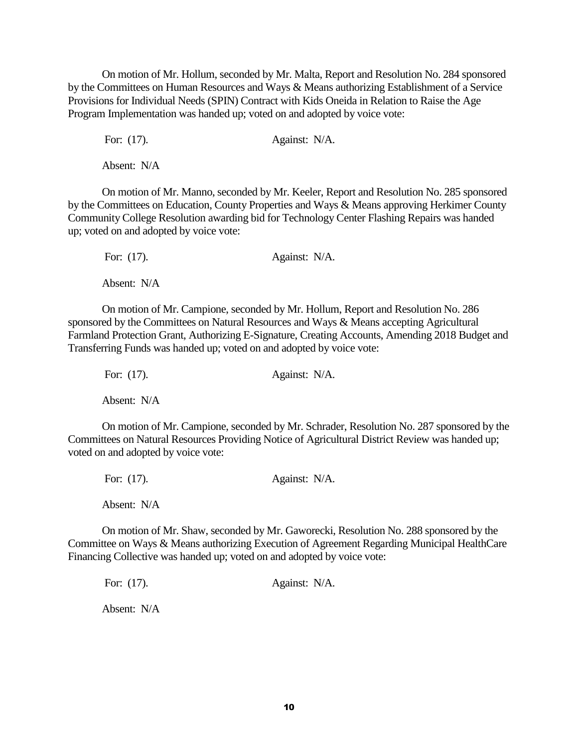On motion of Mr. Hollum, seconded by Mr. Malta, Report and Resolution No. 284 sponsored by the Committees on Human Resources and Ways & Means authorizing Establishment of a Service Provisions for Individual Needs (SPIN) Contract with Kids Oneida in Relation to Raise the Age Program Implementation was handed up; voted on and adopted by voice vote:

For: (17). Against: N/A.

Absent: N/A

On motion of Mr. Manno, seconded by Mr. Keeler, Report and Resolution No. 285 sponsored by the Committees on Education, County Properties and Ways & Means approving Herkimer County Community College Resolution awarding bid for Technology Center Flashing Repairs was handed up; voted on and adopted by voice vote:

For: (17). Against: N/A.

Absent: N/A

On motion of Mr. Campione, seconded by Mr. Hollum, Report and Resolution No. 286 sponsored by the Committees on Natural Resources and Ways & Means accepting Agricultural Farmland Protection Grant, Authorizing E-Signature, Creating Accounts, Amending 2018 Budget and Transferring Funds was handed up; voted on and adopted by voice vote:

For: (17). Against: N/A.

Absent: N/A

On motion of Mr. Campione, seconded by Mr. Schrader, Resolution No. 287 sponsored by the Committees on Natural Resources Providing Notice of Agricultural District Review was handed up; voted on and adopted by voice vote:

For: (17). Against: N/A.

Absent: N/A

On motion of Mr. Shaw, seconded by Mr. Gaworecki, Resolution No. 288 sponsored by the Committee on Ways & Means authorizing Execution of Agreement Regarding Municipal HealthCare Financing Collective was handed up; voted on and adopted by voice vote:

For: (17). Against: N/A.

Absent: N/A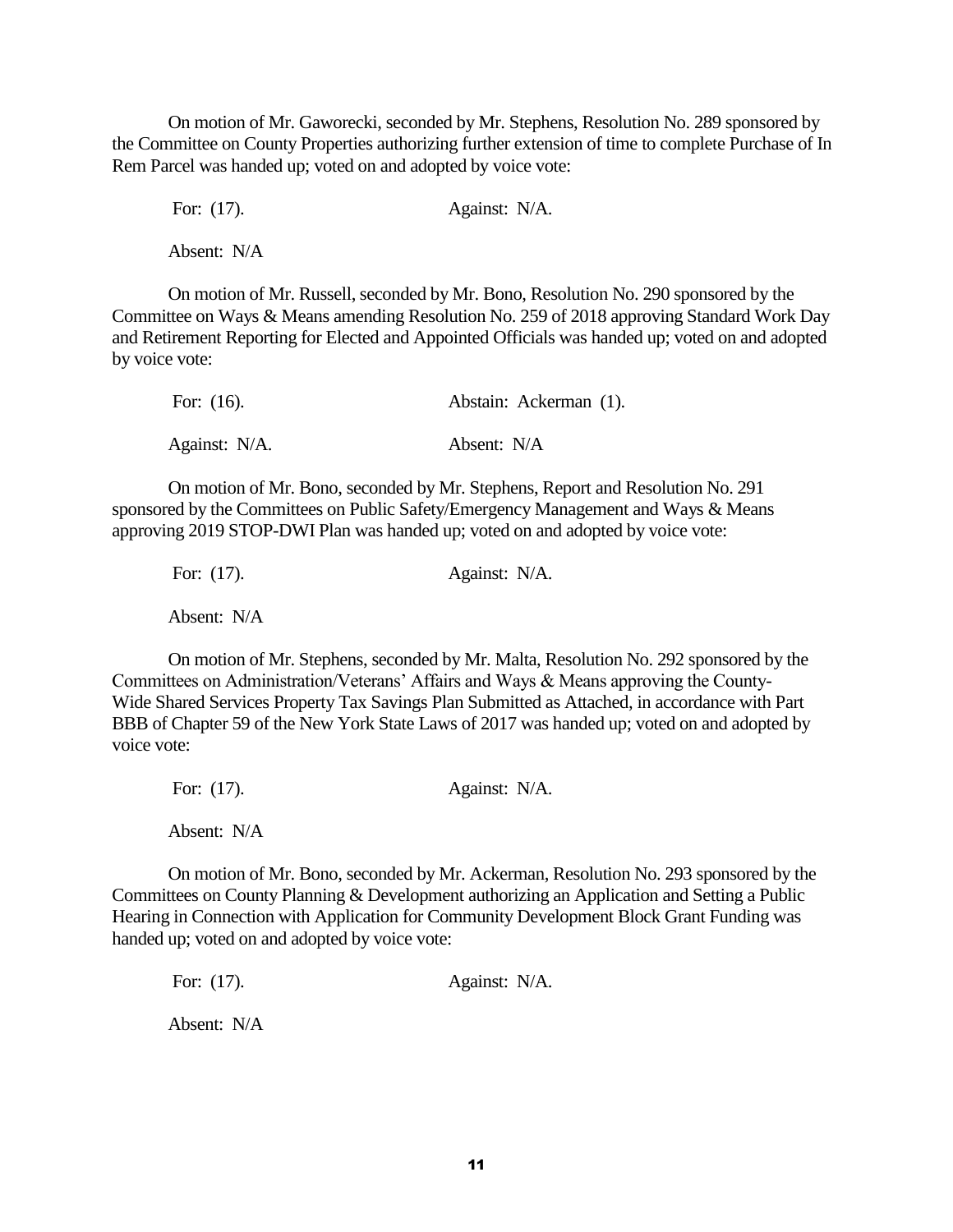On motion of Mr. Gaworecki, seconded by Mr. Stephens, Resolution No. 289 sponsored by the Committee on County Properties authorizing further extension of time to complete Purchase of In Rem Parcel was handed up; voted on and adopted by voice vote:

For: (17). Against: N/A.

Absent: N/A

On motion of Mr. Russell, seconded by Mr. Bono, Resolution No. 290 sponsored by the Committee on Ways & Means amending Resolution No. 259 of 2018 approving Standard Work Day and Retirement Reporting for Elected and Appointed Officials was handed up; voted on and adopted by voice vote:

For: (16). Abstain: Ackerman (1).

Against: N/A. Absent: N/A

On motion of Mr. Bono, seconded by Mr. Stephens, Report and Resolution No. 291 sponsored by the Committees on Public Safety/Emergency Management and Ways & Means approving 2019 STOP-DWI Plan was handed up; voted on and adopted by voice vote:

For: (17). Against: N/A.

Absent: N/A

On motion of Mr. Stephens, seconded by Mr. Malta, Resolution No. 292 sponsored by the Committees on Administration/Veterans' Affairs and Ways & Means approving the County-Wide Shared Services Property Tax Savings Plan Submitted as Attached, in accordance with Part BBB of Chapter 59 of the New York State Laws of 2017 was handed up; voted on and adopted by voice vote:

For: (17). Against: N/A.

Absent: N/A

On motion of Mr. Bono, seconded by Mr. Ackerman, Resolution No. 293 sponsored by the Committees on County Planning & Development authorizing an Application and Setting a Public Hearing in Connection with Application for Community Development Block Grant Funding was handed up; voted on and adopted by voice vote:

For: (17). Against: N/A.

Absent: N/A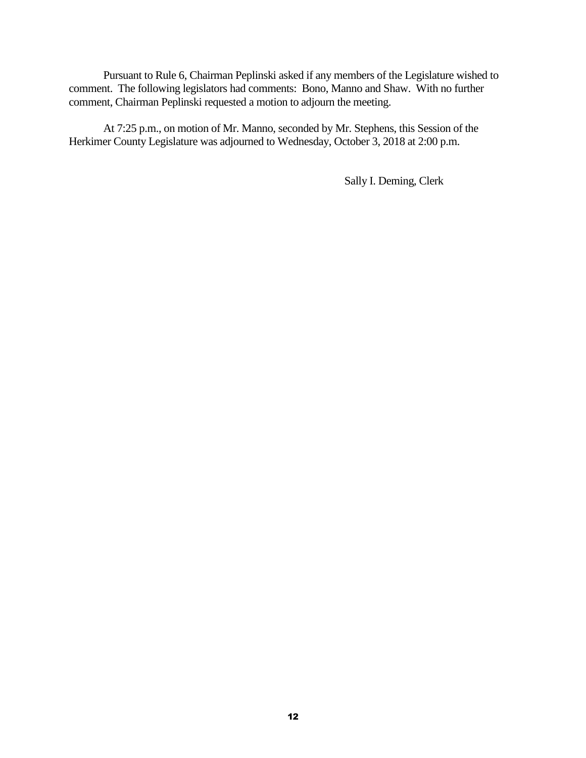Pursuant to Rule 6, Chairman Peplinski asked if any members of the Legislature wished to comment. The following legislators had comments: Bono, Manno and Shaw. With no further comment, Chairman Peplinski requested a motion to adjourn the meeting.

At 7:25 p.m., on motion of Mr. Manno, seconded by Mr. Stephens, this Session of the Herkimer County Legislature was adjourned to Wednesday, October 3, 2018 at 2:00 p.m.

Sally I. Deming, Clerk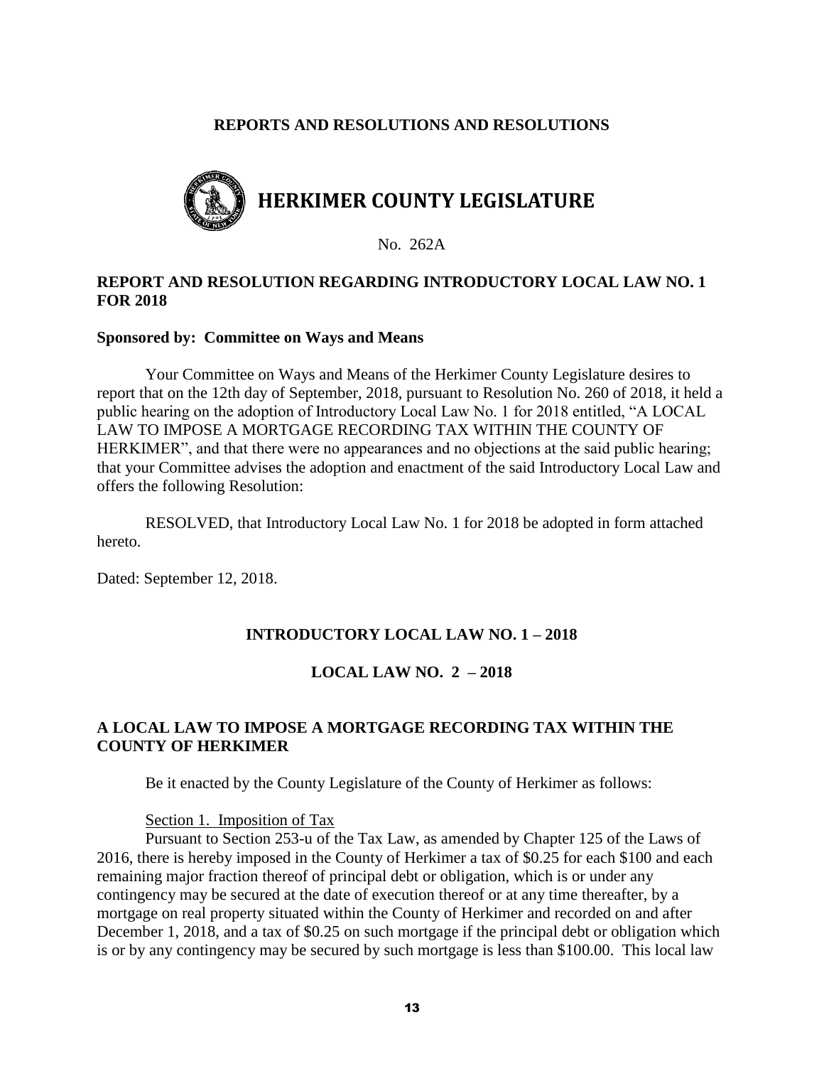**REPORTS AND RESOLUTIONS AND RESOLUTIONS**

# HERKIMER COUNTY LEGISLATURE

No. 262A

## REPORT AND RESOLUTION REGARDING INTRODUCTORY LOCAL LAW NO. 1 FOR 2018

**Sponsored by: Committee on Ways and Means**

Your Committee on Ways and Means of the Herkimer County Legislature desires to report that on the 12th day of September, 2018, pursuant to Resolution No. 260 of 2018, it held a public hearing on the adoption of Introductory Local Law No. 1 for 2018 entitled, "A LOCAL LAW TO IMPOSE A MORTGAGE RECORDING TAX WITHIN THE COUNTY OF HERKIMER", and that there were no appearances and no objections at the said public hearing; that your Committee advises the adoption and enactment of the said Introductory Local Law and offers the following Resolution:

RESOLVED, that Introductory Local Law No. 1 for 2018 be adopted in form attached hereto.

Dated: September 12, 2018.

**INTRODUCTORY LOCAL LAW NO. 1 – 2018**

**LOCAL LAW NO. 2 – 2018**

## A LOCAL LAW TO IMPOSE A MORTGAGE RECORDING TAX WITHIN THE COUNTY OF HERKIMER

Be it enacted by the County Legislature of the County of Herkimer as follows:

Section 1. Imposition of Tax

Pursuant to Section 253-u of the Tax Law, as amended by Chapter 125 of the Laws of 2016, there is hereby imposed in the County of Herkimer a tax of $0.25 for each $100 and each remaining major fraction thereof of principal debt or obligation, which is or under any contingency may be secured at the date of execution thereof or at any time thereafter, by a mortgage on real property situated within the County of Herkimer and recorded on and after December 1, 2018, and a tax of $0.25 on such mortgage if the principal debt or obligation which is or by any contingency may be secured by such mortgage is less than $100.00. This local law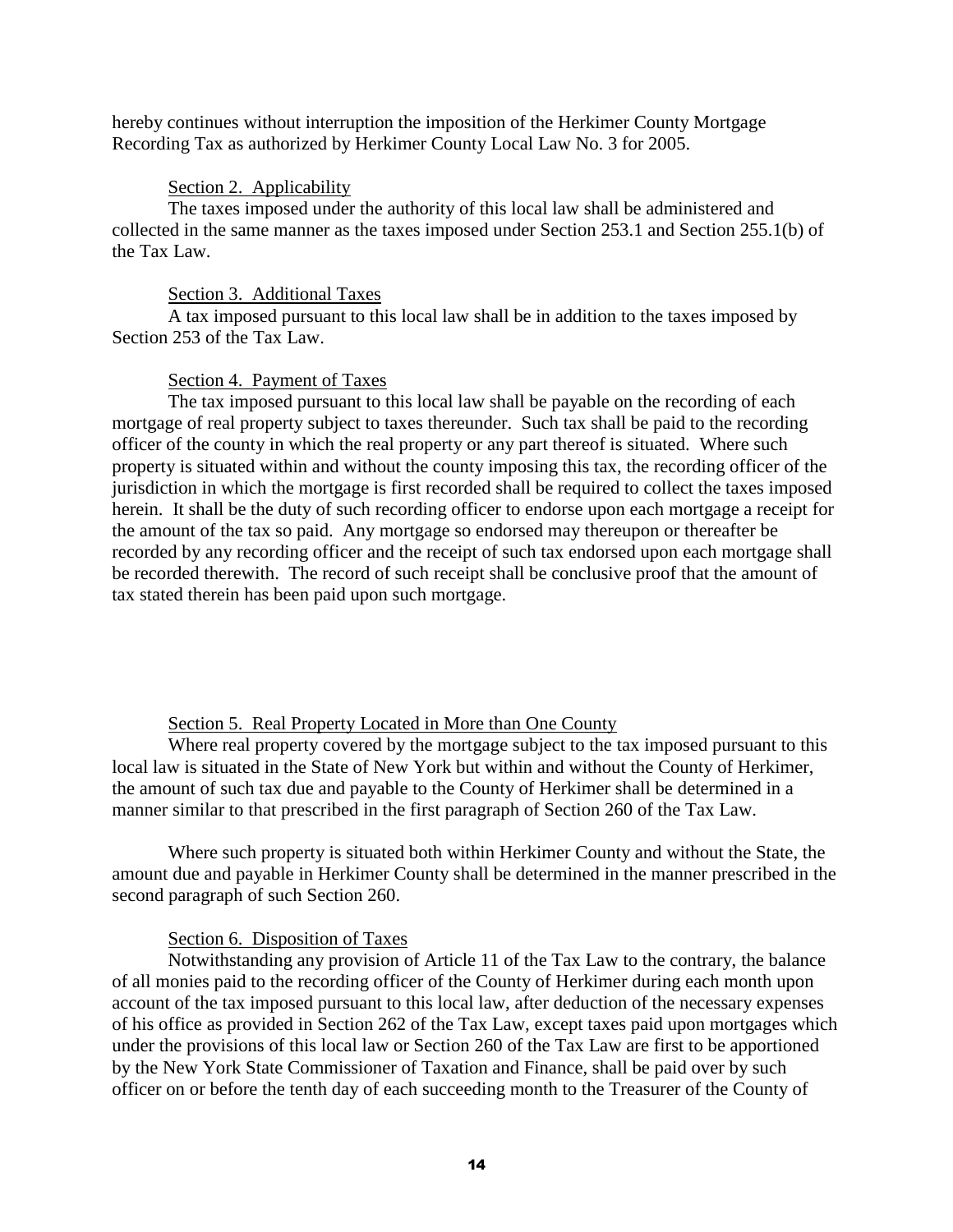hereby continues without interruption the imposition of the Herkimer County Mortgage Recording Tax as authorized by Herkimer County Local Law No. 3 for 2005.

Section 2. Applicability

The taxes imposed under the authority of this local law shall be administered and collected in the same manner as the taxes imposed under Section 253.1 and Section 255.1(b) of the Tax Law.

Section 3. Additional Taxes

A tax imposed pursuant to this local law shall be in addition to the taxes imposed by Section 253 of the Tax Law.

Section 4. Payment of Taxes

The tax imposed pursuant to this local law shall be payable on the recording of each mortgage of real property subject to taxes thereunder. Such tax shall be paid to the recording officer of the county in which the real property or any part thereof is situated. Where such property is situated within and without the county imposing this tax, the recording officer of the jurisdiction in which the mortgage is first recorded shall be required to collect the taxes imposed herein. It shall be the duty of such recording officer to endorse upon each mortgage a receipt for the amount of the tax so paid. Any mortgage so endorsed may thereupon or thereafter be recorded by any recording officer and the receipt of such tax endorsed upon each mortgage shall be recorded therewith. The record of such receipt shall be conclusive proof that the amount of tax stated therein has been paid upon such mortgage.

Section 5. Real Property Located in More than One County

Where real property covered by the mortgage subject to the tax imposed pursuant to this local law is situated in the State of New York but within and without the County of Herkimer, the amount of such tax due and payable to the County of Herkimer shall be determined in a manner similar to that prescribed in the first paragraph of Section 260 of the Tax Law.

Where such property is situated both within Herkimer County and without the State, the amount due and payable in Herkimer County shall be determined in the manner prescribed in the second paragraph of such Section 260.

Section 6. Disposition of Taxes

Notwithstanding any provision of Article 11 of the Tax Law to the contrary, the balance of all monies paid to the recording officer of the County of Herkimer during each month upon account of the tax imposed pursuant to this local law, after deduction of the necessary expenses of his office as provided in Section 262 of the Tax Law, except taxes paid upon mortgages which under the provisions of this local law or Section 260 of the Tax Law are first to be apportioned by the New York State Commissioner of Taxation and Finance, shall be paid over by such officer on or before the tenth day of each succeeding month to the Treasurer of the County of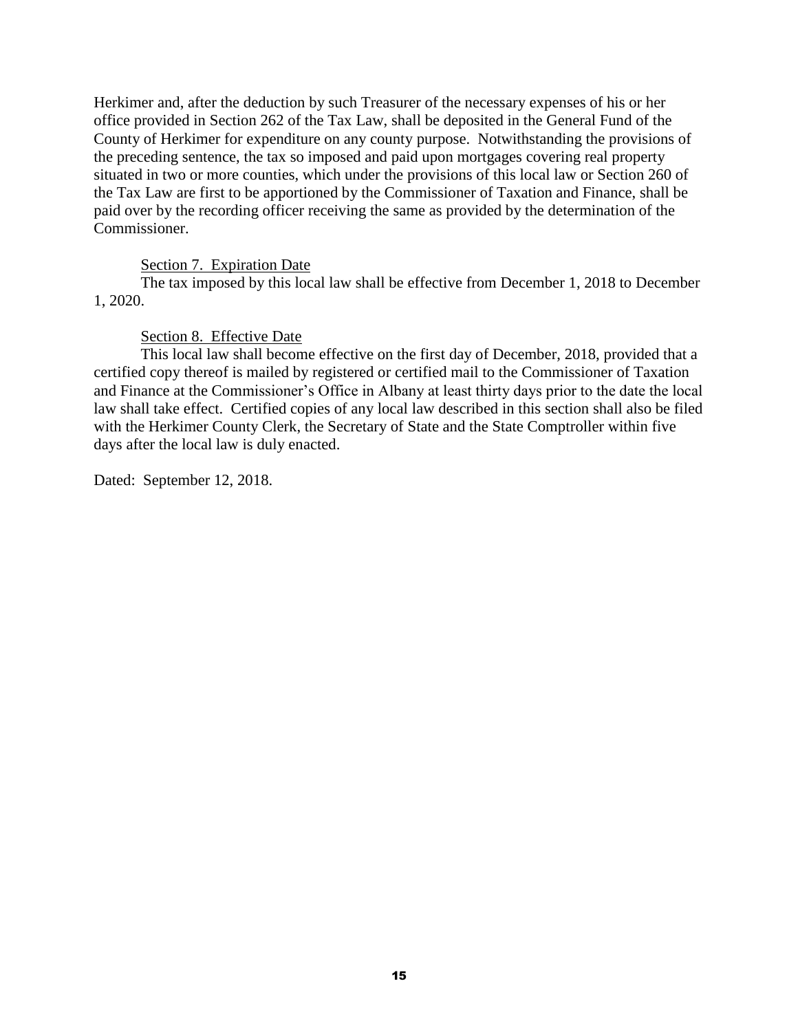Herkimer and, after the deduction by such Treasurer of the necessary expenses of his or her office provided in Section 262 of the Tax Law, shall be deposited in the General Fund of the County of Herkimer for expenditure on any county purpose. Notwithstanding the provisions of the preceding sentence, the tax so imposed and paid upon mortgages covering real property situated in two or more counties, which under the provisions of this local law or Section 260 of the Tax Law are first to be apportioned by the Commissioner of Taxation and Finance, shall be paid over by the recording officer receiving the same as provided by the determination of the Commissioner.

<u>Section 7. Expiration Date</u>

The tax imposed by this local law shall be effective from December 1, 2018 to December 1, 2020.

<u>Section 8. Effective Date</u>

This local law shall become effective on the first day of December, 2018, provided that a certified copy thereof is mailed by registered or certified mail to the Commissioner of Taxation and Finance at the Commissioner's Office in Albany at least thirty days prior to the date the local law shall take effect. Certified copies of any local law described in this section shall also be filed with the Herkimer County Clerk, the Secretary of State and the State Comptroller within five days after the local law is duly enacted.

Dated: September 12, 2018.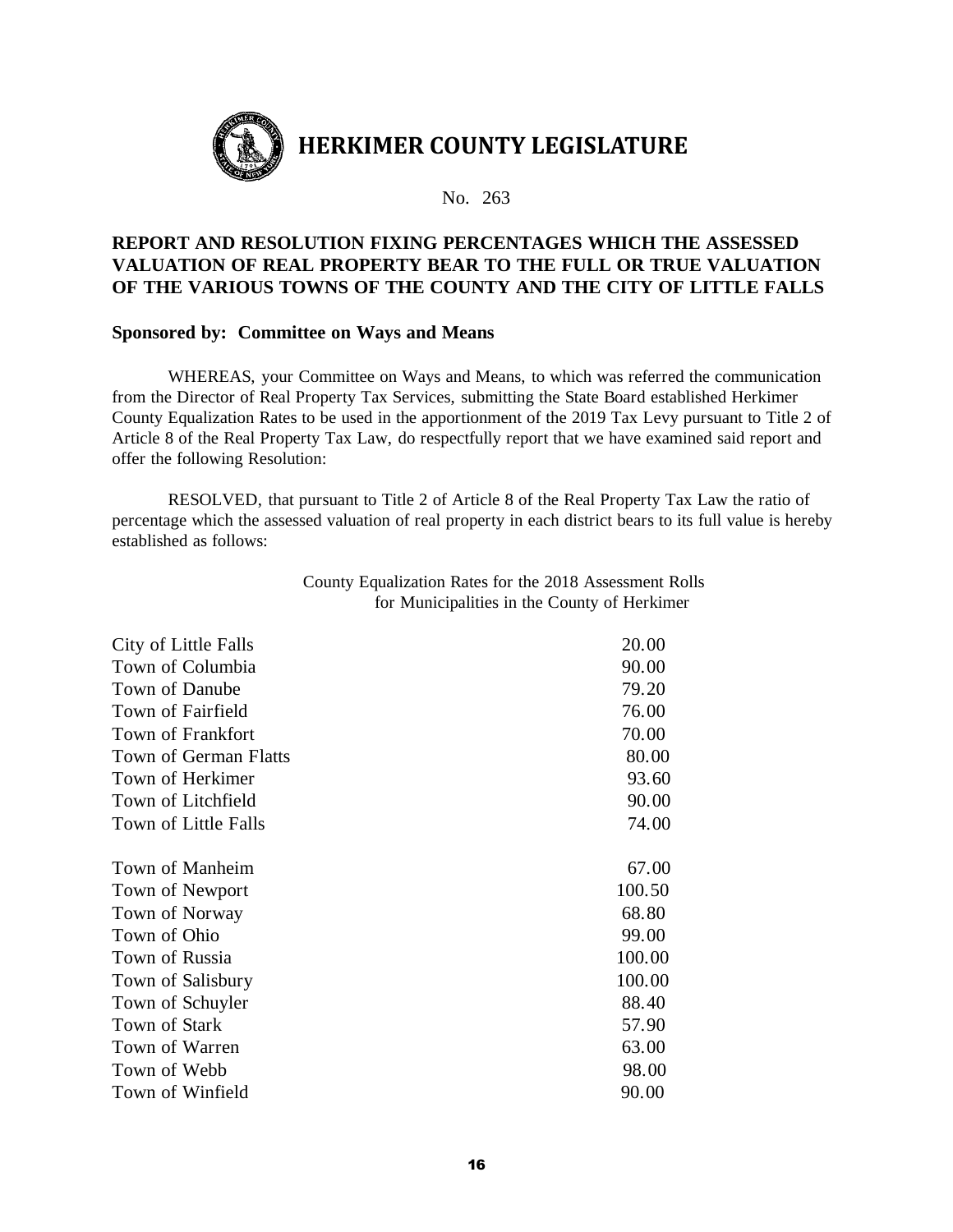# HERKIMER COUNTY LEGISLATURE

No. 263

## REPORT AND RESOLUTION FIXING PERCENTAGES WHICH THE ASSESSED VALUATION OF REAL PROPERTY BEAR TO THE FULL OR TRUE VALUATION OF THE VARIOUS TOWNS OF THE COUNTY AND THE CITY OF LITTLE FALLS

**Sponsored by: Committee on Ways and Means**

WHEREAS, your Committee on Ways and Means, to which was referred the communication from the Director of Real Property Tax Services, submitting the State Board established Herkimer County Equalization Rates to be used in the apportionment of the 2019 Tax Levy pursuant to Title 2 of Article 8 of the Real Property Tax Law, do respectfully report that we have examined said report and offer the following Resolution:

RESOLVED, that pursuant to Title 2 of Article 8 of the Real Property Tax Law the ratio of percentage which the assessed valuation of real property in each district bears to its full value is hereby established as follows:

County Equalization Rates for the 2018 Assessment Rolls
for Municipalities in the County of Herkimer

| Municipality | Rate |
|---|---|
| City of Little Falls | 20.00 |
| Town of Columbia | 90.00 |
| Town of Danube | 79.20 |
| Town of Fairfield | 76.00 |
| Town of Frankfort | 70.00 |
| Town of German Flatts | 80.00 |
| Town of Herkimer | 93.60 |
| Town of Litchfield | 90.00 |
| Town of Little Falls | 74.00 |
| Town of Manheim | 67.00 |
| Town of Newport | 100.50 |
| Town of Norway | 68.80 |
| Town of Ohio | 99.00 |
| Town of Russia | 100.00 |
| Town of Salisbury | 100.00 |
| Town of Schuyler | 88.40 |
| Town of Stark | 57.90 |
| Town of Warren | 63.00 |
| Town of Webb | 98.00 |
| Town of Winfield | 90.00 |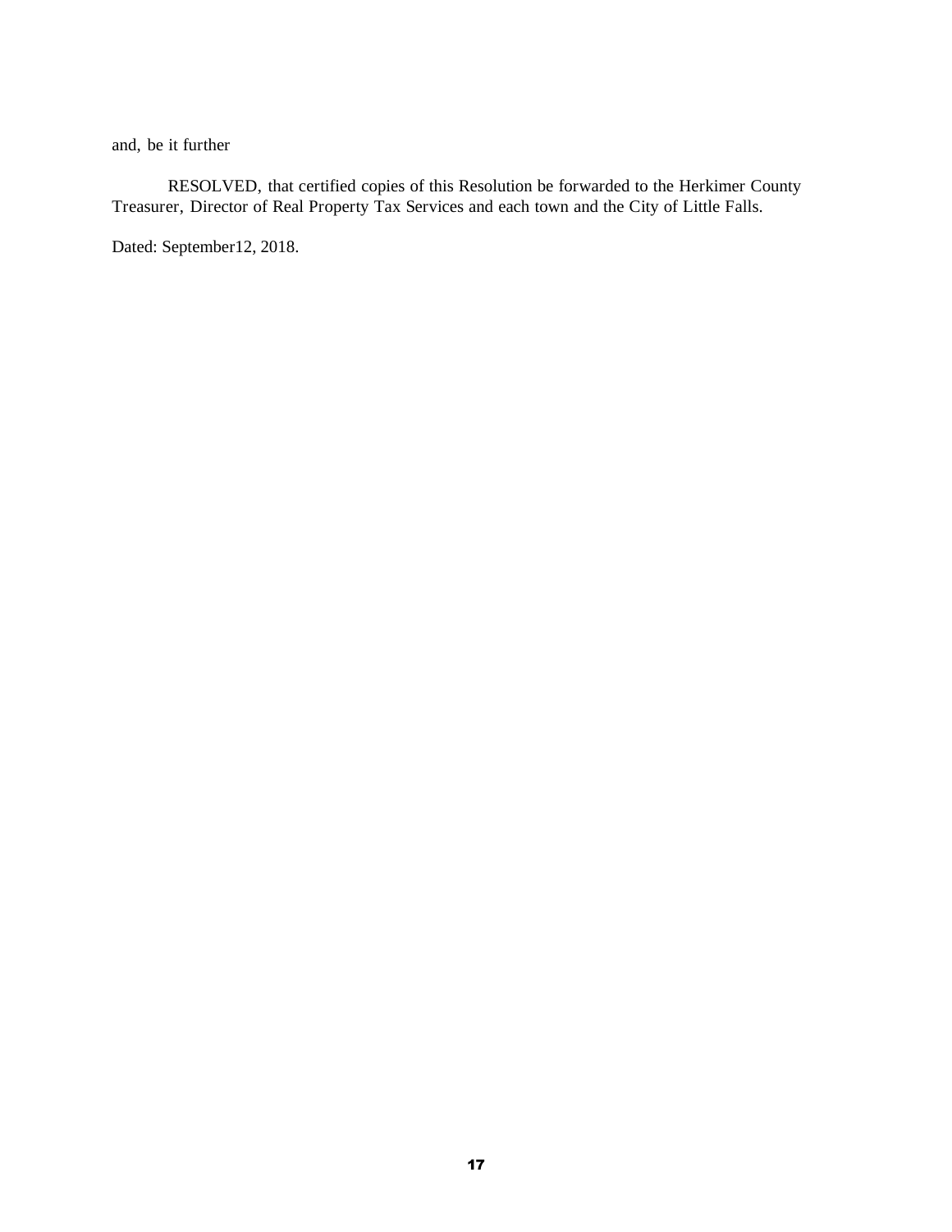and, be it further

RESOLVED, that certified copies of this Resolution be forwarded to the Herkimer County Treasurer, Director of Real Property Tax Services and each town and the City of Little Falls.

Dated: September12, 2018.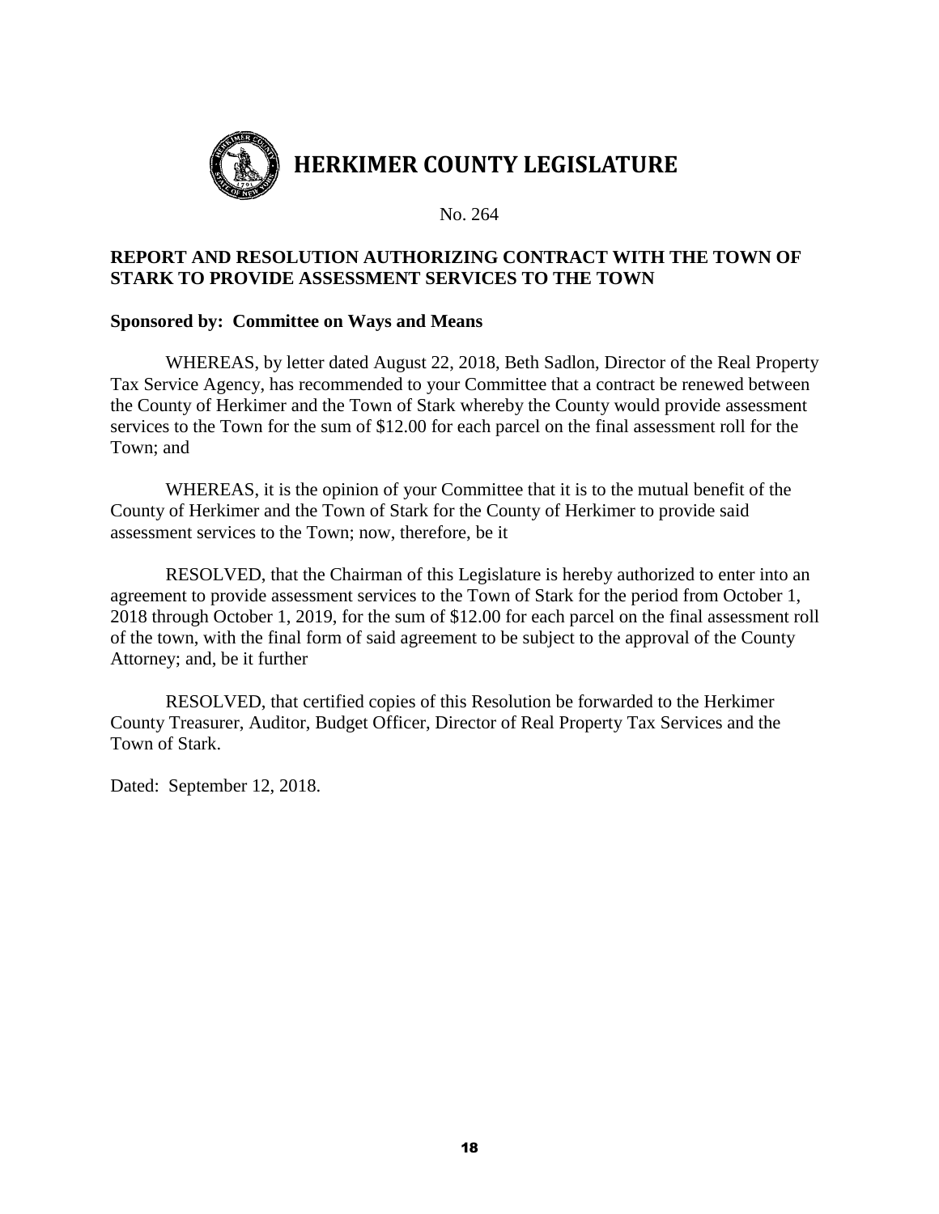# HERKIMER COUNTY LEGISLATURE

No. 264

**REPORT AND RESOLUTION AUTHORIZING CONTRACT WITH THE TOWN OF STARK TO PROVIDE ASSESSMENT SERVICES TO THE TOWN**

**Sponsored by: Committee on Ways and Means**

WHEREAS, by letter dated August 22, 2018, Beth Sadlon, Director of the Real Property Tax Service Agency, has recommended to your Committee that a contract be renewed between the County of Herkimer and the Town of Stark whereby the County would provide assessment services to the Town for the sum of $12.00 for each parcel on the final assessment roll for the Town; and

WHEREAS, it is the opinion of your Committee that it is to the mutual benefit of the County of Herkimer and the Town of Stark for the County of Herkimer to provide said assessment services to the Town; now, therefore, be it

RESOLVED, that the Chairman of this Legislature is hereby authorized to enter into an agreement to provide assessment services to the Town of Stark for the period from October 1, 2018 through October 1, 2019, for the sum of $12.00 for each parcel on the final assessment roll of the town, with the final form of said agreement to be subject to the approval of the County Attorney; and, be it further

RESOLVED, that certified copies of this Resolution be forwarded to the Herkimer County Treasurer, Auditor, Budget Officer, Director of Real Property Tax Services and the Town of Stark.

Dated: September 12, 2018.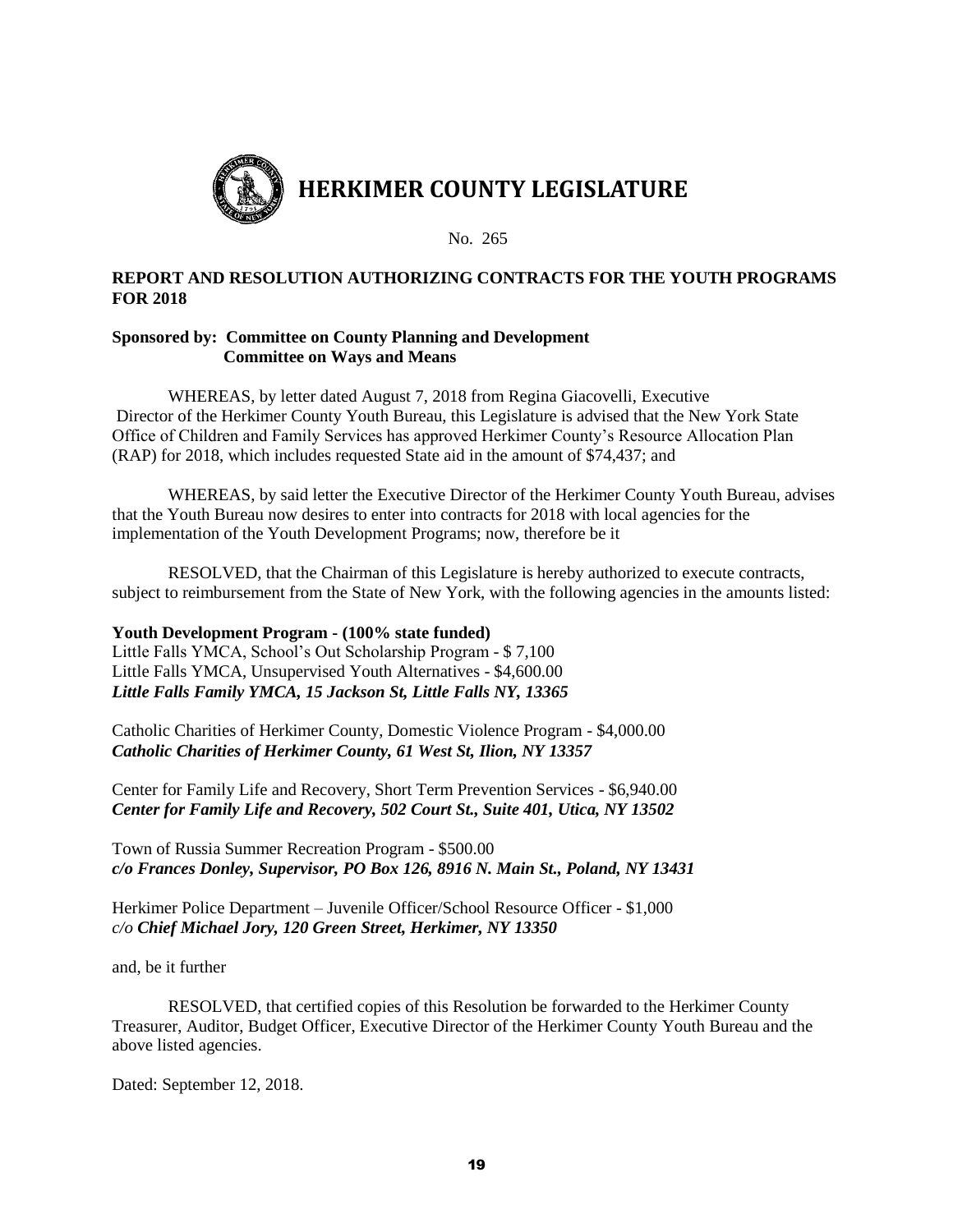# HERKIMER COUNTY LEGISLATURE

No. 265

**REPORT AND RESOLUTION AUTHORIZING CONTRACTS FOR THE YOUTH PROGRAMS FOR 2018**

**Sponsored by: Committee on County Planning and Development**
**Committee on Ways and Means**

WHEREAS, by letter dated August 7, 2018 from Regina Giacovelli, Executive Director of the Herkimer County Youth Bureau, this Legislature is advised that the New York State Office of Children and Family Services has approved Herkimer County's Resource Allocation Plan (RAP) for 2018, which includes requested State aid in the amount of $74,437; and

WHEREAS, by said letter the Executive Director of the Herkimer County Youth Bureau, advises that the Youth Bureau now desires to enter into contracts for 2018 with local agencies for the implementation of the Youth Development Programs; now, therefore be it

RESOLVED, that the Chairman of this Legislature is hereby authorized to execute contracts, subject to reimbursement from the State of New York, with the following agencies in the amounts listed:

**Youth Development Program - (100% state funded)**
Little Falls YMCA, School's Out Scholarship Program - $ 7,100
Little Falls YMCA, Unsupervised Youth Alternatives - $4,600.00
***Little Falls Family YMCA, 15 Jackson St, Little Falls NY, 13365***

Catholic Charities of Herkimer County, Domestic Violence Program - $4,000.00
***Catholic Charities of Herkimer County, 61 West St, Ilion, NY 13357***

Center for Family Life and Recovery, Short Term Prevention Services - $6,940.00
***Center for Family Life and Recovery, 502 Court St., Suite 401, Utica, NY 13502***

Town of Russia Summer Recreation Program - $500.00
***c/o Frances Donley, Supervisor, PO Box 126, 8916 N. Main St., Poland, NY 13431***

Herkimer Police Department – Juvenile Officer/School Resource Officer - $1,000
*c/o* ***Chief Michael Jory, 120 Green Street, Herkimer, NY 13350***

and, be it further

RESOLVED, that certified copies of this Resolution be forwarded to the Herkimer County Treasurer, Auditor, Budget Officer, Executive Director of the Herkimer County Youth Bureau and the above listed agencies.

Dated: September 12, 2018.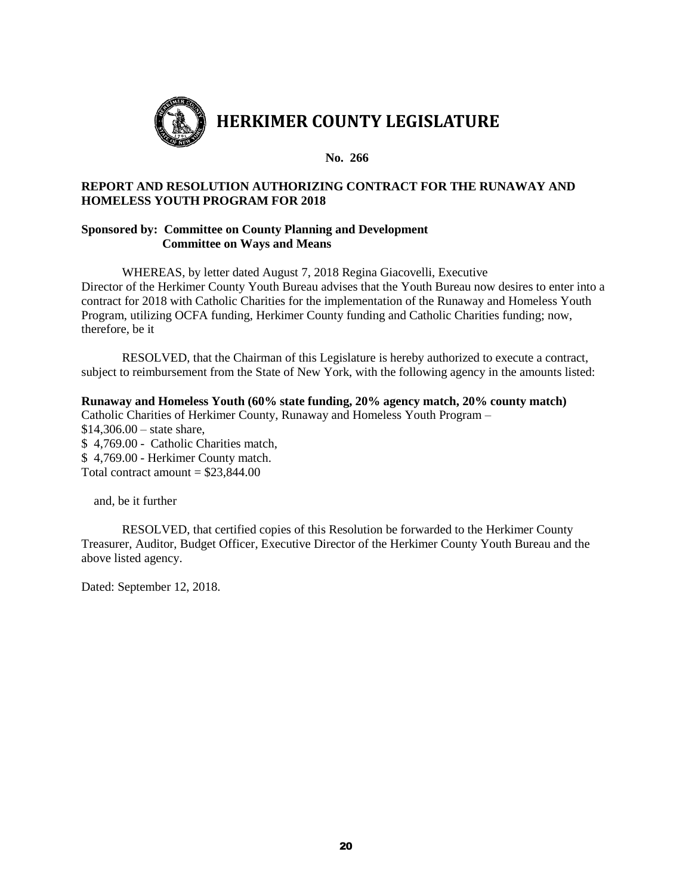# HERKIMER COUNTY LEGISLATURE

**No. 266**

**REPORT AND RESOLUTION AUTHORIZING CONTRACT FOR THE RUNAWAY AND HOMELESS YOUTH PROGRAM FOR 2018**

**Sponsored by: Committee on County Planning and Development**
**Committee on Ways and Means**

WHEREAS, by letter dated August 7, 2018 Regina Giacovelli, Executive Director of the Herkimer County Youth Bureau advises that the Youth Bureau now desires to enter into a contract for 2018 with Catholic Charities for the implementation of the Runaway and Homeless Youth Program, utilizing OCFA funding, Herkimer County funding and Catholic Charities funding; now, therefore, be it

RESOLVED, that the Chairman of this Legislature is hereby authorized to execute a contract, subject to reimbursement from the State of New York, with the following agency in the amounts listed:

**Runaway and Homeless Youth (60% state funding, 20% agency match, 20% county match)**
Catholic Charities of Herkimer County, Runaway and Homeless Youth Program –
$14,306.00 – state share,
$ 4,769.00 - Catholic Charities match,
$ 4,769.00 - Herkimer County match.
Total contract amount = $23,844.00

and, be it further

RESOLVED, that certified copies of this Resolution be forwarded to the Herkimer County Treasurer, Auditor, Budget Officer, Executive Director of the Herkimer County Youth Bureau and the above listed agency.

Dated: September 12, 2018.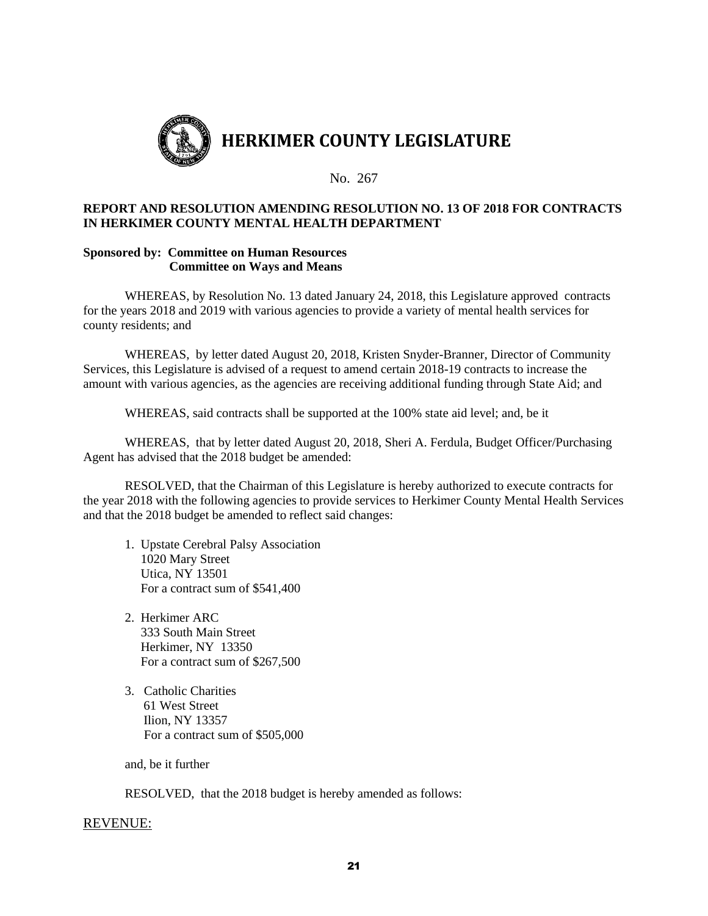# HERKIMER COUNTY LEGISLATURE

No. 267

**REPORT AND RESOLUTION AMENDING RESOLUTION NO. 13 OF 2018 FOR CONTRACTS IN HERKIMER COUNTY MENTAL HEALTH DEPARTMENT**

**Sponsored by: Committee on Human Resources**
**Committee on Ways and Means**

WHEREAS, by Resolution No. 13 dated January 24, 2018, this Legislature approved contracts for the years 2018 and 2019 with various agencies to provide a variety of mental health services for county residents; and

WHEREAS, by letter dated August 20, 2018, Kristen Snyder-Branner, Director of Community Services, this Legislature is advised of a request to amend certain 2018-19 contracts to increase the amount with various agencies, as the agencies are receiving additional funding through State Aid; and

WHEREAS, said contracts shall be supported at the 100% state aid level; and, be it

WHEREAS, that by letter dated August 20, 2018, Sheri A. Ferdula, Budget Officer/Purchasing Agent has advised that the 2018 budget be amended:

RESOLVED, that the Chairman of this Legislature is hereby authorized to execute contracts for the year 2018 with the following agencies to provide services to Herkimer County Mental Health Services and that the 2018 budget be amended to reflect said changes:

1. Upstate Cerebral Palsy Association
   1020 Mary Street
   Utica, NY 13501
   For a contract sum of $541,400

2. Herkimer ARC
   333 South Main Street
   Herkimer, NY 13350
   For a contract sum of $267,500

3. Catholic Charities
   61 West Street
   Ilion, NY 13357
   For a contract sum of $505,000

and, be it further

RESOLVED, that the 2018 budget is hereby amended as follows:

<u>REVENUE:</u>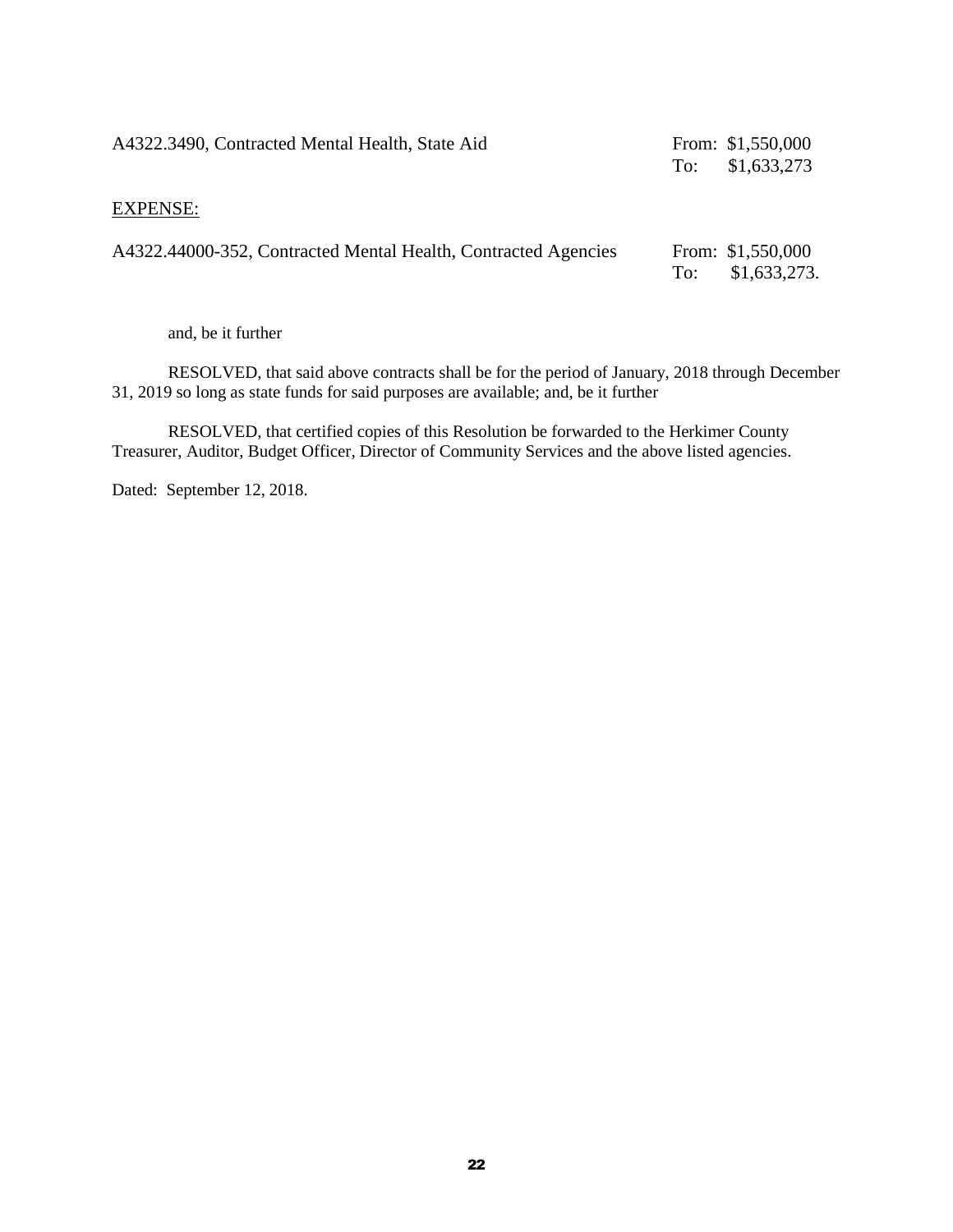| | |
|---|---|
| A4322.3490, Contracted Mental Health, State Aid | From: $1,550,000<br>To: $1,633,273 |

<u>EXPENSE:</u>

| | |
|---|---|
| A4322.44000-352, Contracted Mental Health, Contracted Agencies | From: $1,550,000<br>To: $1,633,273. |

and, be it further

RESOLVED, that said above contracts shall be for the period of January, 2018 through December 31, 2019 so long as state funds for said purposes are available; and, be it further

RESOLVED, that certified copies of this Resolution be forwarded to the Herkimer County Treasurer, Auditor, Budget Officer, Director of Community Services and the above listed agencies.

Dated: September 12, 2018.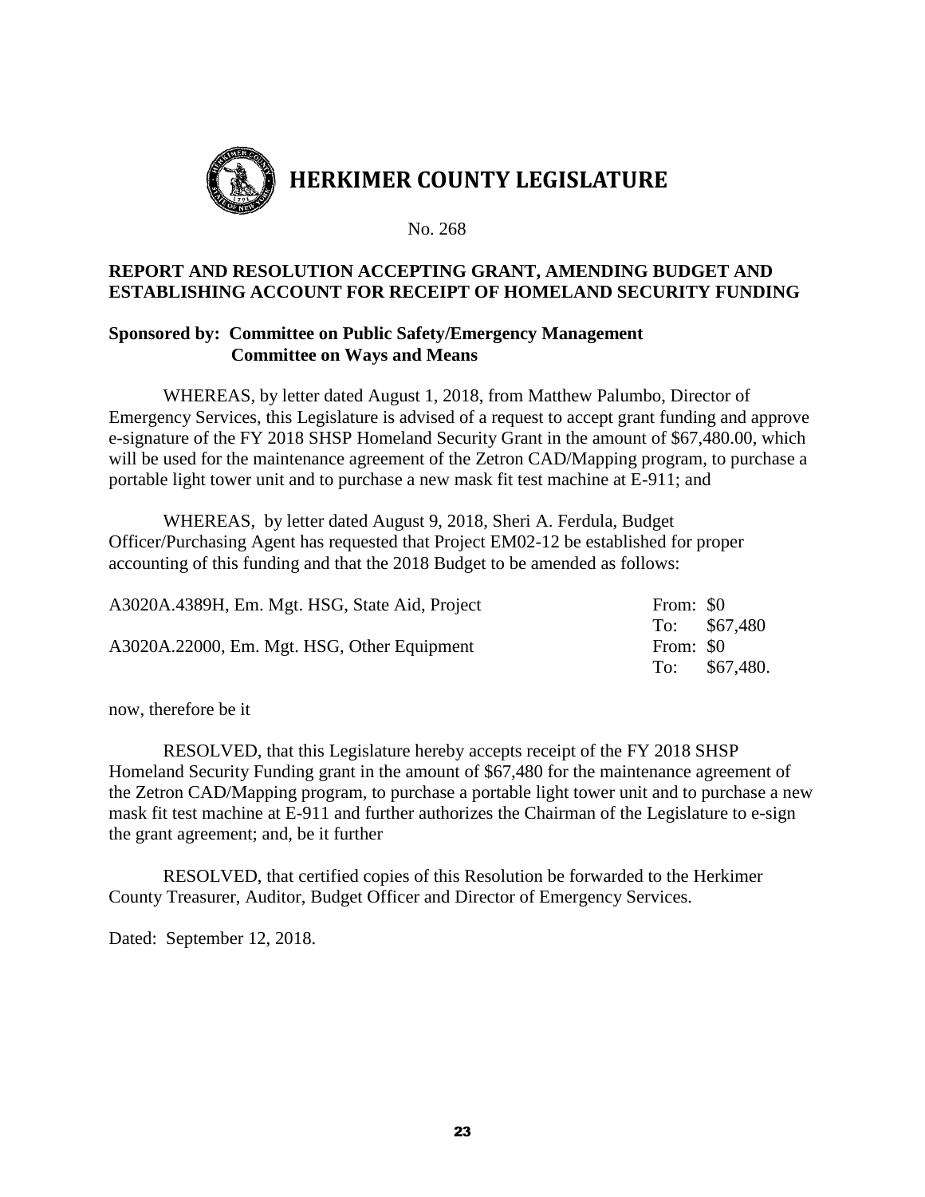# HERKIMER COUNTY LEGISLATURE

No. 268

**REPORT AND RESOLUTION ACCEPTING GRANT, AMENDING BUDGET AND ESTABLISHING ACCOUNT FOR RECEIPT OF HOMELAND SECURITY FUNDING**

**Sponsored by: Committee on Public Safety/Emergency Management**
**Committee on Ways and Means**

WHEREAS, by letter dated August 1, 2018, from Matthew Palumbo, Director of Emergency Services, this Legislature is advised of a request to accept grant funding and approve e-signature of the FY 2018 SHSP Homeland Security Grant in the amount of $67,480.00, which will be used for the maintenance agreement of the Zetron CAD/Mapping program, to purchase a portable light tower unit and to purchase a new mask fit test machine at E-911; and

WHEREAS, by letter dated August 9, 2018, Sheri A. Ferdula, Budget Officer/Purchasing Agent has requested that Project EM02-12 be established for proper accounting of this funding and that the 2018 Budget to be amended as follows:

| | |
|---|---|
| A3020A.4389H, Em. Mgt. HSG, State Aid, Project | From: $0<br>To: $67,480 |
| A3020A.22000, Em. Mgt. HSG, Other Equipment | From: $0<br>To: $67,480. |

now, therefore be it

RESOLVED, that this Legislature hereby accepts receipt of the FY 2018 SHSP Homeland Security Funding grant in the amount of $67,480 for the maintenance agreement of the Zetron CAD/Mapping program, to purchase a portable light tower unit and to purchase a new mask fit test machine at E-911 and further authorizes the Chairman of the Legislature to e-sign the grant agreement; and, be it further

RESOLVED, that certified copies of this Resolution be forwarded to the Herkimer County Treasurer, Auditor, Budget Officer and Director of Emergency Services.

Dated: September 12, 2018.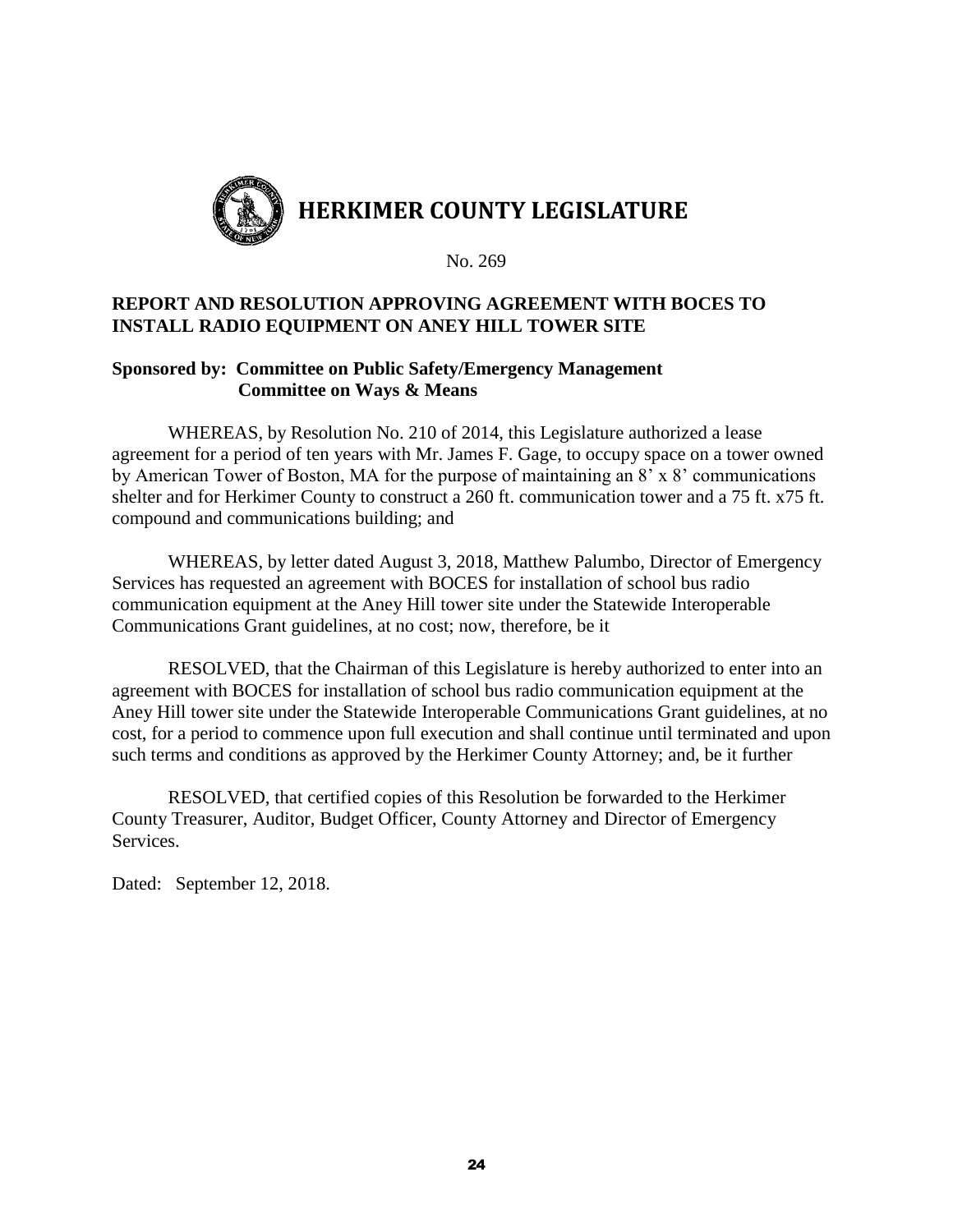# HERKIMER COUNTY LEGISLATURE

No. 269

**REPORT AND RESOLUTION APPROVING AGREEMENT WITH BOCES TO INSTALL RADIO EQUIPMENT ON ANEY HILL TOWER SITE**

**Sponsored by: Committee on Public Safety/Emergency Management**
**Committee on Ways & Means**

WHEREAS, by Resolution No. 210 of 2014, this Legislature authorized a lease agreement for a period of ten years with Mr. James F. Gage, to occupy space on a tower owned by American Tower of Boston, MA for the purpose of maintaining an 8' x 8' communications shelter and for Herkimer County to construct a 260 ft. communication tower and a 75 ft. x75 ft. compound and communications building; and

WHEREAS, by letter dated August 3, 2018, Matthew Palumbo, Director of Emergency Services has requested an agreement with BOCES for installation of school bus radio communication equipment at the Aney Hill tower site under the Statewide Interoperable Communications Grant guidelines, at no cost; now, therefore, be it

RESOLVED, that the Chairman of this Legislature is hereby authorized to enter into an agreement with BOCES for installation of school bus radio communication equipment at the Aney Hill tower site under the Statewide Interoperable Communications Grant guidelines, at no cost, for a period to commence upon full execution and shall continue until terminated and upon such terms and conditions as approved by the Herkimer County Attorney; and, be it further

RESOLVED, that certified copies of this Resolution be forwarded to the Herkimer County Treasurer, Auditor, Budget Officer, County Attorney and Director of Emergency Services.

Dated: September 12, 2018.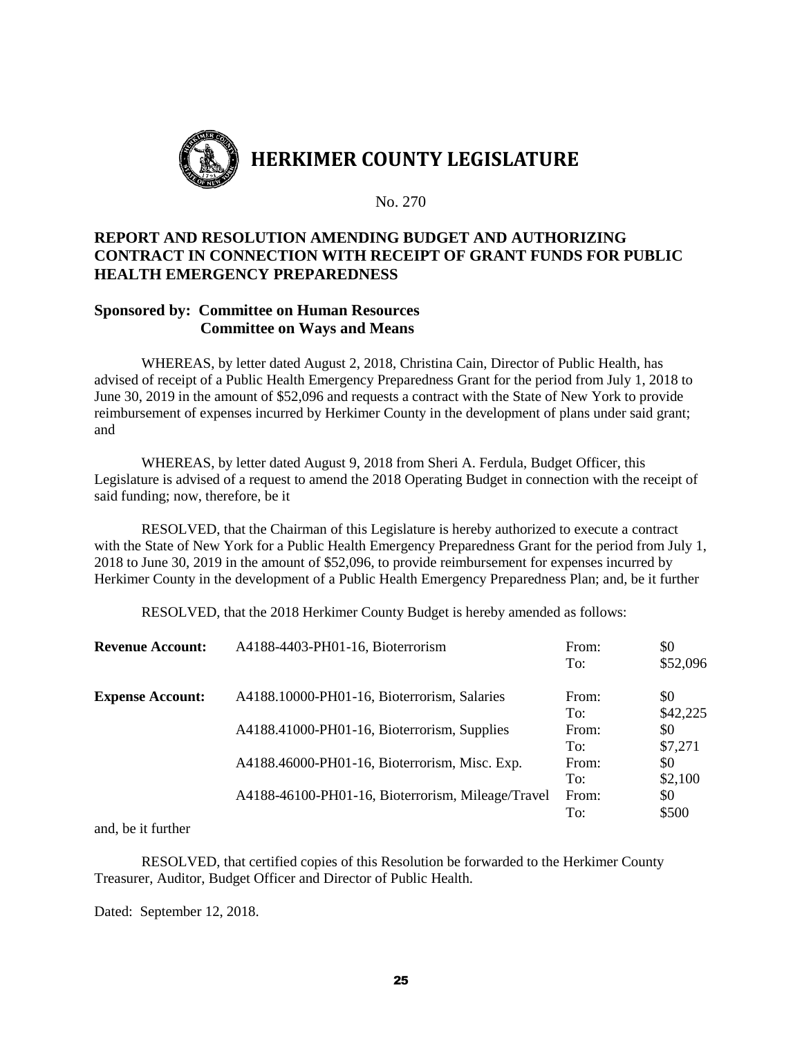# HERKIMER COUNTY LEGISLATURE

No. 270

## REPORT AND RESOLUTION AMENDING BUDGET AND AUTHORIZING CONTRACT IN CONNECTION WITH RECEIPT OF GRANT FUNDS FOR PUBLIC HEALTH EMERGENCY PREPAREDNESS

**Sponsored by: Committee on Human Resources**
**Committee on Ways and Means**

WHEREAS, by letter dated August 2, 2018, Christina Cain, Director of Public Health, has advised of receipt of a Public Health Emergency Preparedness Grant for the period from July 1, 2018 to June 30, 2019 in the amount of $52,096 and requests a contract with the State of New York to provide reimbursement of expenses incurred by Herkimer County in the development of plans under said grant; and

WHEREAS, by letter dated August 9, 2018 from Sheri A. Ferdula, Budget Officer, this Legislature is advised of a request to amend the 2018 Operating Budget in connection with the receipt of said funding; now, therefore, be it

RESOLVED, that the Chairman of this Legislature is hereby authorized to execute a contract with the State of New York for a Public Health Emergency Preparedness Grant for the period from July 1, 2018 to June 30, 2019 in the amount of $52,096, to provide reimbursement for expenses incurred by Herkimer County in the development of a Public Health Emergency Preparedness Plan; and, be it further

RESOLVED, that the 2018 Herkimer County Budget is hereby amended as follows:

| | | | |
|---|---|---|---|
| **Revenue Account:** | A4188-4403-PH01-16, Bioterrorism | From: | $0 |
| | | To: | $52,096 |
| **Expense Account:** | A4188.10000-PH01-16, Bioterrorism, Salaries | From: | $0 |
| | | To: | $42,225 |
| | A4188.41000-PH01-16, Bioterrorism, Supplies | From: | $0 |
| | | To: | $7,271 |
| | A4188.46000-PH01-16, Bioterrorism, Misc. Exp. | From: | $0 |
| | | To: | $2,100 |
| | A4188-46100-PH01-16, Bioterrorism, Mileage/Travel | From: | $0 |
| | | To: | $500 |

and, be it further

RESOLVED, that certified copies of this Resolution be forwarded to the Herkimer County Treasurer, Auditor, Budget Officer and Director of Public Health.

Dated: September 12, 2018.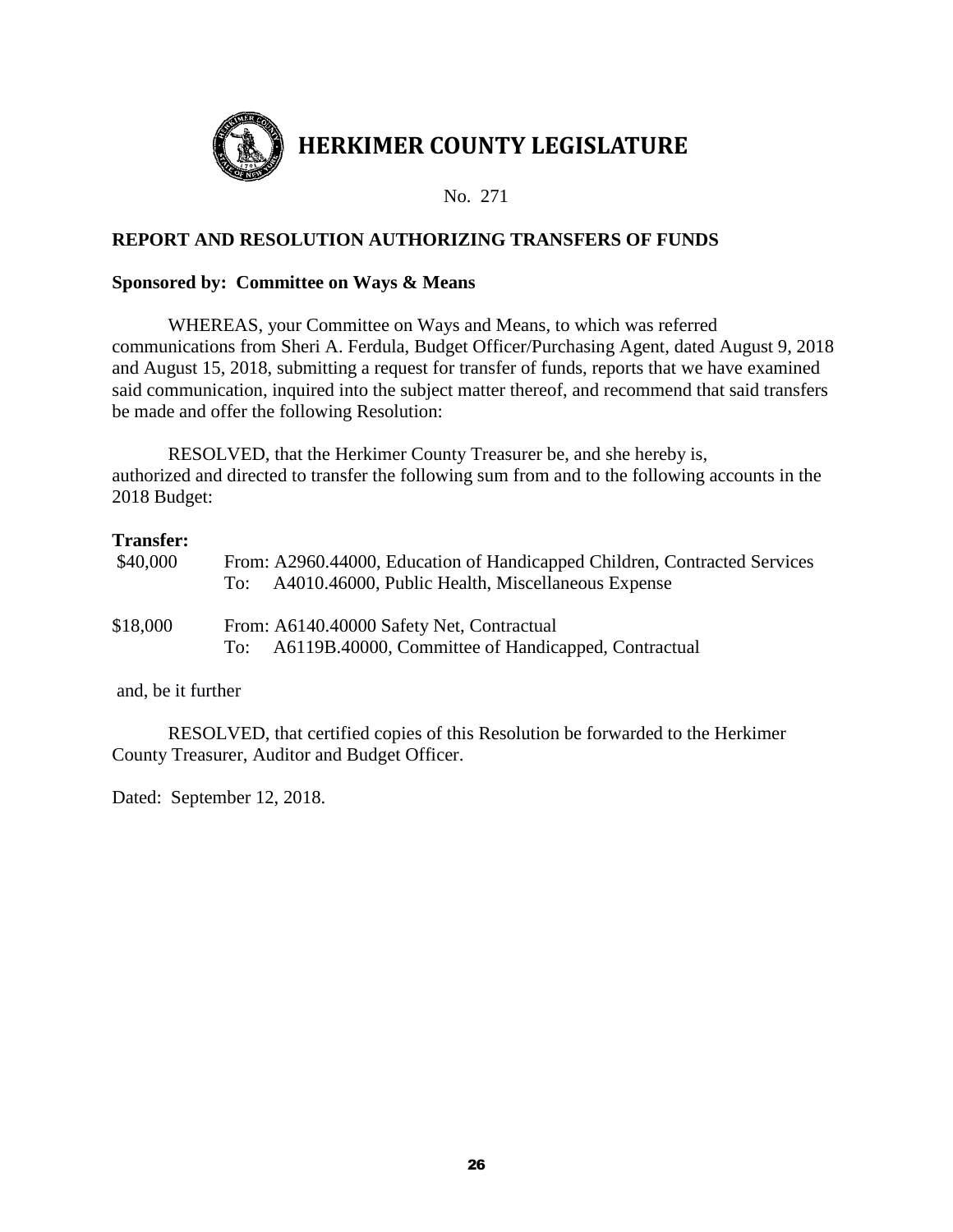# HERKIMER COUNTY LEGISLATURE

No. 271

**REPORT AND RESOLUTION AUTHORIZING TRANSFERS OF FUNDS**

**Sponsored by: Committee on Ways & Means**

WHEREAS, your Committee on Ways and Means, to which was referred communications from Sheri A. Ferdula, Budget Officer/Purchasing Agent, dated August 9, 2018 and August 15, 2018, submitting a request for transfer of funds, reports that we have examined said communication, inquired into the subject matter thereof, and recommend that said transfers be made and offer the following Resolution:

RESOLVED, that the Herkimer County Treasurer be, and she hereby is, authorized and directed to transfer the following sum from and to the following accounts in the 2018 Budget:

**Transfer:**

$40,000 From: A2960.44000, Education of Handicapped Children, Contracted Services
To: A4010.46000, Public Health, Miscellaneous Expense

$18,000 From: A6140.40000 Safety Net, Contractual
To: A6119B.40000, Committee of Handicapped, Contractual

and, be it further

RESOLVED, that certified copies of this Resolution be forwarded to the Herkimer County Treasurer, Auditor and Budget Officer.

Dated: September 12, 2018.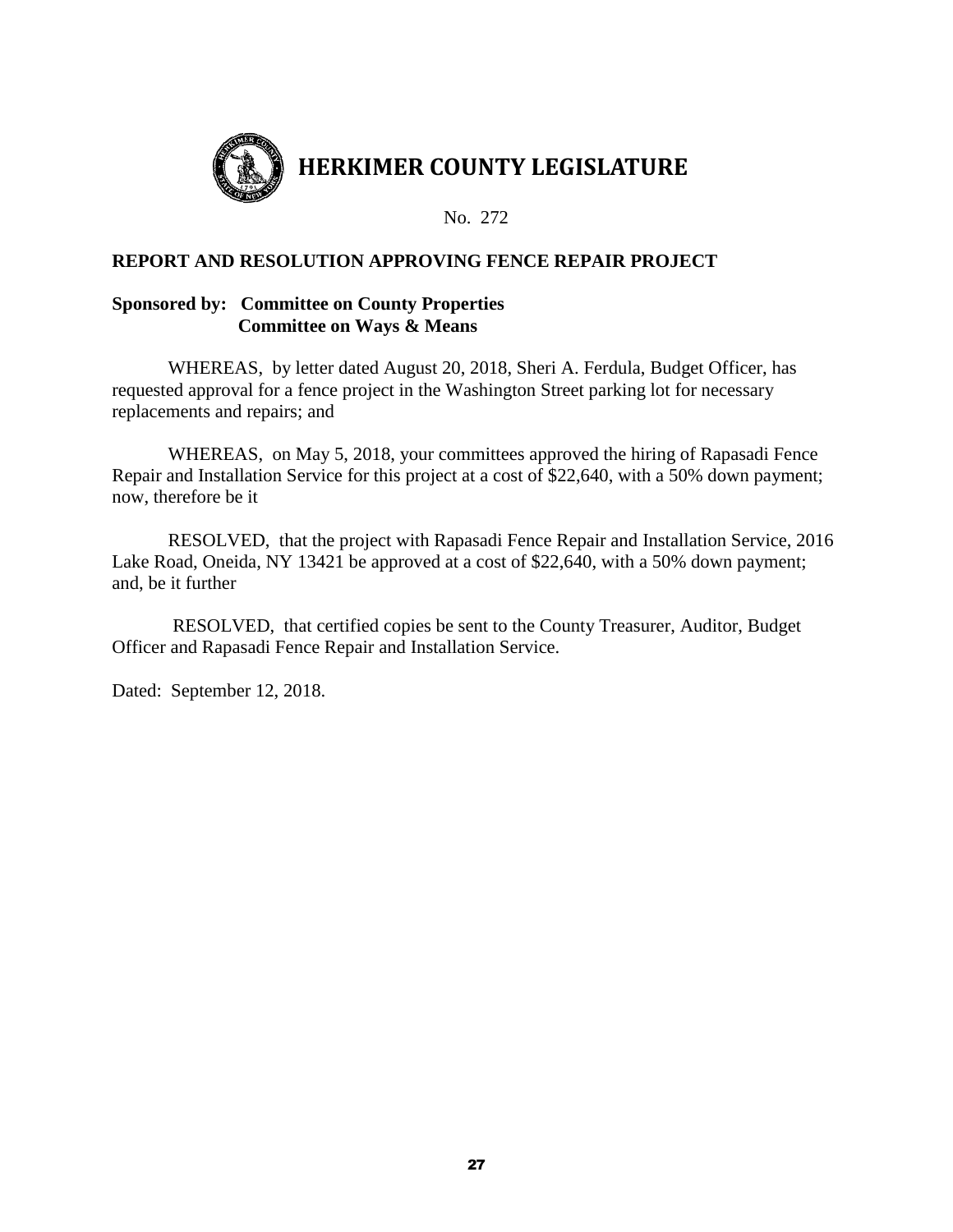# HERKIMER COUNTY LEGISLATURE

No. 272

**REPORT AND RESOLUTION APPROVING FENCE REPAIR PROJECT**

**Sponsored by: Committee on County Properties**
**Committee on Ways & Means**

WHEREAS, by letter dated August 20, 2018, Sheri A. Ferdula, Budget Officer, has requested approval for a fence project in the Washington Street parking lot for necessary replacements and repairs; and

WHEREAS, on May 5, 2018, your committees approved the hiring of Rapasadi Fence Repair and Installation Service for this project at a cost of $22,640, with a 50% down payment; now, therefore be it

RESOLVED, that the project with Rapasadi Fence Repair and Installation Service, 2016 Lake Road, Oneida, NY 13421 be approved at a cost of $22,640, with a 50% down payment; and, be it further

RESOLVED, that certified copies be sent to the County Treasurer, Auditor, Budget Officer and Rapasadi Fence Repair and Installation Service.

Dated: September 12, 2018.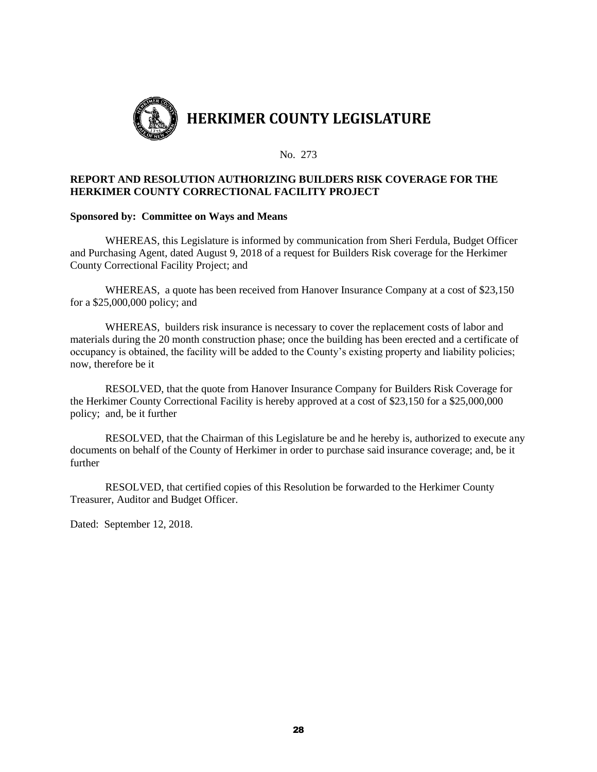# HERKIMER COUNTY LEGISLATURE

No. 273

**REPORT AND RESOLUTION AUTHORIZING BUILDERS RISK COVERAGE FOR THE HERKIMER COUNTY CORRECTIONAL FACILITY PROJECT**

**Sponsored by: Committee on Ways and Means**

WHEREAS, this Legislature is informed by communication from Sheri Ferdula, Budget Officer and Purchasing Agent, dated August 9, 2018 of a request for Builders Risk coverage for the Herkimer County Correctional Facility Project; and

WHEREAS, a quote has been received from Hanover Insurance Company at a cost of $23,150 for a $25,000,000 policy; and

WHEREAS, builders risk insurance is necessary to cover the replacement costs of labor and materials during the 20 month construction phase; once the building has been erected and a certificate of occupancy is obtained, the facility will be added to the County's existing property and liability policies; now, therefore be it

RESOLVED, that the quote from Hanover Insurance Company for Builders Risk Coverage for the Herkimer County Correctional Facility is hereby approved at a cost of $23,150 for a $25,000,000 policy; and, be it further

RESOLVED, that the Chairman of this Legislature be and he hereby is, authorized to execute any documents on behalf of the County of Herkimer in order to purchase said insurance coverage; and, be it further

RESOLVED, that certified copies of this Resolution be forwarded to the Herkimer County Treasurer, Auditor and Budget Officer.

Dated: September 12, 2018.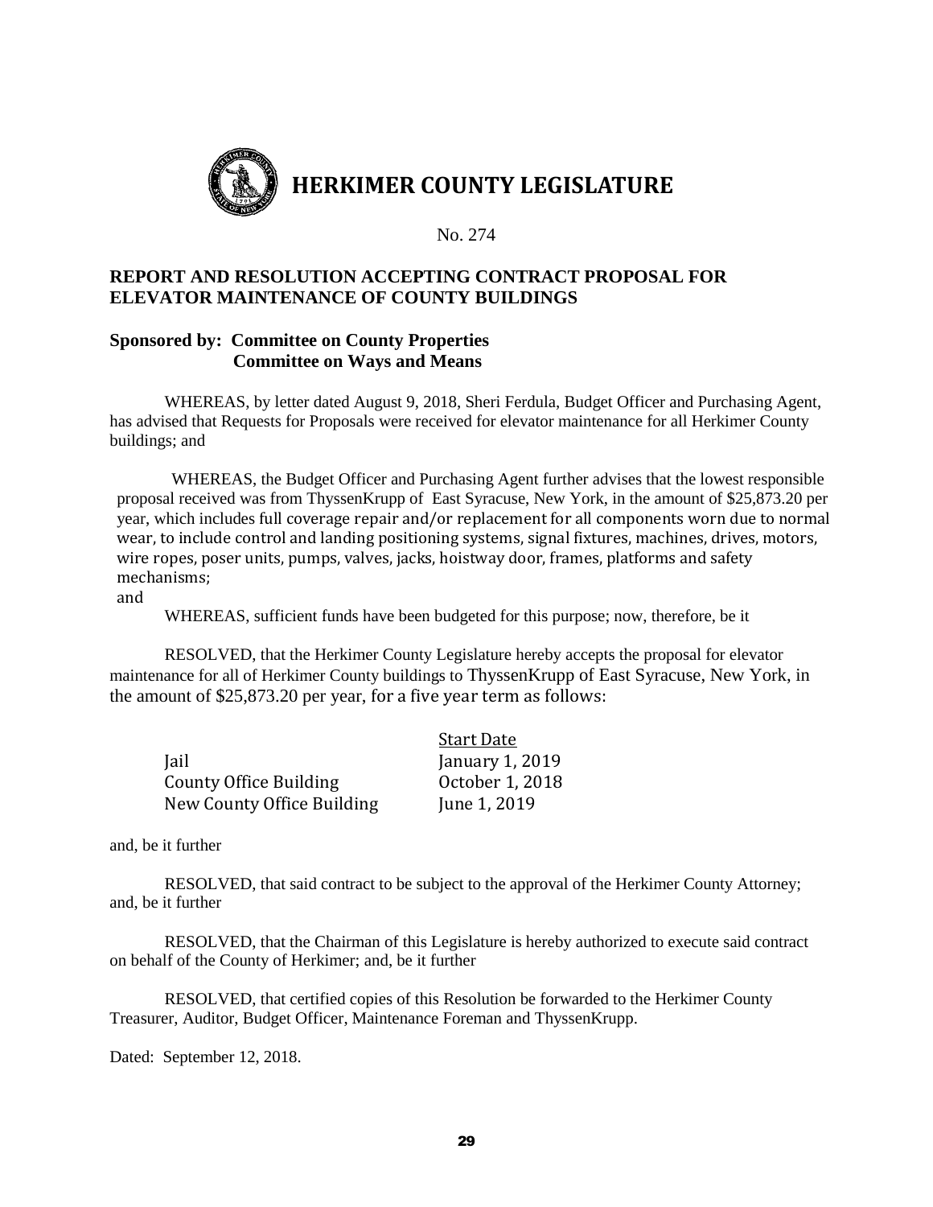# HERKIMER COUNTY LEGISLATURE

No. 274

## REPORT AND RESOLUTION ACCEPTING CONTRACT PROPOSAL FOR ELEVATOR MAINTENANCE OF COUNTY BUILDINGS

**Sponsored by: Committee on County Properties**
**Committee on Ways and Means**

WHEREAS, by letter dated August 9, 2018, Sheri Ferdula, Budget Officer and Purchasing Agent, has advised that Requests for Proposals were received for elevator maintenance for all Herkimer County buildings; and

WHEREAS, the Budget Officer and Purchasing Agent further advises that the lowest responsible proposal received was from ThyssenKrupp of East Syracuse, New York, in the amount of $25,873.20 per year, which includes full coverage repair and/or replacement for all components worn due to normal wear, to include control and landing positioning systems, signal fixtures, machines, drives, motors, wire ropes, poser units, pumps, valves, jacks, hoistway door, frames, platforms and safety mechanisms;
and

WHEREAS, sufficient funds have been budgeted for this purpose; now, therefore, be it

RESOLVED, that the Herkimer County Legislature hereby accepts the proposal for elevator maintenance for all of Herkimer County buildings to ThyssenKrupp of East Syracuse, New York, in the amount of $25,873.20 per year, for a five year term as follows:

| | Start Date |
|---|---|
| Jail | January 1, 2019 |
| County Office Building | October 1, 2018 |
| New County Office Building | June 1, 2019 |

and, be it further

RESOLVED, that said contract to be subject to the approval of the Herkimer County Attorney; and, be it further

RESOLVED, that the Chairman of this Legislature is hereby authorized to execute said contract on behalf of the County of Herkimer; and, be it further

RESOLVED, that certified copies of this Resolution be forwarded to the Herkimer County Treasurer, Auditor, Budget Officer, Maintenance Foreman and ThyssenKrupp.

Dated: September 12, 2018.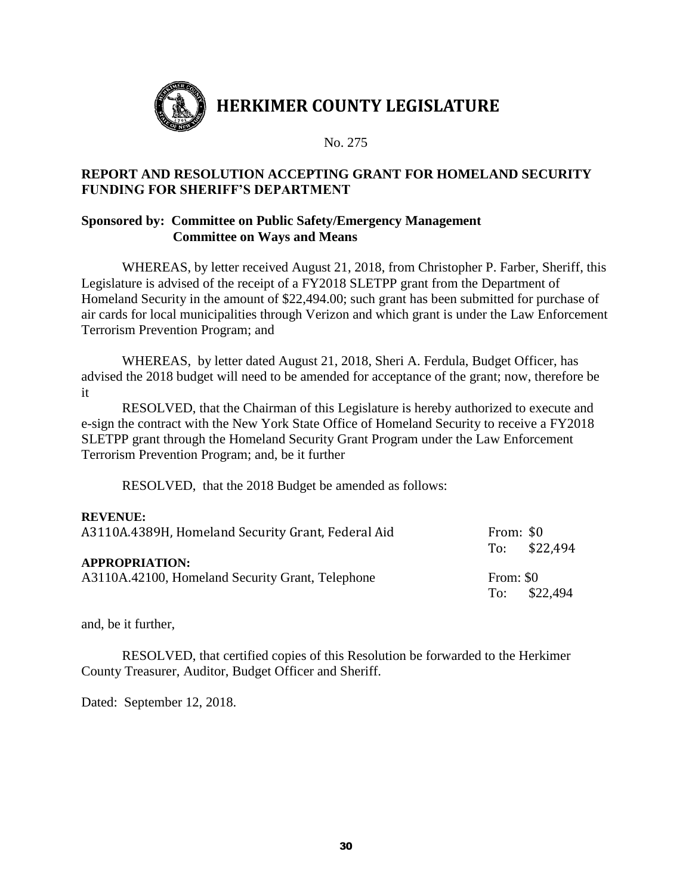# HERKIMER COUNTY LEGISLATURE

No. 275

## REPORT AND RESOLUTION ACCEPTING GRANT FOR HOMELAND SECURITY FUNDING FOR SHERIFF'S DEPARTMENT

**Sponsored by: Committee on Public Safety/Emergency Management**
**Committee on Ways and Means**

WHEREAS, by letter received August 21, 2018, from Christopher P. Farber, Sheriff, this Legislature is advised of the receipt of a FY2018 SLETPP grant from the Department of Homeland Security in the amount of $22,494.00; such grant has been submitted for purchase of air cards for local municipalities through Verizon and which grant is under the Law Enforcement Terrorism Prevention Program; and

WHEREAS, by letter dated August 21, 2018, Sheri A. Ferdula, Budget Officer, has advised the 2018 budget will need to be amended for acceptance of the grant; now, therefore be it

RESOLVED, that the Chairman of this Legislature is hereby authorized to execute and e-sign the contract with the New York State Office of Homeland Security to receive a FY2018 SLETPP grant through the Homeland Security Grant Program under the Law Enforcement Terrorism Prevention Program; and, be it further

RESOLVED, that the 2018 Budget be amended as follows:

**REVENUE:**

| | |
|---|---|
| A3110A.4389H, Homeland Security Grant, Federal Aid | From: $0<br>To: $22,494 |

**APPROPRIATION:**

| | |
|---|---|
| A3110A.42100, Homeland Security Grant, Telephone | From: $0<br>To: $22,494 |

and, be it further,

RESOLVED, that certified copies of this Resolution be forwarded to the Herkimer County Treasurer, Auditor, Budget Officer and Sheriff.

Dated: September 12, 2018.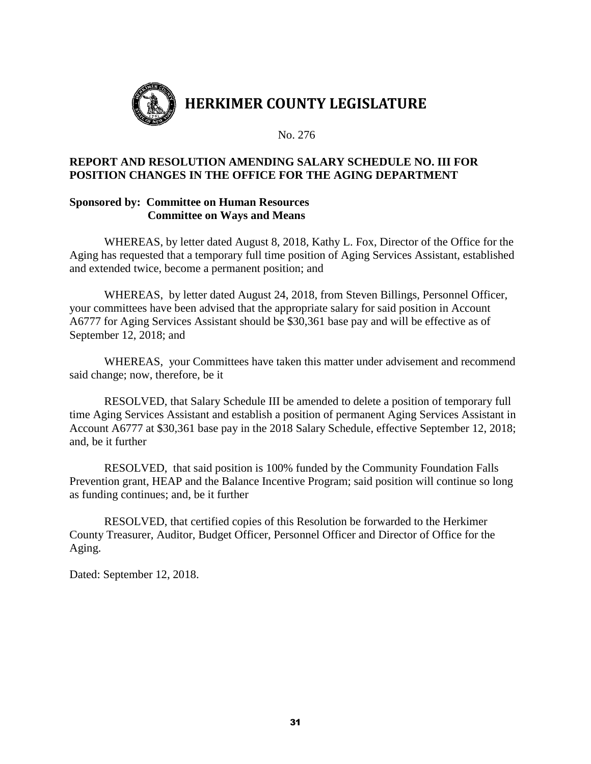# HERKIMER COUNTY LEGISLATURE

No. 276

**REPORT AND RESOLUTION AMENDING SALARY SCHEDULE NO. III FOR POSITION CHANGES IN THE OFFICE FOR THE AGING DEPARTMENT**

**Sponsored by: Committee on Human Resources**
**Committee on Ways and Means**

WHEREAS, by letter dated August 8, 2018, Kathy L. Fox, Director of the Office for the Aging has requested that a temporary full time position of Aging Services Assistant, established and extended twice, become a permanent position; and

WHEREAS, by letter dated August 24, 2018, from Steven Billings, Personnel Officer, your committees have been advised that the appropriate salary for said position in Account A6777 for Aging Services Assistant should be $30,361 base pay and will be effective as of September 12, 2018; and

WHEREAS, your Committees have taken this matter under advisement and recommend said change; now, therefore, be it

RESOLVED, that Salary Schedule III be amended to delete a position of temporary full time Aging Services Assistant and establish a position of permanent Aging Services Assistant in Account A6777 at $30,361 base pay in the 2018 Salary Schedule, effective September 12, 2018; and, be it further

RESOLVED, that said position is 100% funded by the Community Foundation Falls Prevention grant, HEAP and the Balance Incentive Program; said position will continue so long as funding continues; and, be it further

RESOLVED, that certified copies of this Resolution be forwarded to the Herkimer County Treasurer, Auditor, Budget Officer, Personnel Officer and Director of Office for the Aging.

Dated: September 12, 2018.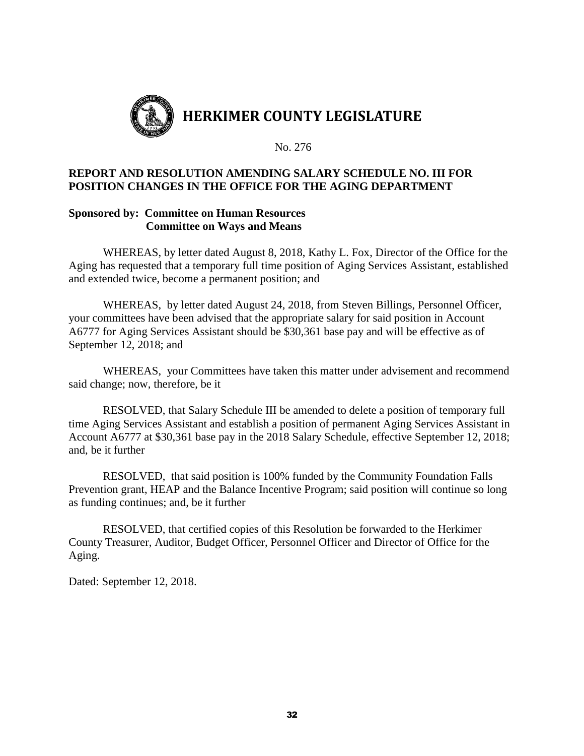# HERKIMER COUNTY LEGISLATURE

No. 276

**REPORT AND RESOLUTION AMENDING SALARY SCHEDULE NO. III FOR POSITION CHANGES IN THE OFFICE FOR THE AGING DEPARTMENT**

**Sponsored by: Committee on Human Resources**
**Committee on Ways and Means**

WHEREAS, by letter dated August 8, 2018, Kathy L. Fox, Director of the Office for the Aging has requested that a temporary full time position of Aging Services Assistant, established and extended twice, become a permanent position; and

WHEREAS, by letter dated August 24, 2018, from Steven Billings, Personnel Officer, your committees have been advised that the appropriate salary for said position in Account A6777 for Aging Services Assistant should be $30,361 base pay and will be effective as of September 12, 2018; and

WHEREAS, your Committees have taken this matter under advisement and recommend said change; now, therefore, be it

RESOLVED, that Salary Schedule III be amended to delete a position of temporary full time Aging Services Assistant and establish a position of permanent Aging Services Assistant in Account A6777 at $30,361 base pay in the 2018 Salary Schedule, effective September 12, 2018; and, be it further

RESOLVED, that said position is 100% funded by the Community Foundation Falls Prevention grant, HEAP and the Balance Incentive Program; said position will continue so long as funding continues; and, be it further

RESOLVED, that certified copies of this Resolution be forwarded to the Herkimer County Treasurer, Auditor, Budget Officer, Personnel Officer and Director of Office for the Aging.

Dated: September 12, 2018.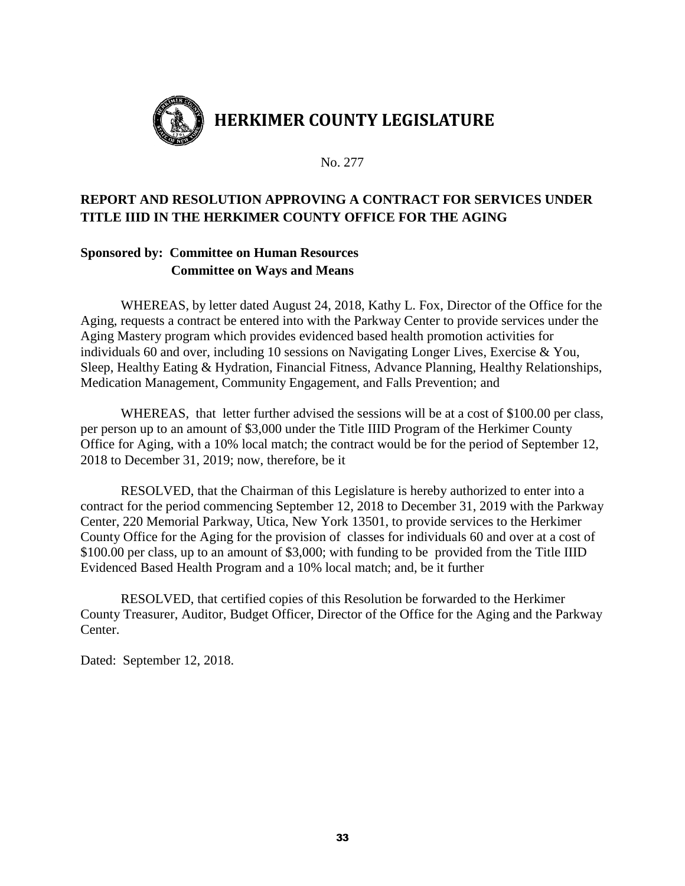# HERKIMER COUNTY LEGISLATURE

No. 277

**REPORT AND RESOLUTION APPROVING A CONTRACT FOR SERVICES UNDER TITLE IIID IN THE HERKIMER COUNTY OFFICE FOR THE AGING**

**Sponsored by: Committee on Human Resources**
**Committee on Ways and Means**

WHEREAS, by letter dated August 24, 2018, Kathy L. Fox, Director of the Office for the Aging, requests a contract be entered into with the Parkway Center to provide services under the Aging Mastery program which provides evidenced based health promotion activities for individuals 60 and over, including 10 sessions on Navigating Longer Lives, Exercise & You, Sleep, Healthy Eating & Hydration, Financial Fitness, Advance Planning, Healthy Relationships, Medication Management, Community Engagement, and Falls Prevention; and

WHEREAS, that letter further advised the sessions will be at a cost of $100.00 per class, per person up to an amount of $3,000 under the Title IIID Program of the Herkimer County Office for Aging, with a 10% local match; the contract would be for the period of September 12, 2018 to December 31, 2019; now, therefore, be it

RESOLVED, that the Chairman of this Legislature is hereby authorized to enter into a contract for the period commencing September 12, 2018 to December 31, 2019 with the Parkway Center, 220 Memorial Parkway, Utica, New York 13501, to provide services to the Herkimer County Office for the Aging for the provision of classes for individuals 60 and over at a cost of $100.00 per class, up to an amount of $3,000; with funding to be provided from the Title IIID Evidenced Based Health Program and a 10% local match; and, be it further

RESOLVED, that certified copies of this Resolution be forwarded to the Herkimer County Treasurer, Auditor, Budget Officer, Director of the Office for the Aging and the Parkway Center.

Dated: September 12, 2018.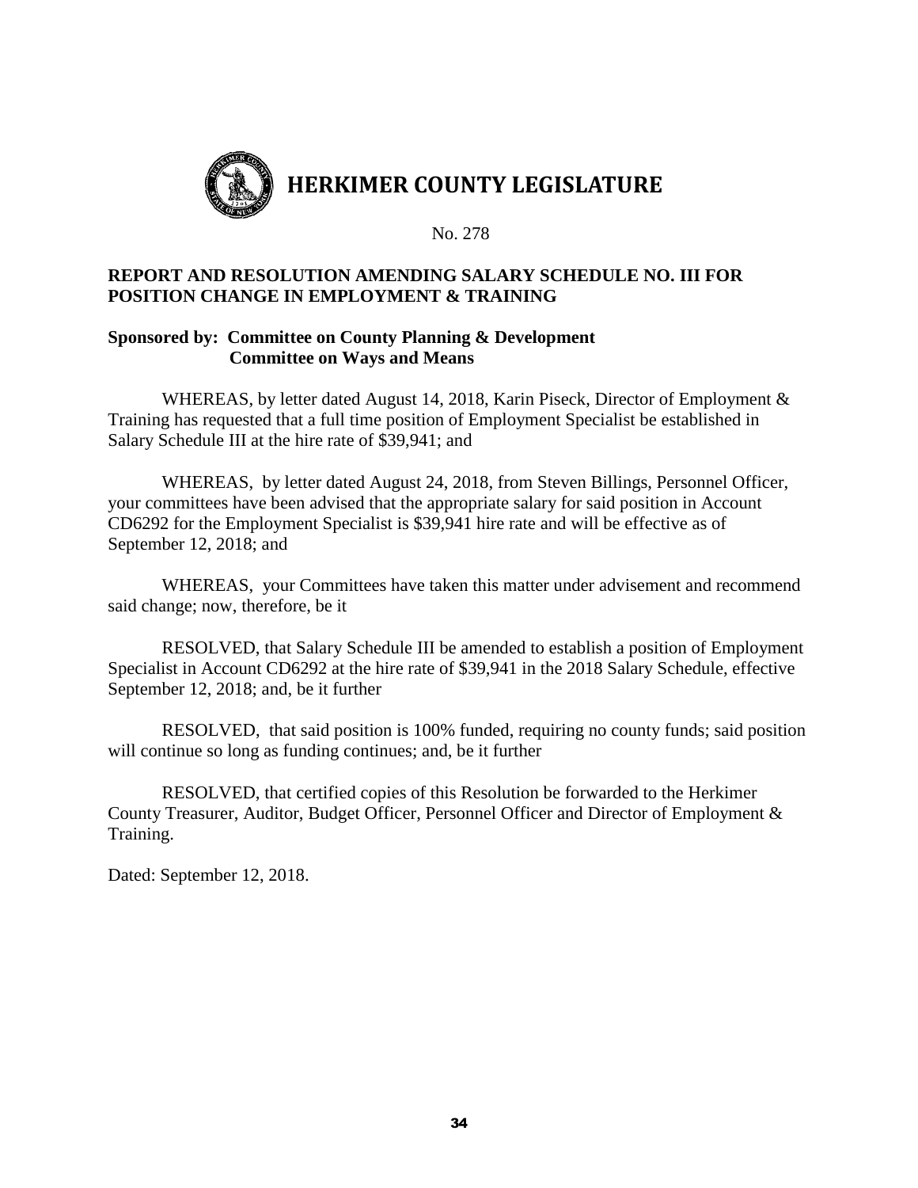# HERKIMER COUNTY LEGISLATURE

No. 278

**REPORT AND RESOLUTION AMENDING SALARY SCHEDULE NO. III FOR POSITION CHANGE IN EMPLOYMENT & TRAINING**

**Sponsored by: Committee on County Planning & Development**
**Committee on Ways and Means**

WHEREAS, by letter dated August 14, 2018, Karin Piseck, Director of Employment & Training has requested that a full time position of Employment Specialist be established in Salary Schedule III at the hire rate of $39,941; and

WHEREAS, by letter dated August 24, 2018, from Steven Billings, Personnel Officer, your committees have been advised that the appropriate salary for said position in Account CD6292 for the Employment Specialist is $39,941 hire rate and will be effective as of September 12, 2018; and

WHEREAS, your Committees have taken this matter under advisement and recommend said change; now, therefore, be it

RESOLVED, that Salary Schedule III be amended to establish a position of Employment Specialist in Account CD6292 at the hire rate of $39,941 in the 2018 Salary Schedule, effective September 12, 2018; and, be it further

RESOLVED, that said position is 100% funded, requiring no county funds; said position will continue so long as funding continues; and, be it further

RESOLVED, that certified copies of this Resolution be forwarded to the Herkimer County Treasurer, Auditor, Budget Officer, Personnel Officer and Director of Employment & Training.

Dated: September 12, 2018.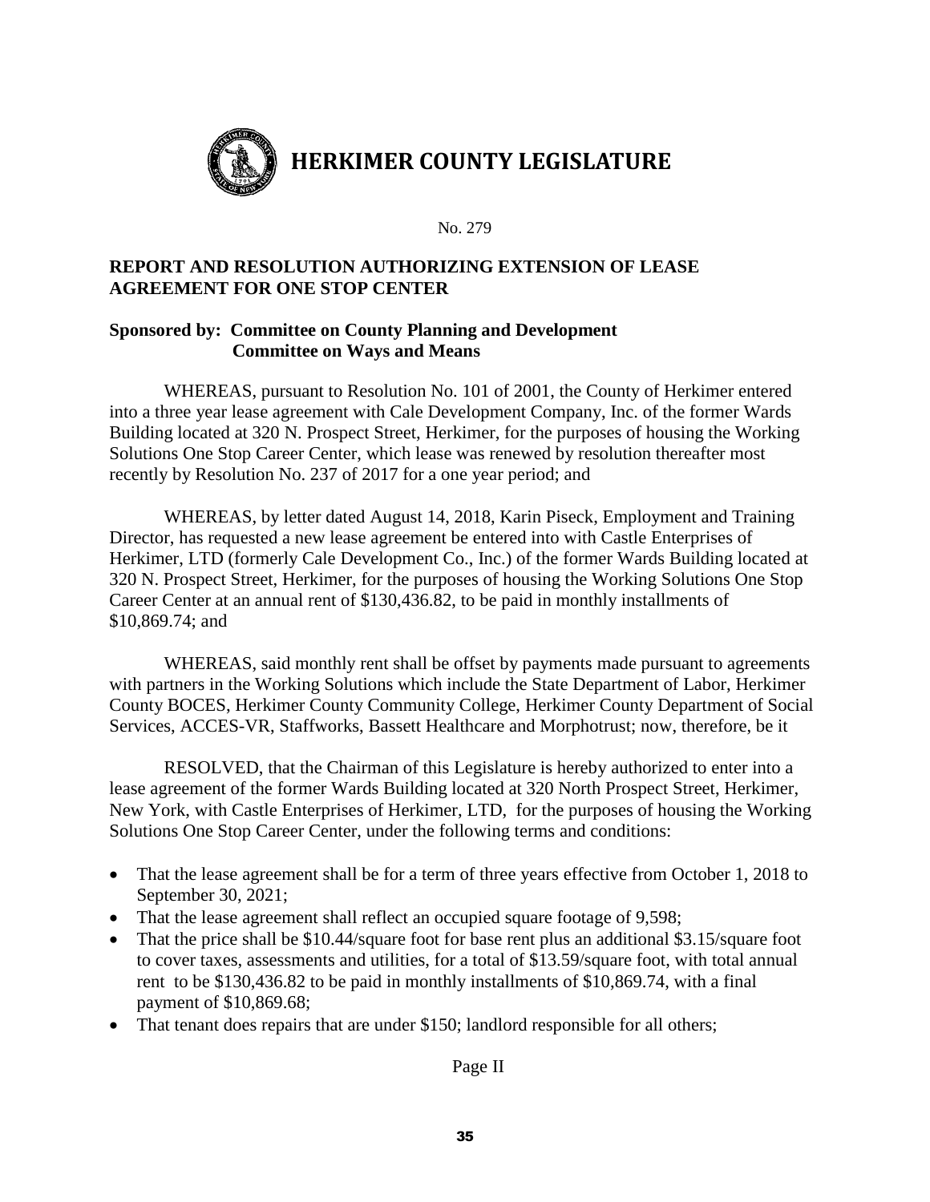# HERKIMER COUNTY LEGISLATURE

No. 279

**REPORT AND RESOLUTION AUTHORIZING EXTENSION OF LEASE AGREEMENT FOR ONE STOP CENTER**

**Sponsored by: Committee on County Planning and Development**
**Committee on Ways and Means**

WHEREAS, pursuant to Resolution No. 101 of 2001, the County of Herkimer entered into a three year lease agreement with Cale Development Company, Inc. of the former Wards Building located at 320 N. Prospect Street, Herkimer, for the purposes of housing the Working Solutions One Stop Career Center, which lease was renewed by resolution thereafter most recently by Resolution No. 237 of 2017 for a one year period; and

WHEREAS, by letter dated August 14, 2018, Karin Piseck, Employment and Training Director, has requested a new lease agreement be entered into with Castle Enterprises of Herkimer, LTD (formerly Cale Development Co., Inc.) of the former Wards Building located at 320 N. Prospect Street, Herkimer, for the purposes of housing the Working Solutions One Stop Career Center at an annual rent of $130,436.82, to be paid in monthly installments of $10,869.74; and

WHEREAS, said monthly rent shall be offset by payments made pursuant to agreements with partners in the Working Solutions which include the State Department of Labor, Herkimer County BOCES, Herkimer County Community College, Herkimer County Department of Social Services, ACCES-VR, Staffworks, Bassett Healthcare and Morphotrust; now, therefore, be it

RESOLVED, that the Chairman of this Legislature is hereby authorized to enter into a lease agreement of the former Wards Building located at 320 North Prospect Street, Herkimer, New York, with Castle Enterprises of Herkimer, LTD, for the purposes of housing the Working Solutions One Stop Career Center, under the following terms and conditions:

- That the lease agreement shall be for a term of three years effective from October 1, 2018 to September 30, 2021;
- That the lease agreement shall reflect an occupied square footage of 9,598;
- That the price shall be $10.44/square foot for base rent plus an additional $3.15/square foot to cover taxes, assessments and utilities, for a total of $13.59/square foot, with total annual rent to be $130,436.82 to be paid in monthly installments of $10,869.74, with a final payment of $10,869.68;
- That tenant does repairs that are under $150; landlord responsible for all others;

Page II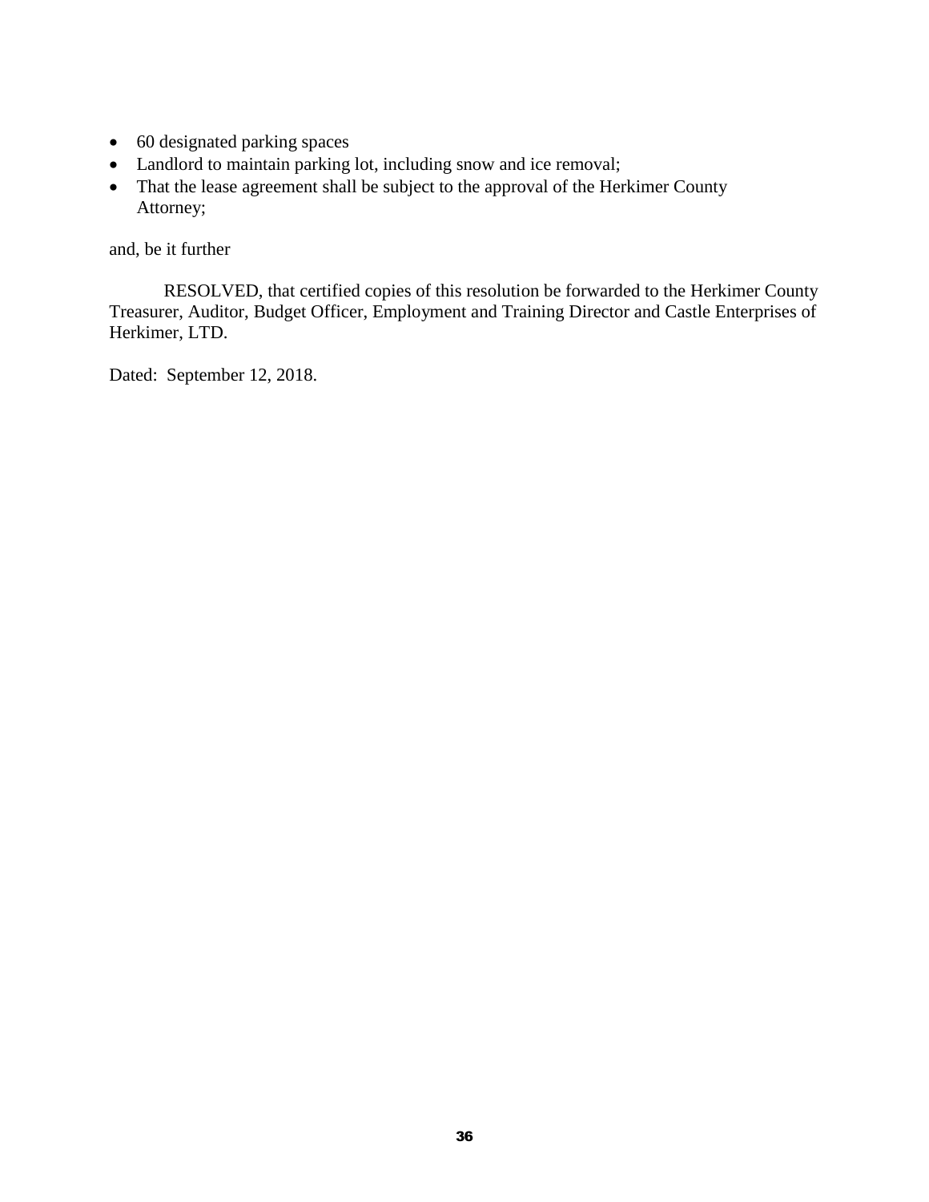- 60 designated parking spaces
- Landlord to maintain parking lot, including snow and ice removal;
- That the lease agreement shall be subject to the approval of the Herkimer County Attorney;

and, be it further

RESOLVED, that certified copies of this resolution be forwarded to the Herkimer County Treasurer, Auditor, Budget Officer, Employment and Training Director and Castle Enterprises of Herkimer, LTD.

Dated: September 12, 2018.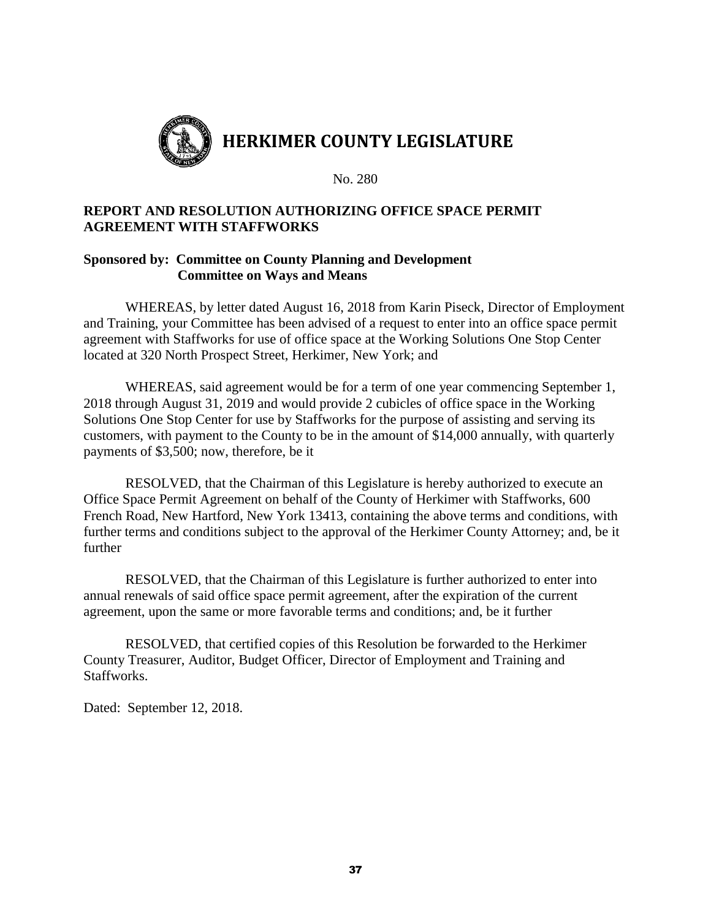# HERKIMER COUNTY LEGISLATURE

No. 280

**REPORT AND RESOLUTION AUTHORIZING OFFICE SPACE PERMIT AGREEMENT WITH STAFFWORKS**

**Sponsored by: Committee on County Planning and Development**
**Committee on Ways and Means**

WHEREAS, by letter dated August 16, 2018 from Karin Piseck, Director of Employment and Training, your Committee has been advised of a request to enter into an office space permit agreement with Staffworks for use of office space at the Working Solutions One Stop Center located at 320 North Prospect Street, Herkimer, New York; and

WHEREAS, said agreement would be for a term of one year commencing September 1, 2018 through August 31, 2019 and would provide 2 cubicles of office space in the Working Solutions One Stop Center for use by Staffworks for the purpose of assisting and serving its customers, with payment to the County to be in the amount of $14,000 annually, with quarterly payments of $3,500; now, therefore, be it

RESOLVED, that the Chairman of this Legislature is hereby authorized to execute an Office Space Permit Agreement on behalf of the County of Herkimer with Staffworks, 600 French Road, New Hartford, New York 13413, containing the above terms and conditions, with further terms and conditions subject to the approval of the Herkimer County Attorney; and, be it further

RESOLVED, that the Chairman of this Legislature is further authorized to enter into annual renewals of said office space permit agreement, after the expiration of the current agreement, upon the same or more favorable terms and conditions; and, be it further

RESOLVED, that certified copies of this Resolution be forwarded to the Herkimer County Treasurer, Auditor, Budget Officer, Director of Employment and Training and Staffworks.

Dated: September 12, 2018.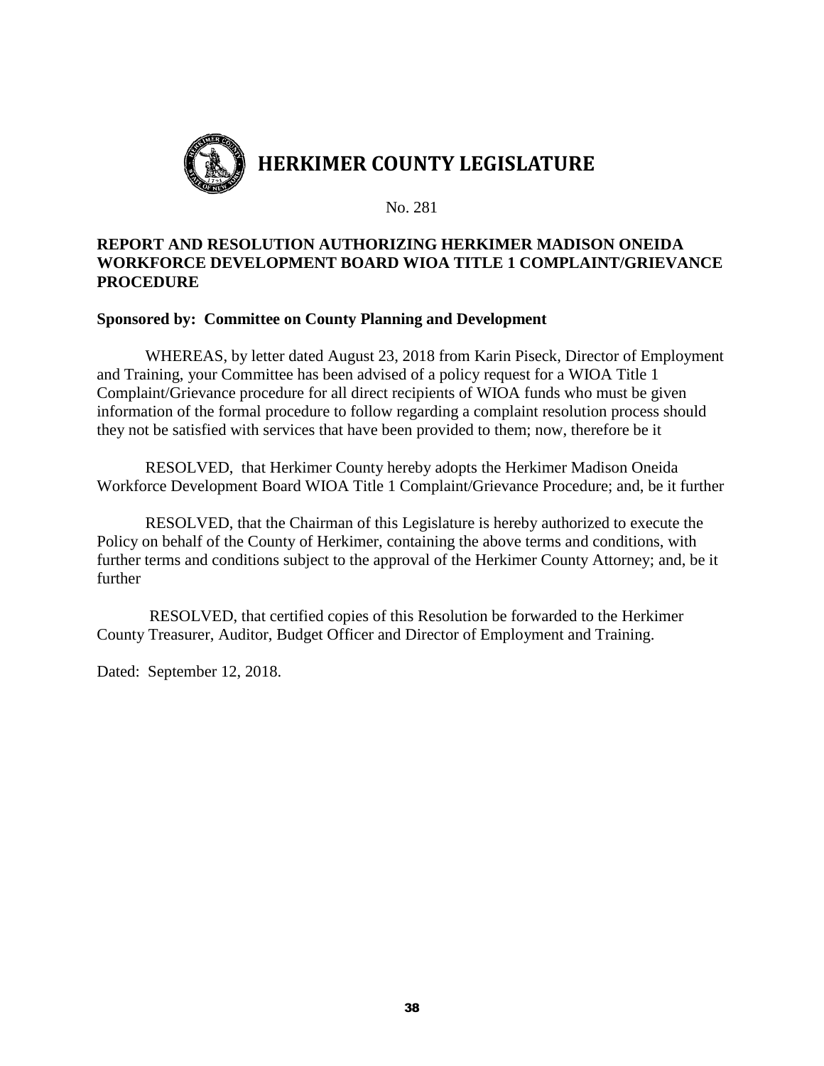# HERKIMER COUNTY LEGISLATURE

No. 281

**REPORT AND RESOLUTION AUTHORIZING HERKIMER MADISON ONEIDA WORKFORCE DEVELOPMENT BOARD WIOA TITLE 1 COMPLAINT/GRIEVANCE PROCEDURE**

**Sponsored by: Committee on County Planning and Development**

WHEREAS, by letter dated August 23, 2018 from Karin Piseck, Director of Employment and Training, your Committee has been advised of a policy request for a WIOA Title 1 Complaint/Grievance procedure for all direct recipients of WIOA funds who must be given information of the formal procedure to follow regarding a complaint resolution process should they not be satisfied with services that have been provided to them; now, therefore be it

RESOLVED, that Herkimer County hereby adopts the Herkimer Madison Oneida Workforce Development Board WIOA Title 1 Complaint/Grievance Procedure; and, be it further

RESOLVED, that the Chairman of this Legislature is hereby authorized to execute the Policy on behalf of the County of Herkimer, containing the above terms and conditions, with further terms and conditions subject to the approval of the Herkimer County Attorney; and, be it further

RESOLVED, that certified copies of this Resolution be forwarded to the Herkimer County Treasurer, Auditor, Budget Officer and Director of Employment and Training.

Dated: September 12, 2018.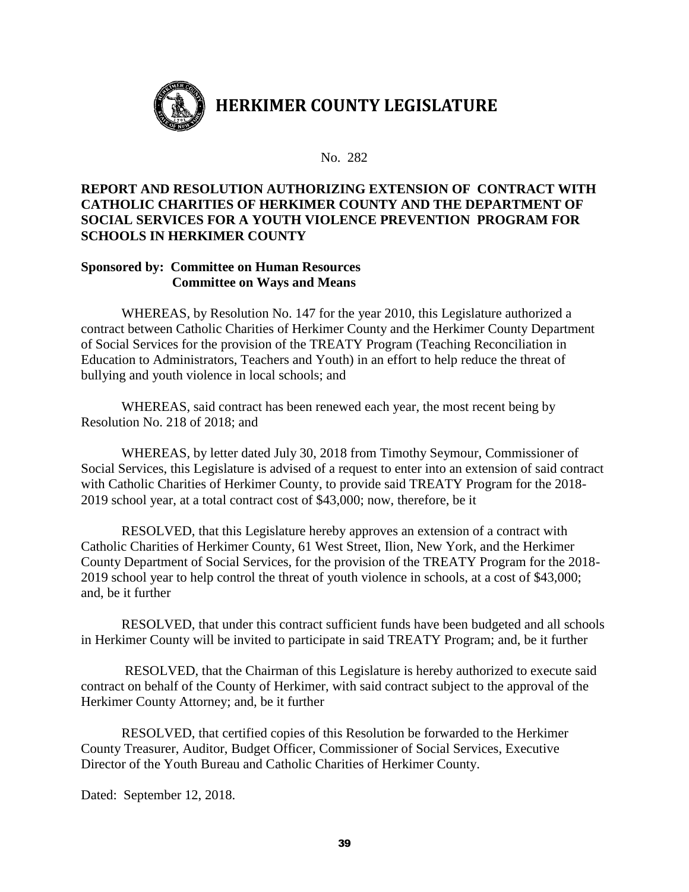# HERKIMER COUNTY LEGISLATURE

No. 282

## REPORT AND RESOLUTION AUTHORIZING EXTENSION OF CONTRACT WITH CATHOLIC CHARITIES OF HERKIMER COUNTY AND THE DEPARTMENT OF SOCIAL SERVICES FOR A YOUTH VIOLENCE PREVENTION PROGRAM FOR SCHOOLS IN HERKIMER COUNTY

**Sponsored by: Committee on Human Resources**
**Committee on Ways and Means**

WHEREAS, by Resolution No. 147 for the year 2010, this Legislature authorized a contract between Catholic Charities of Herkimer County and the Herkimer County Department of Social Services for the provision of the TREATY Program (Teaching Reconciliation in Education to Administrators, Teachers and Youth) in an effort to help reduce the threat of bullying and youth violence in local schools; and

WHEREAS, said contract has been renewed each year, the most recent being by Resolution No. 218 of 2018; and

WHEREAS, by letter dated July 30, 2018 from Timothy Seymour, Commissioner of Social Services, this Legislature is advised of a request to enter into an extension of said contract with Catholic Charities of Herkimer County, to provide said TREATY Program for the 2018-2019 school year, at a total contract cost of $43,000; now, therefore, be it

RESOLVED, that this Legislature hereby approves an extension of a contract with Catholic Charities of Herkimer County, 61 West Street, Ilion, New York, and the Herkimer County Department of Social Services, for the provision of the TREATY Program for the 2018-2019 school year to help control the threat of youth violence in schools, at a cost of $43,000; and, be it further

RESOLVED, that under this contract sufficient funds have been budgeted and all schools in Herkimer County will be invited to participate in said TREATY Program; and, be it further

RESOLVED, that the Chairman of this Legislature is hereby authorized to execute said contract on behalf of the County of Herkimer, with said contract subject to the approval of the Herkimer County Attorney; and, be it further

RESOLVED, that certified copies of this Resolution be forwarded to the Herkimer County Treasurer, Auditor, Budget Officer, Commissioner of Social Services, Executive Director of the Youth Bureau and Catholic Charities of Herkimer County.

Dated: September 12, 2018.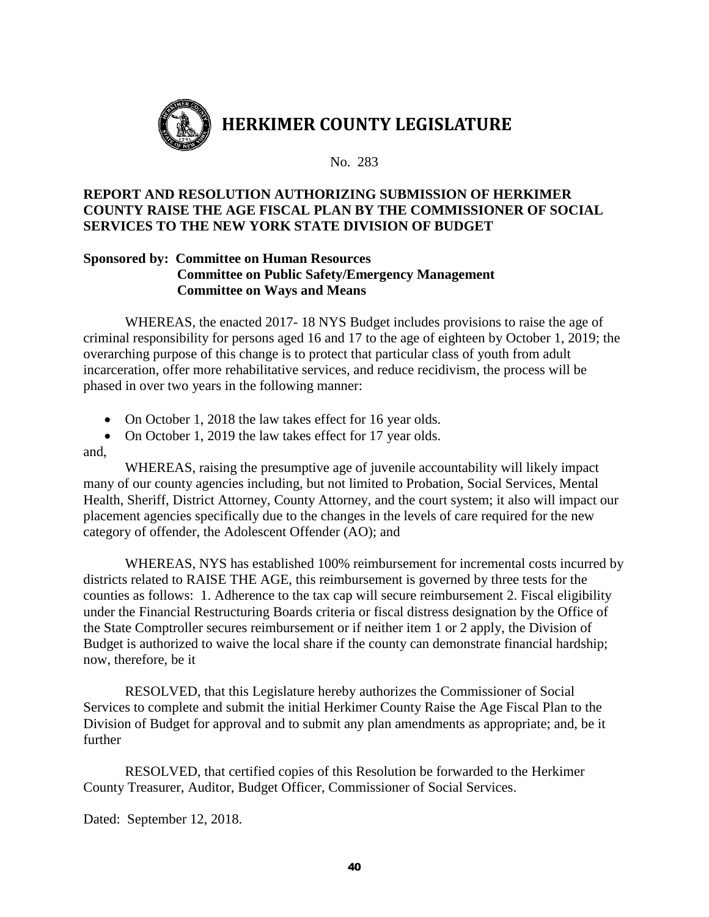# HERKIMER COUNTY LEGISLATURE

No. 283

**REPORT AND RESOLUTION AUTHORIZING SUBMISSION OF HERKIMER COUNTY RAISE THE AGE FISCAL PLAN BY THE COMMISSIONER OF SOCIAL SERVICES TO THE NEW YORK STATE DIVISION OF BUDGET**

**Sponsored by: Committee on Human Resources**
**Committee on Public Safety/Emergency Management**
**Committee on Ways and Means**

WHEREAS, the enacted 2017- 18 NYS Budget includes provisions to raise the age of criminal responsibility for persons aged 16 and 17 to the age of eighteen by October 1, 2019; the overarching purpose of this change is to protect that particular class of youth from adult incarceration, offer more rehabilitative services, and reduce recidivism, the process will be phased in over two years in the following manner:

- On October 1, 2018 the law takes effect for 16 year olds.
- On October 1, 2019 the law takes effect for 17 year olds.

and,

WHEREAS, raising the presumptive age of juvenile accountability will likely impact many of our county agencies including, but not limited to Probation, Social Services, Mental Health, Sheriff, District Attorney, County Attorney, and the court system; it also will impact our placement agencies specifically due to the changes in the levels of care required for the new category of offender, the Adolescent Offender (AO); and

WHEREAS, NYS has established 100% reimbursement for incremental costs incurred by districts related to RAISE THE AGE, this reimbursement is governed by three tests for the counties as follows: 1. Adherence to the tax cap will secure reimbursement 2. Fiscal eligibility under the Financial Restructuring Boards criteria or fiscal distress designation by the Office of the State Comptroller secures reimbursement or if neither item 1 or 2 apply, the Division of Budget is authorized to waive the local share if the county can demonstrate financial hardship; now, therefore, be it

RESOLVED, that this Legislature hereby authorizes the Commissioner of Social Services to complete and submit the initial Herkimer County Raise the Age Fiscal Plan to the Division of Budget for approval and to submit any plan amendments as appropriate; and, be it further

RESOLVED, that certified copies of this Resolution be forwarded to the Herkimer County Treasurer, Auditor, Budget Officer, Commissioner of Social Services.

Dated: September 12, 2018.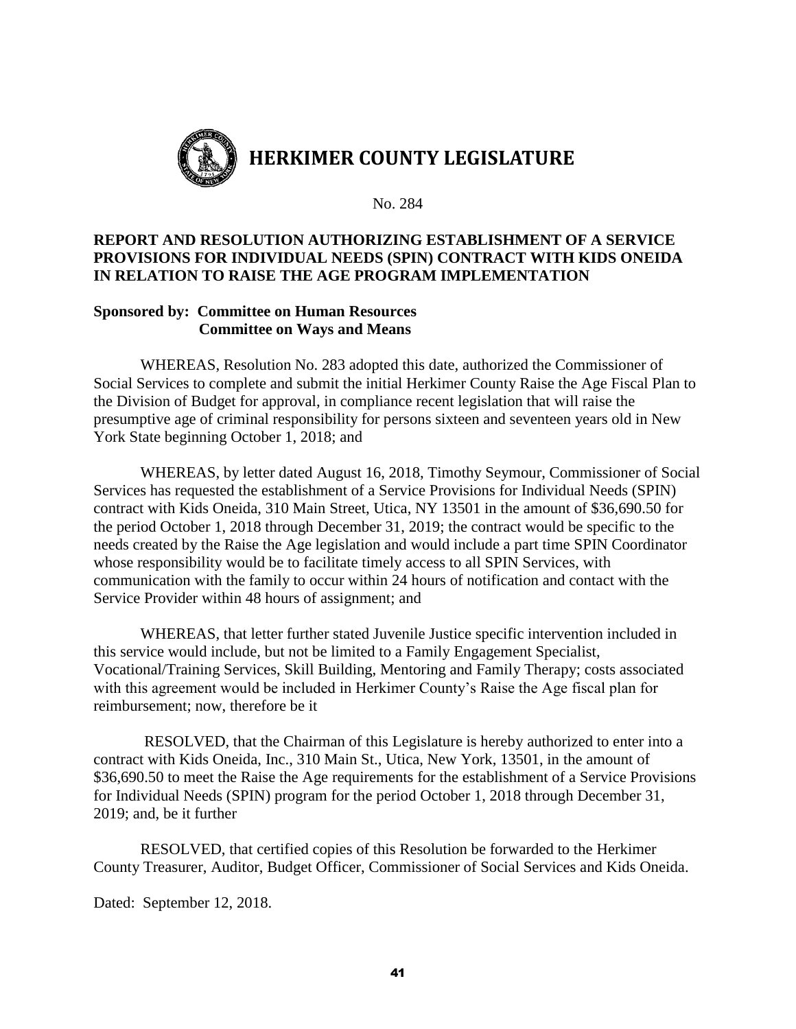# HERKIMER COUNTY LEGISLATURE

No. 284

## REPORT AND RESOLUTION AUTHORIZING ESTABLISHMENT OF A SERVICE PROVISIONS FOR INDIVIDUAL NEEDS (SPIN) CONTRACT WITH KIDS ONEIDA IN RELATION TO RAISE THE AGE PROGRAM IMPLEMENTATION

**Sponsored by: Committee on Human Resources**
**Committee on Ways and Means**

WHEREAS, Resolution No. 283 adopted this date, authorized the Commissioner of Social Services to complete and submit the initial Herkimer County Raise the Age Fiscal Plan to the Division of Budget for approval, in compliance recent legislation that will raise the presumptive age of criminal responsibility for persons sixteen and seventeen years old in New York State beginning October 1, 2018; and

WHEREAS, by letter dated August 16, 2018, Timothy Seymour, Commissioner of Social Services has requested the establishment of a Service Provisions for Individual Needs (SPIN) contract with Kids Oneida, 310 Main Street, Utica, NY 13501 in the amount of $36,690.50 for the period October 1, 2018 through December 31, 2019; the contract would be specific to the needs created by the Raise the Age legislation and would include a part time SPIN Coordinator whose responsibility would be to facilitate timely access to all SPIN Services, with communication with the family to occur within 24 hours of notification and contact with the Service Provider within 48 hours of assignment; and

WHEREAS, that letter further stated Juvenile Justice specific intervention included in this service would include, but not be limited to a Family Engagement Specialist, Vocational/Training Services, Skill Building, Mentoring and Family Therapy; costs associated with this agreement would be included in Herkimer County's Raise the Age fiscal plan for reimbursement; now, therefore be it

RESOLVED, that the Chairman of this Legislature is hereby authorized to enter into a contract with Kids Oneida, Inc., 310 Main St., Utica, New York, 13501, in the amount of $36,690.50 to meet the Raise the Age requirements for the establishment of a Service Provisions for Individual Needs (SPIN) program for the period October 1, 2018 through December 31, 2019; and, be it further

RESOLVED, that certified copies of this Resolution be forwarded to the Herkimer County Treasurer, Auditor, Budget Officer, Commissioner of Social Services and Kids Oneida.

Dated: September 12, 2018.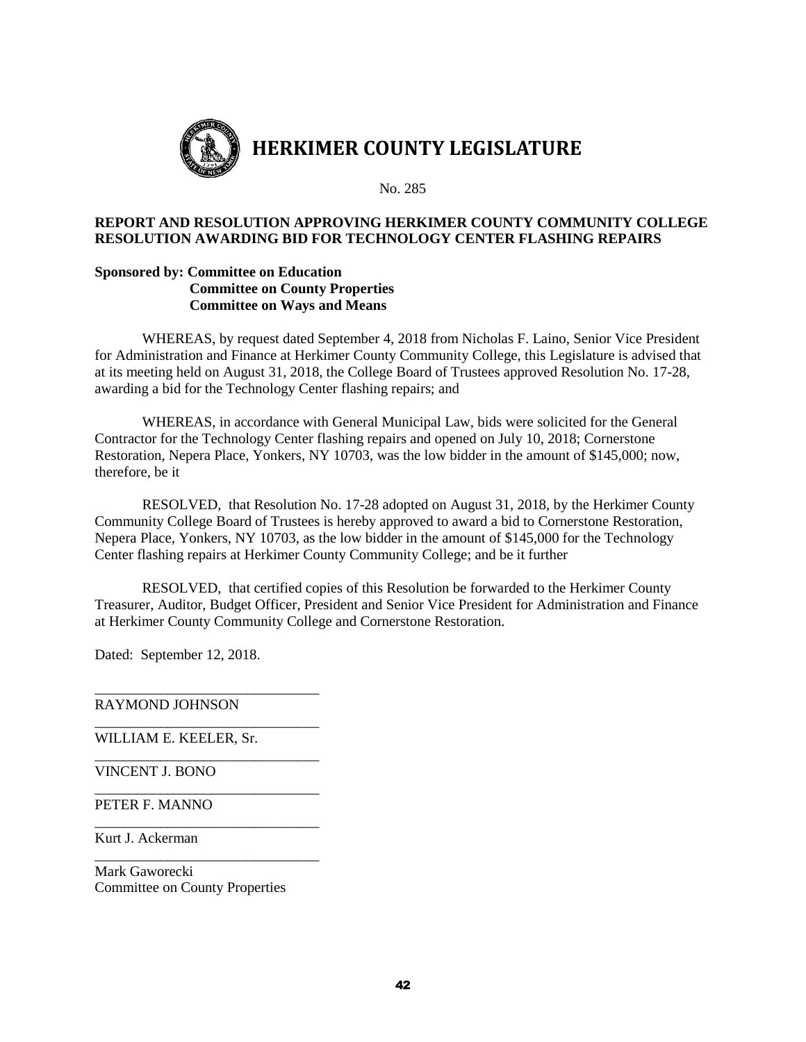# HERKIMER COUNTY LEGISLATURE

No. 285

**REPORT AND RESOLUTION APPROVING HERKIMER COUNTY COMMUNITY COLLEGE RESOLUTION AWARDING BID FOR TECHNOLOGY CENTER FLASHING REPAIRS**

**Sponsored by: Committee on Education**
**Committee on County Properties**
**Committee on Ways and Means**

WHEREAS, by request dated September 4, 2018 from Nicholas F. Laino, Senior Vice President for Administration and Finance at Herkimer County Community College, this Legislature is advised that at its meeting held on August 31, 2018, the College Board of Trustees approved Resolution No. 17-28, awarding a bid for the Technology Center flashing repairs; and

WHEREAS, in accordance with General Municipal Law, bids were solicited for the General Contractor for the Technology Center flashing repairs and opened on July 10, 2018; Cornerstone Restoration, Nepera Place, Yonkers, NY 10703, was the low bidder in the amount of $145,000; now, therefore, be it

RESOLVED, that Resolution No. 17-28 adopted on August 31, 2018, by the Herkimer County Community College Board of Trustees is hereby approved to award a bid to Cornerstone Restoration, Nepera Place, Yonkers, NY 10703, as the low bidder in the amount of $145,000 for the Technology Center flashing repairs at Herkimer County Community College; and be it further

RESOLVED, that certified copies of this Resolution be forwarded to the Herkimer County Treasurer, Auditor, Budget Officer, President and Senior Vice President for Administration and Finance at Herkimer County Community College and Cornerstone Restoration.

Dated: September 12, 2018.

_______________________________
RAYMOND JOHNSON

_______________________________
WILLIAM E. KEELER, Sr.

_______________________________
VINCENT J. BONO

_______________________________
PETER F. MANNO

_______________________________
Kurt J. Ackerman

_______________________________
Mark Gaworecki
Committee on County Properties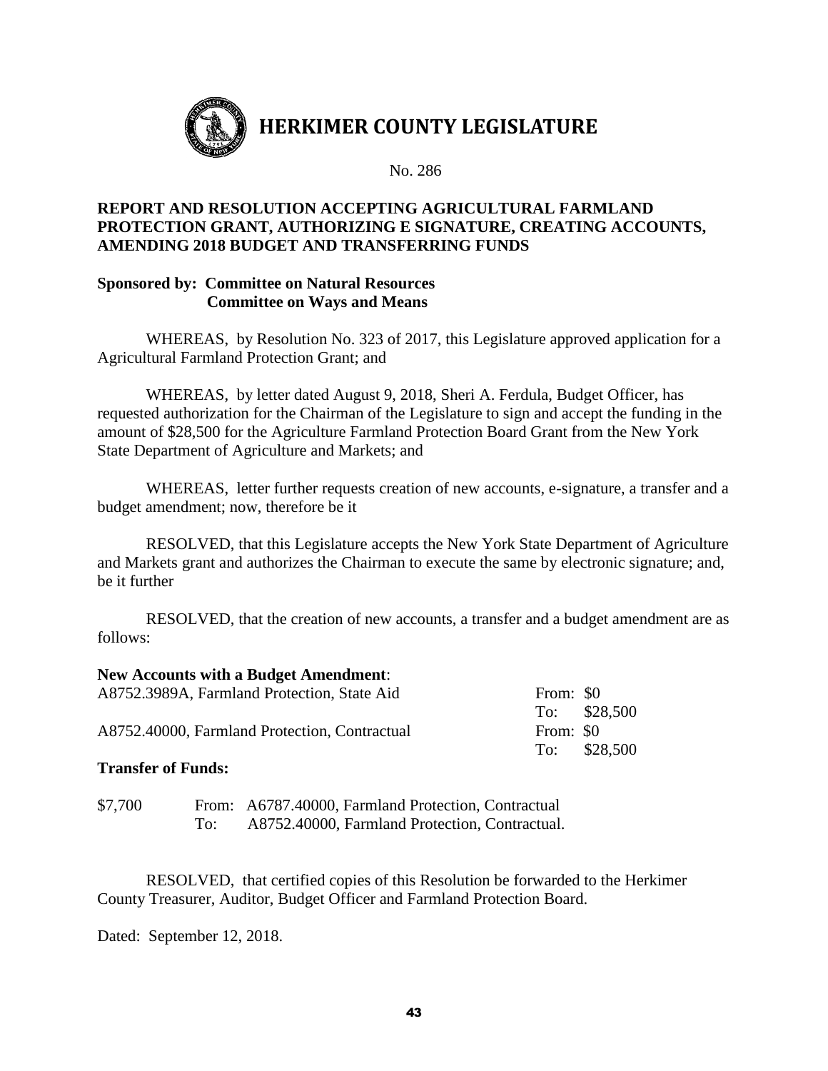# HERKIMER COUNTY LEGISLATURE

No. 286

**REPORT AND RESOLUTION ACCEPTING AGRICULTURAL FARMLAND PROTECTION GRANT, AUTHORIZING E SIGNATURE, CREATING ACCOUNTS, AMENDING 2018 BUDGET AND TRANSFERRING FUNDS**

**Sponsored by: Committee on Natural Resources**
**Committee on Ways and Means**

WHEREAS, by Resolution No. 323 of 2017, this Legislature approved application for a Agricultural Farmland Protection Grant; and

WHEREAS, by letter dated August 9, 2018, Sheri A. Ferdula, Budget Officer, has requested authorization for the Chairman of the Legislature to sign and accept the funding in the amount of $28,500 for the Agriculture Farmland Protection Board Grant from the New York State Department of Agriculture and Markets; and

WHEREAS, letter further requests creation of new accounts, e-signature, a transfer and a budget amendment; now, therefore be it

RESOLVED, that this Legislature accepts the New York State Department of Agriculture and Markets grant and authorizes the Chairman to execute the same by electronic signature; and, be it further

RESOLVED, that the creation of new accounts, a transfer and a budget amendment are as follows:

**New Accounts with a Budget Amendment**:

| Account | |
|---|---|
| A8752.3989A, Farmland Protection, State Aid | From: $0<br>To: $28,500 |
| A8752.40000, Farmland Protection, Contractual | From: $0<br>To: $28,500 |

**Transfer of Funds:**

$7,700 From: A6787.40000, Farmland Protection, Contractual
To: A8752.40000, Farmland Protection, Contractual.

RESOLVED, that certified copies of this Resolution be forwarded to the Herkimer County Treasurer, Auditor, Budget Officer and Farmland Protection Board.

Dated: September 12, 2018.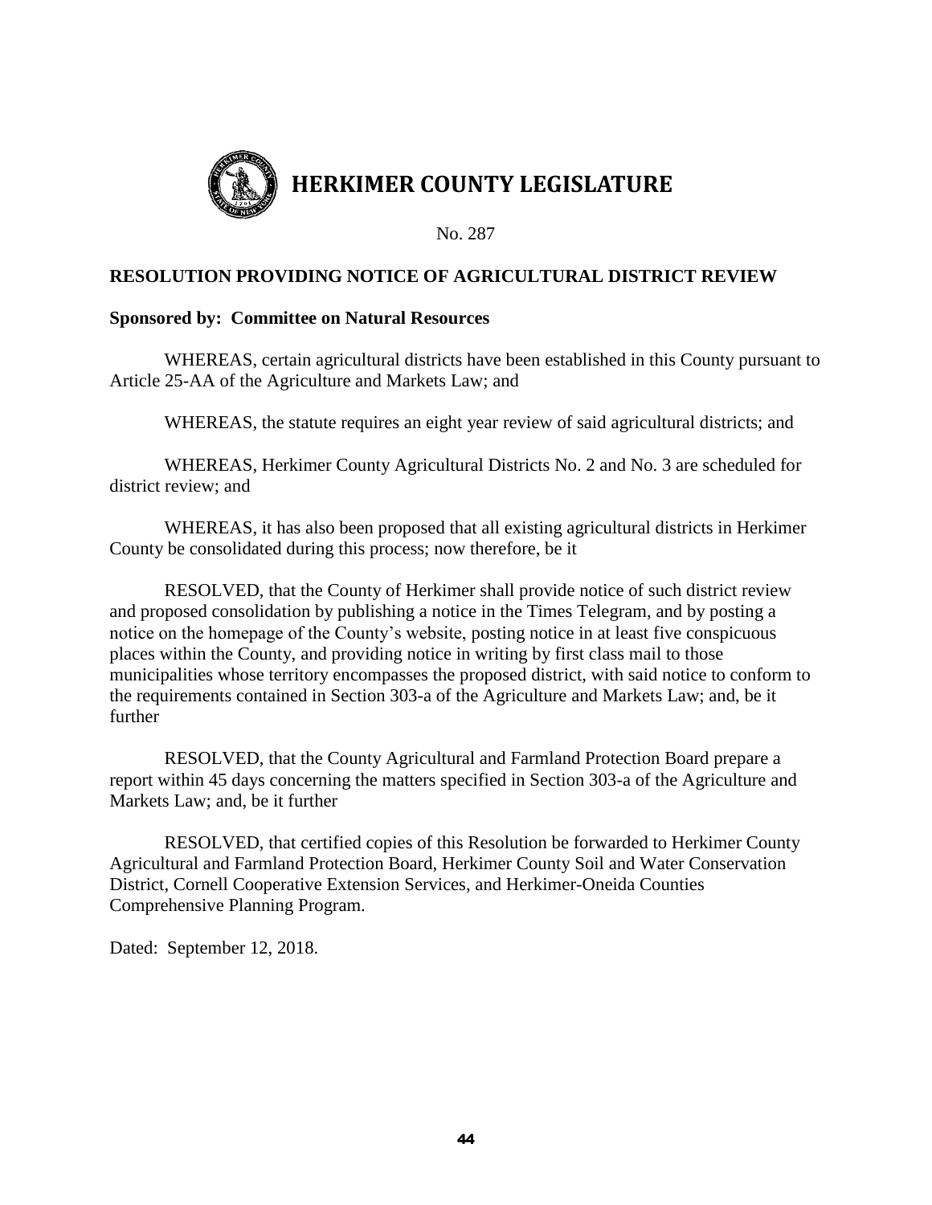# HERKIMER COUNTY LEGISLATURE

No. 287

**RESOLUTION PROVIDING NOTICE OF AGRICULTURAL DISTRICT REVIEW**

**Sponsored by: Committee on Natural Resources**

WHEREAS, certain agricultural districts have been established in this County pursuant to Article 25-AA of the Agriculture and Markets Law; and

WHEREAS, the statute requires an eight year review of said agricultural districts; and

WHEREAS, Herkimer County Agricultural Districts No. 2 and No. 3 are scheduled for district review; and

WHEREAS, it has also been proposed that all existing agricultural districts in Herkimer County be consolidated during this process; now therefore, be it

RESOLVED, that the County of Herkimer shall provide notice of such district review and proposed consolidation by publishing a notice in the Times Telegram, and by posting a notice on the homepage of the County's website, posting notice in at least five conspicuous places within the County, and providing notice in writing by first class mail to those municipalities whose territory encompasses the proposed district, with said notice to conform to the requirements contained in Section 303-a of the Agriculture and Markets Law; and, be it further

RESOLVED, that the County Agricultural and Farmland Protection Board prepare a report within 45 days concerning the matters specified in Section 303-a of the Agriculture and Markets Law; and, be it further

RESOLVED, that certified copies of this Resolution be forwarded to Herkimer County Agricultural and Farmland Protection Board, Herkimer County Soil and Water Conservation District, Cornell Cooperative Extension Services, and Herkimer-Oneida Counties Comprehensive Planning Program.

Dated: September 12, 2018.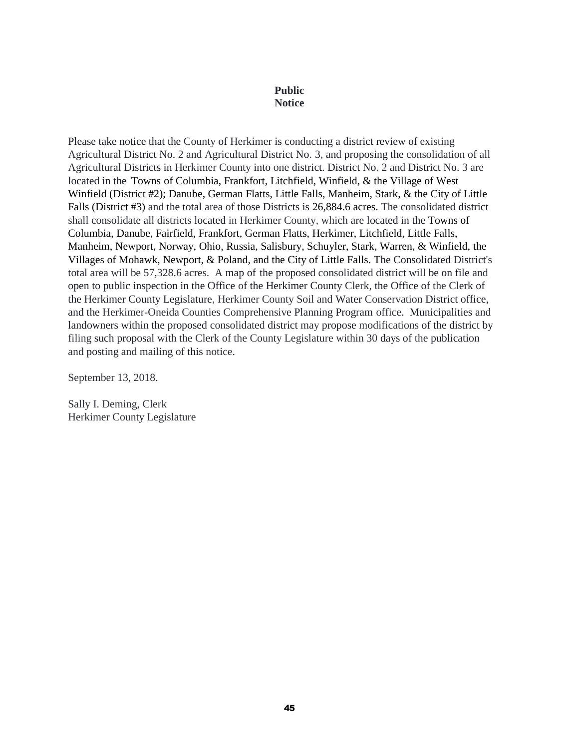**Public Notice**

Please take notice that the County of Herkimer is conducting a district review of existing Agricultural District No. 2 and Agricultural District No. 3, and proposing the consolidation of all Agricultural Districts in Herkimer County into one district. District No. 2 and District No. 3 are located in the Towns of Columbia, Frankfort, Litchfield, Winfield, & the Village of West Winfield (District #2); Danube, German Flatts, Little Falls, Manheim, Stark, & the City of Little Falls (District #3) and the total area of those Districts is 26,884.6 acres. The consolidated district shall consolidate all districts located in Herkimer County, which are located in the Towns of Columbia, Danube, Fairfield, Frankfort, German Flatts, Herkimer, Litchfield, Little Falls, Manheim, Newport, Norway, Ohio, Russia, Salisbury, Schuyler, Stark, Warren, & Winfield, the Villages of Mohawk, Newport, & Poland, and the City of Little Falls. The Consolidated District's total area will be 57,328.6 acres. A map of the proposed consolidated district will be on file and open to public inspection in the Office of the Herkimer County Clerk, the Office of the Clerk of the Herkimer County Legislature, Herkimer County Soil and Water Conservation District office, and the Herkimer-Oneida Counties Comprehensive Planning Program office. Municipalities and landowners within the proposed consolidated district may propose modifications of the district by filing such proposal with the Clerk of the County Legislature within 30 days of the publication and posting and mailing of this notice.

September 13, 2018.

Sally I. Deming, Clerk
Herkimer County Legislature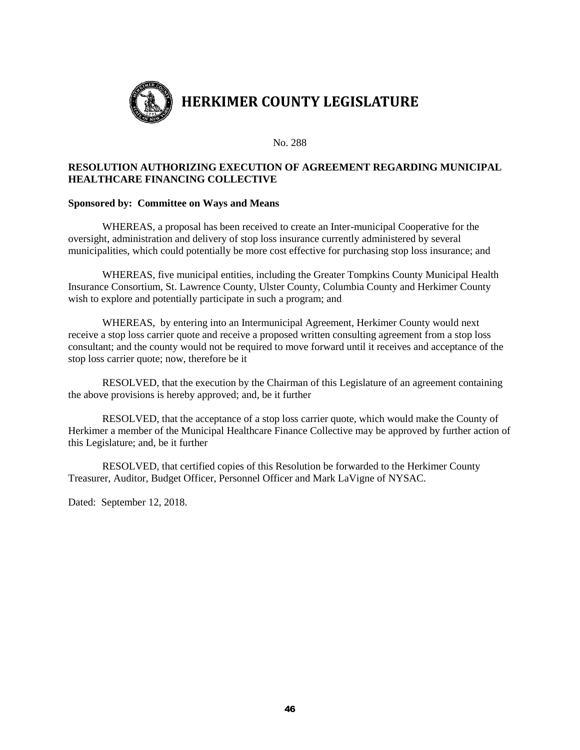# HERKIMER COUNTY LEGISLATURE

No. 288

**RESOLUTION AUTHORIZING EXECUTION OF AGREEMENT REGARDING MUNICIPAL HEALTHCARE FINANCING COLLECTIVE**

**Sponsored by: Committee on Ways and Means**

WHEREAS, a proposal has been received to create an Inter-municipal Cooperative for the oversight, administration and delivery of stop loss insurance currently administered by several municipalities, which could potentially be more cost effective for purchasing stop loss insurance; and

WHEREAS, five municipal entities, including the Greater Tompkins County Municipal Health Insurance Consortium, St. Lawrence County, Ulster County, Columbia County and Herkimer County wish to explore and potentially participate in such a program; and

WHEREAS, by entering into an Intermunicipal Agreement, Herkimer County would next receive a stop loss carrier quote and receive a proposed written consulting agreement from a stop loss consultant; and the county would not be required to move forward until it receives and acceptance of the stop loss carrier quote; now, therefore be it

RESOLVED, that the execution by the Chairman of this Legislature of an agreement containing the above provisions is hereby approved; and, be it further

RESOLVED, that the acceptance of a stop loss carrier quote, which would make the County of Herkimer a member of the Municipal Healthcare Finance Collective may be approved by further action of this Legislature; and, be it further

RESOLVED, that certified copies of this Resolution be forwarded to the Herkimer County Treasurer, Auditor, Budget Officer, Personnel Officer and Mark LaVigne of NYSAC.

Dated: September 12, 2018.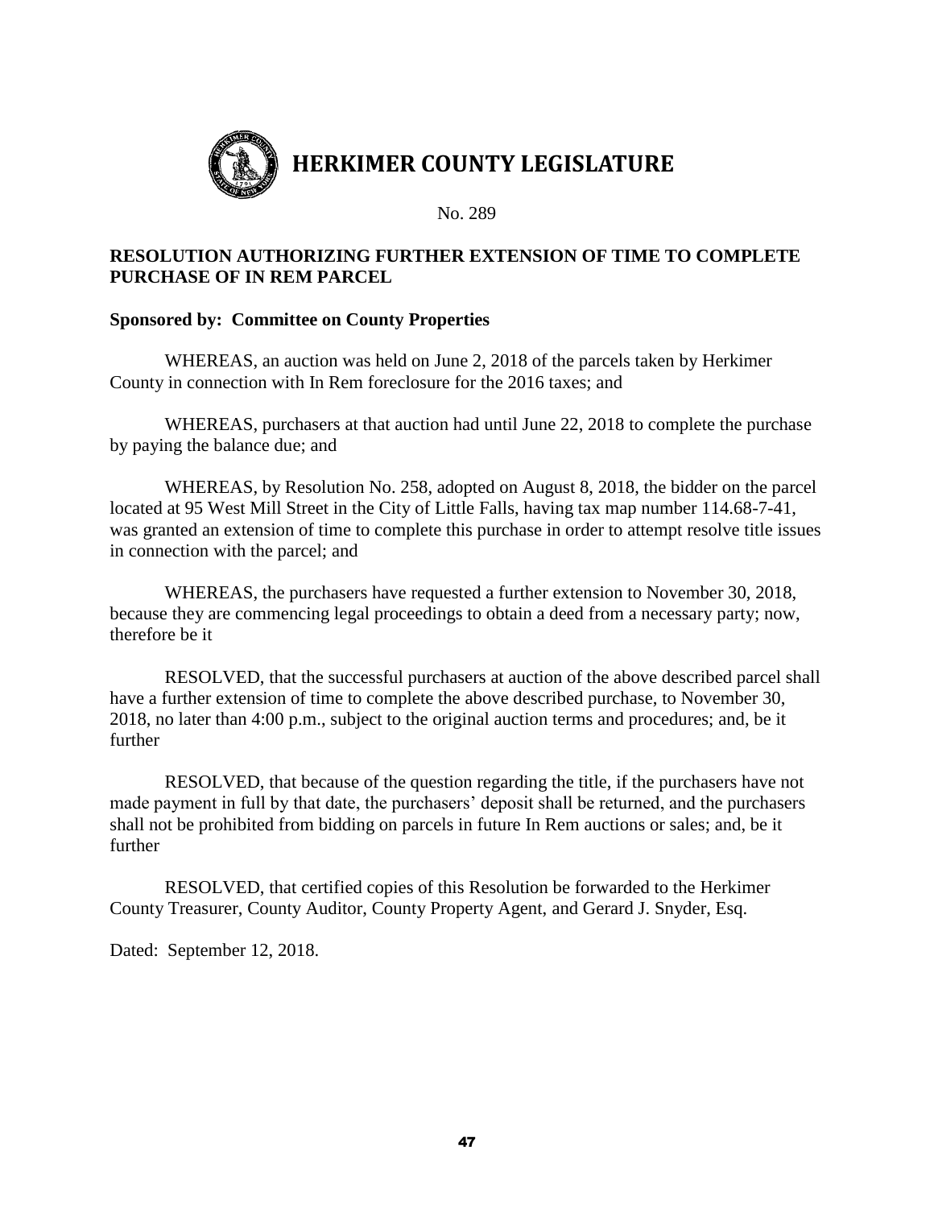# HERKIMER COUNTY LEGISLATURE

No. 289

**RESOLUTION AUTHORIZING FURTHER EXTENSION OF TIME TO COMPLETE PURCHASE OF IN REM PARCEL**

**Sponsored by: Committee on County Properties**

WHEREAS, an auction was held on June 2, 2018 of the parcels taken by Herkimer County in connection with In Rem foreclosure for the 2016 taxes; and

WHEREAS, purchasers at that auction had until June 22, 2018 to complete the purchase by paying the balance due; and

WHEREAS, by Resolution No. 258, adopted on August 8, 2018, the bidder on the parcel located at 95 West Mill Street in the City of Little Falls, having tax map number 114.68-7-41, was granted an extension of time to complete this purchase in order to attempt resolve title issues in connection with the parcel; and

WHEREAS, the purchasers have requested a further extension to November 30, 2018, because they are commencing legal proceedings to obtain a deed from a necessary party; now, therefore be it

RESOLVED, that the successful purchasers at auction of the above described parcel shall have a further extension of time to complete the above described purchase, to November 30, 2018, no later than 4:00 p.m., subject to the original auction terms and procedures; and, be it further

RESOLVED, that because of the question regarding the title, if the purchasers have not made payment in full by that date, the purchasers' deposit shall be returned, and the purchasers shall not be prohibited from bidding on parcels in future In Rem auctions or sales; and, be it further

RESOLVED, that certified copies of this Resolution be forwarded to the Herkimer County Treasurer, County Auditor, County Property Agent, and Gerard J. Snyder, Esq.

Dated: September 12, 2018.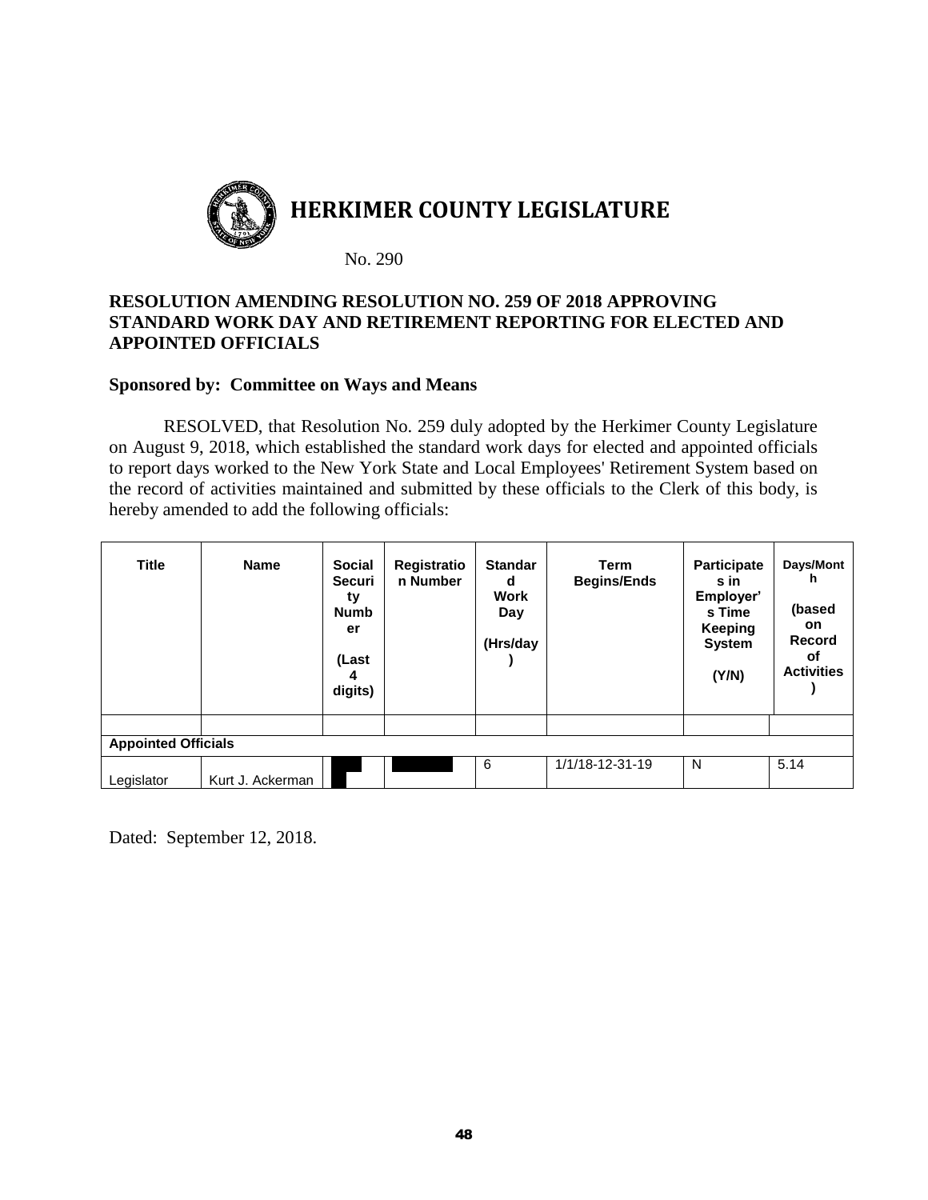# HERKIMER COUNTY LEGISLATURE

No. 290

**RESOLUTION AMENDING RESOLUTION NO. 259 OF 2018 APPROVING STANDARD WORK DAY AND RETIREMENT REPORTING FOR ELECTED AND APPOINTED OFFICIALS**

**Sponsored by: Committee on Ways and Means**

RESOLVED, that Resolution No. 259 duly adopted by the Herkimer County Legislature on August 9, 2018, which established the standard work days for elected and appointed officials to report days worked to the New York State and Local Employees' Retirement System based on the record of activities maintained and submitted by these officials to the Clerk of this body, is hereby amended to add the following officials:

| Title | Name | Social Security Number (Last 4 digits) | Registration Number | Standard Work Day (Hrs/day) | Term Begins/Ends | Participates in Employer's Time Keeping System (Y/N) | Days/Month (based on Record of Activities) |
|---|---|---|---|---|---|---|---|
| | | | | | | | |
| **Appointed Officials** | | | | | | | |
| Legislator | Kurt J. Ackerman | | | 6 | 1/1/18-12-31-19 | N | 5.14 |

Dated: September 12, 2018.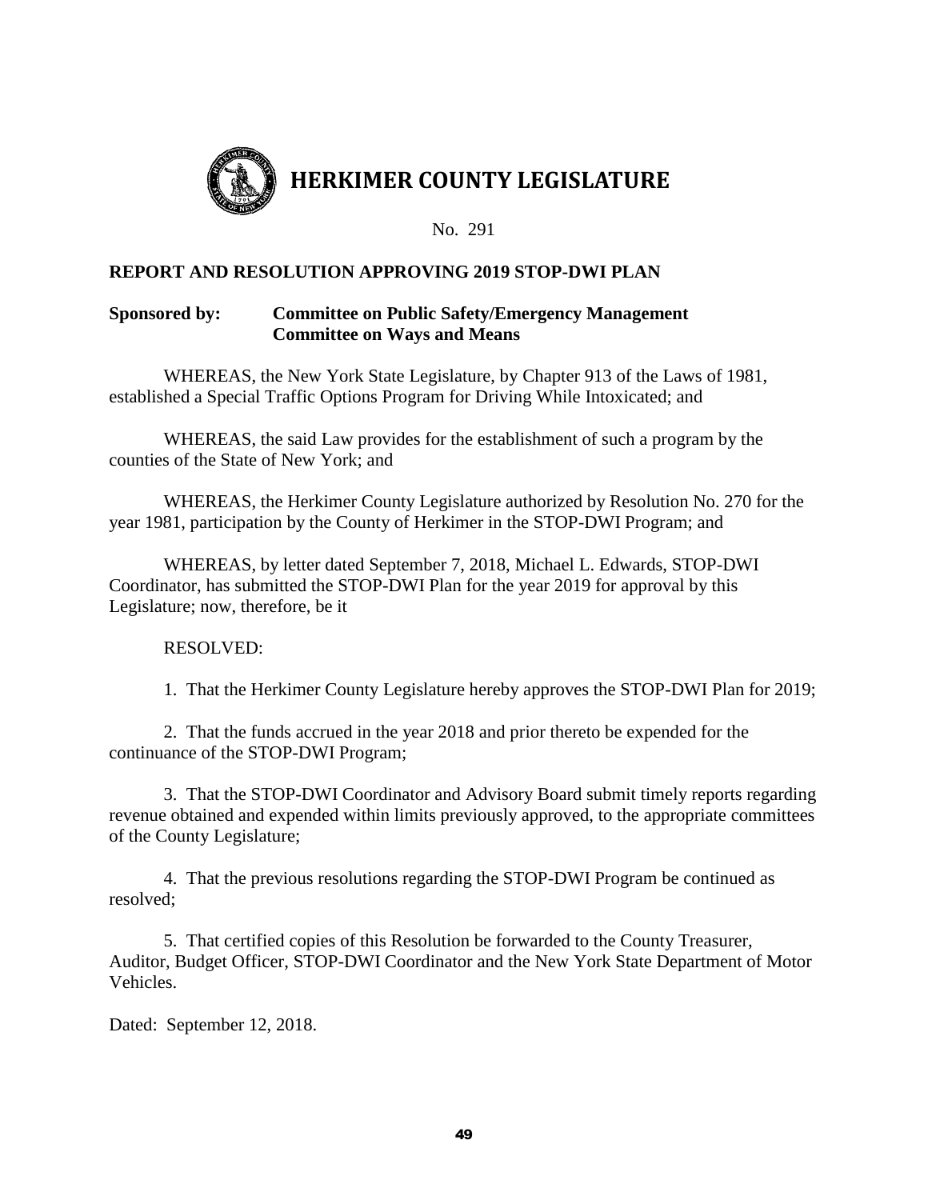# HERKIMER COUNTY LEGISLATURE

No. 291

**REPORT AND RESOLUTION APPROVING 2019 STOP-DWI PLAN**

**Sponsored by: Committee on Public Safety/Emergency Management**
**Committee on Ways and Means**

WHEREAS, the New York State Legislature, by Chapter 913 of the Laws of 1981, established a Special Traffic Options Program for Driving While Intoxicated; and

WHEREAS, the said Law provides for the establishment of such a program by the counties of the State of New York; and

WHEREAS, the Herkimer County Legislature authorized by Resolution No. 270 for the year 1981, participation by the County of Herkimer in the STOP-DWI Program; and

WHEREAS, by letter dated September 7, 2018, Michael L. Edwards, STOP-DWI Coordinator, has submitted the STOP-DWI Plan for the year 2019 for approval by this Legislature; now, therefore, be it

RESOLVED:

1. That the Herkimer County Legislature hereby approves the STOP-DWI Plan for 2019;

2. That the funds accrued in the year 2018 and prior thereto be expended for the continuance of the STOP-DWI Program;

3. That the STOP-DWI Coordinator and Advisory Board submit timely reports regarding revenue obtained and expended within limits previously approved, to the appropriate committees of the County Legislature;

4. That the previous resolutions regarding the STOP-DWI Program be continued as resolved;

5. That certified copies of this Resolution be forwarded to the County Treasurer, Auditor, Budget Officer, STOP-DWI Coordinator and the New York State Department of Motor Vehicles.

Dated: September 12, 2018.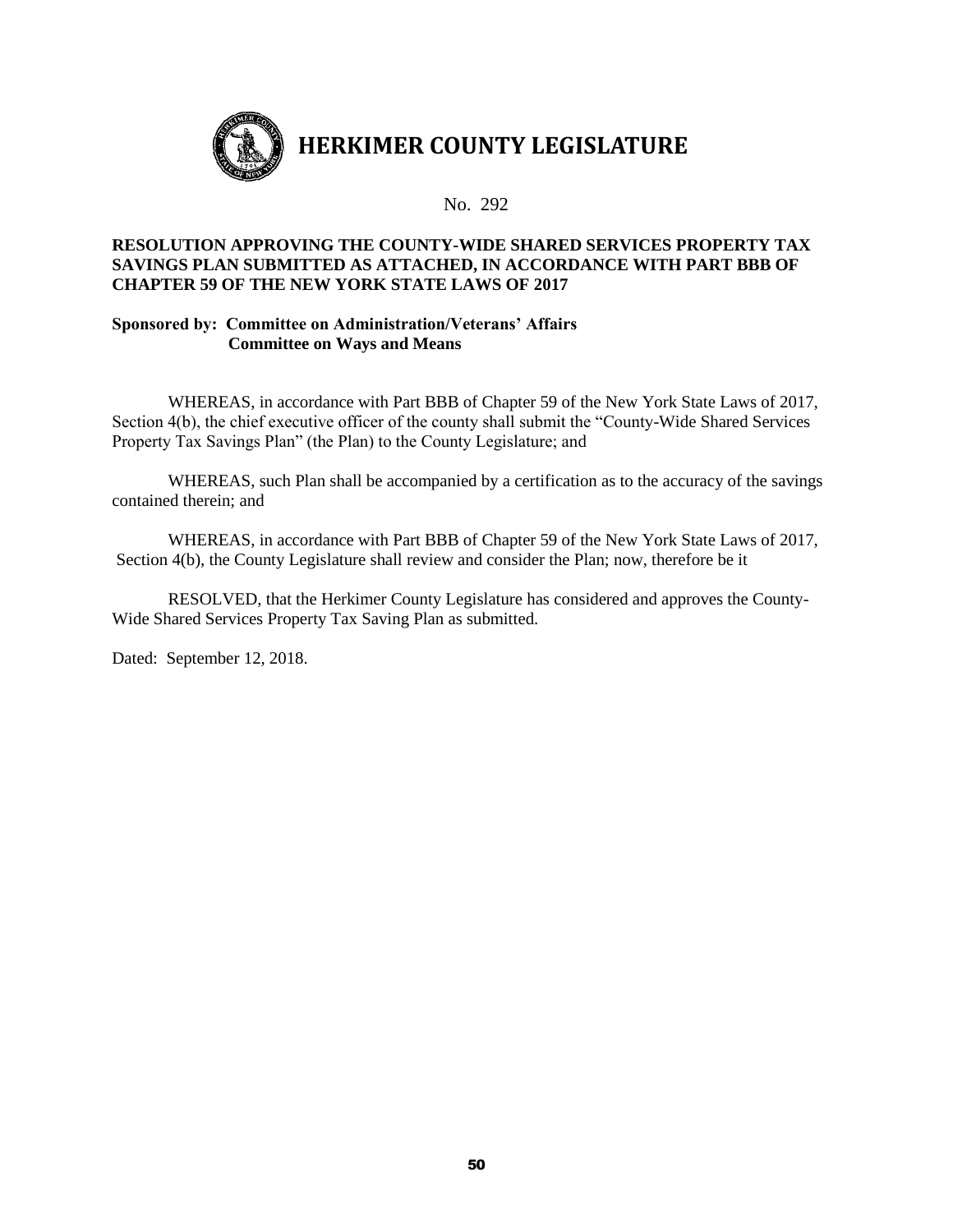# HERKIMER COUNTY LEGISLATURE

No. 292

**RESOLUTION APPROVING THE COUNTY-WIDE SHARED SERVICES PROPERTY TAX SAVINGS PLAN SUBMITTED AS ATTACHED, IN ACCORDANCE WITH PART BBB OF CHAPTER 59 OF THE NEW YORK STATE LAWS OF 2017**

**Sponsored by: Committee on Administration/Veterans' Affairs**
**Committee on Ways and Means**

WHEREAS, in accordance with Part BBB of Chapter 59 of the New York State Laws of 2017, Section 4(b), the chief executive officer of the county shall submit the "County-Wide Shared Services Property Tax Savings Plan" (the Plan) to the County Legislature; and

WHEREAS, such Plan shall be accompanied by a certification as to the accuracy of the savings contained therein; and

WHEREAS, in accordance with Part BBB of Chapter 59 of the New York State Laws of 2017, Section 4(b), the County Legislature shall review and consider the Plan; now, therefore be it

RESOLVED, that the Herkimer County Legislature has considered and approves the County-Wide Shared Services Property Tax Saving Plan as submitted.

Dated: September 12, 2018.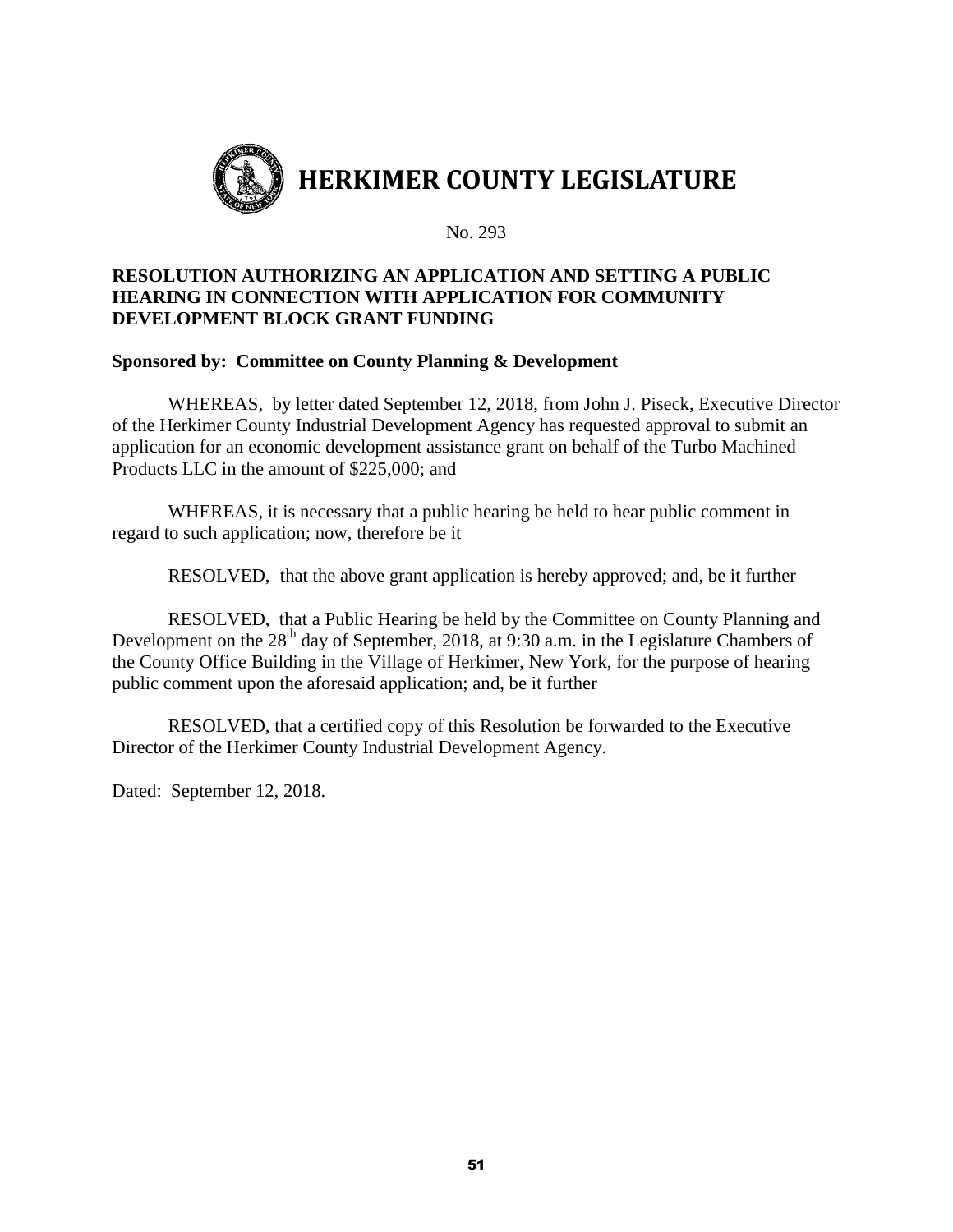# HERKIMER COUNTY LEGISLATURE

No. 293

**RESOLUTION AUTHORIZING AN APPLICATION AND SETTING A PUBLIC HEARING IN CONNECTION WITH APPLICATION FOR COMMUNITY DEVELOPMENT BLOCK GRANT FUNDING**

**Sponsored by: Committee on County Planning & Development**

WHEREAS, by letter dated September 12, 2018, from John J. Piseck, Executive Director of the Herkimer County Industrial Development Agency has requested approval to submit an application for an economic development assistance grant on behalf of the Turbo Machined Products LLC in the amount of $225,000; and

WHEREAS, it is necessary that a public hearing be held to hear public comment in regard to such application; now, therefore be it

RESOLVED, that the above grant application is hereby approved; and, be it further

RESOLVED, that a Public Hearing be held by the Committee on County Planning and Development on the 28th day of September, 2018, at 9:30 a.m. in the Legislature Chambers of the County Office Building in the Village of Herkimer, New York, for the purpose of hearing public comment upon the aforesaid application; and, be it further

RESOLVED, that a certified copy of this Resolution be forwarded to the Executive Director of the Herkimer County Industrial Development Agency.

Dated: September 12, 2018.